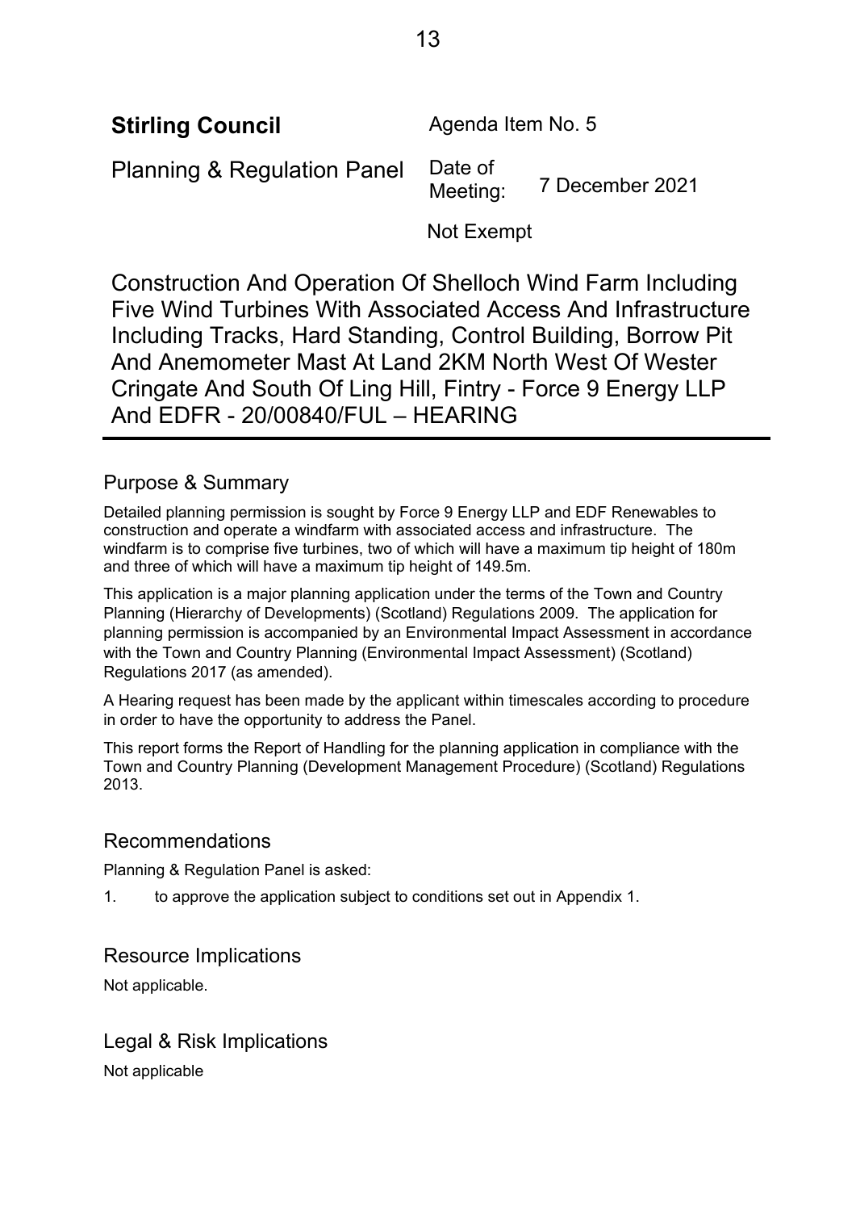| **Stirling Council** | Agenda Item No. 5 | |
|---|---|---|
| Planning & Regulation Panel | Date of Meeting: | 7 December 2021 |
| | Not Exempt | |

# Construction And Operation Of Shelloch Wind Farm Including Five Wind Turbines With Associated Access And Infrastructure Including Tracks, Hard Standing, Control Building, Borrow Pit And Anemometer Mast At Land 2KM North West Of Wester Cringate And South Of Ling Hill, Fintry - Force 9 Energy LLP And EDFR - 20/00840/FUL – HEARING

## Purpose & Summary

Detailed planning permission is sought by Force 9 Energy LLP and EDF Renewables to construction and operate a windfarm with associated access and infrastructure. The windfarm is to comprise five turbines, two of which will have a maximum tip height of 180m and three of which will have a maximum tip height of 149.5m.

This application is a major planning application under the terms of the Town and Country Planning (Hierarchy of Developments) (Scotland) Regulations 2009. The application for planning permission is accompanied by an Environmental Impact Assessment in accordance with the Town and Country Planning (Environmental Impact Assessment) (Scotland) Regulations 2017 (as amended).

A Hearing request has been made by the applicant within timescales according to procedure in order to have the opportunity to address the Panel.

This report forms the Report of Handling for the planning application in compliance with the Town and Country Planning (Development Management Procedure) (Scotland) Regulations 2013.

## Recommendations

Planning & Regulation Panel is asked:

1. to approve the application subject to conditions set out in Appendix 1.

## Resource Implications

Not applicable.

## Legal & Risk Implications

Not applicable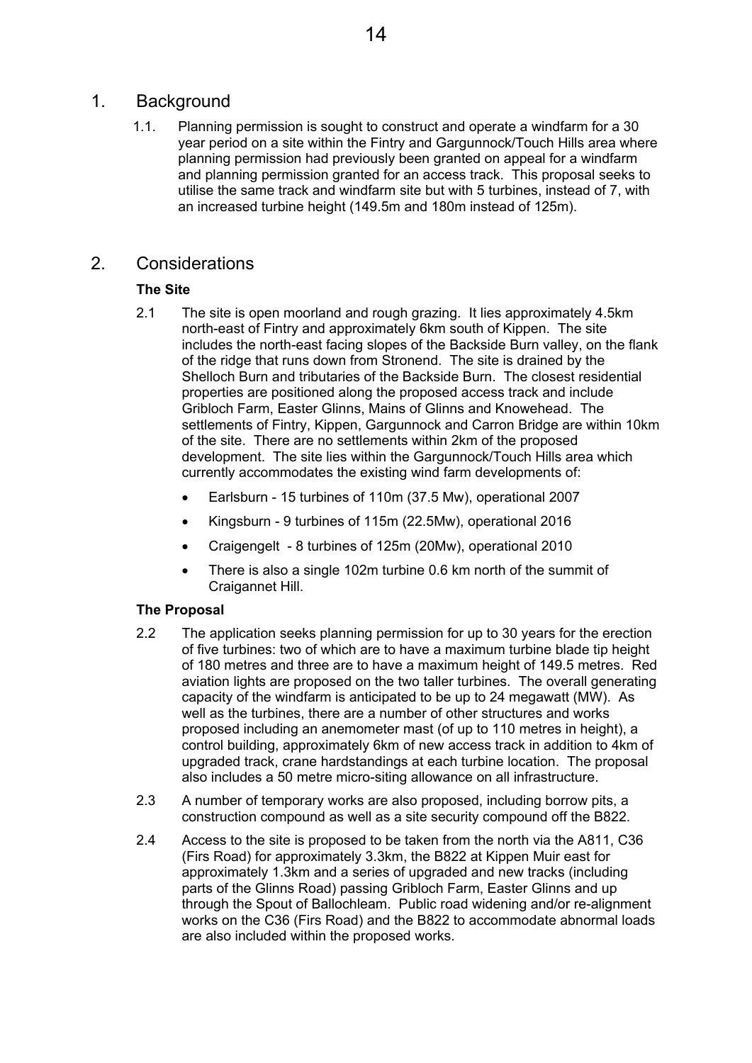## 1. Background

1.1. Planning permission is sought to construct and operate a windfarm for a 30 year period on a site within the Fintry and Gargunnock/Touch Hills area where planning permission had previously been granted on appeal for a windfarm and planning permission granted for an access track. This proposal seeks to utilise the same track and windfarm site but with 5 turbines, instead of 7, with an increased turbine height (149.5m and 180m instead of 125m).

## 2. Considerations

### The Site

2.1 The site is open moorland and rough grazing. It lies approximately 4.5km north-east of Fintry and approximately 6km south of Kippen. The site includes the north-east facing slopes of the Backside Burn valley, on the flank of the ridge that runs down from Stronend. The site is drained by the Shelloch Burn and tributaries of the Backside Burn. The closest residential properties are positioned along the proposed access track and include Gribloch Farm, Easter Glinns, Mains of Glinns and Knowehead. The settlements of Fintry, Kippen, Gargunnock and Carron Bridge are within 10km of the site. There are no settlements within 2km of the proposed development. The site lies within the Gargunnock/Touch Hills area which currently accommodates the existing wind farm developments of:

- Earlsburn - 15 turbines of 110m (37.5 Mw), operational 2007
- Kingsburn - 9 turbines of 115m (22.5Mw), operational 2016
- Craigengelt - 8 turbines of 125m (20Mw), operational 2010
- There is also a single 102m turbine 0.6 km north of the summit of Craigannet Hill.

### The Proposal

2.2 The application seeks planning permission for up to 30 years for the erection of five turbines: two of which are to have a maximum turbine blade tip height of 180 metres and three are to have a maximum height of 149.5 metres. Red aviation lights are proposed on the two taller turbines. The overall generating capacity of the windfarm is anticipated to be up to 24 megawatt (MW). As well as the turbines, there are a number of other structures and works proposed including an anemometer mast (of up to 110 metres in height), a control building, approximately 6km of new access track in addition to 4km of upgraded track, crane hardstandings at each turbine location. The proposal also includes a 50 metre micro-siting allowance on all infrastructure.

2.3 A number of temporary works are also proposed, including borrow pits, a construction compound as well as a site security compound off the B822.

2.4 Access to the site is proposed to be taken from the north via the A811, C36 (Firs Road) for approximately 3.3km, the B822 at Kippen Muir east for approximately 1.3km and a series of upgraded and new tracks (including parts of the Glinns Road) passing Gribloch Farm, Easter Glinns and up through the Spout of Ballochleam. Public road widening and/or re-alignment works on the C36 (Firs Road) and the B822 to accommodate abnormal loads are also included within the proposed works.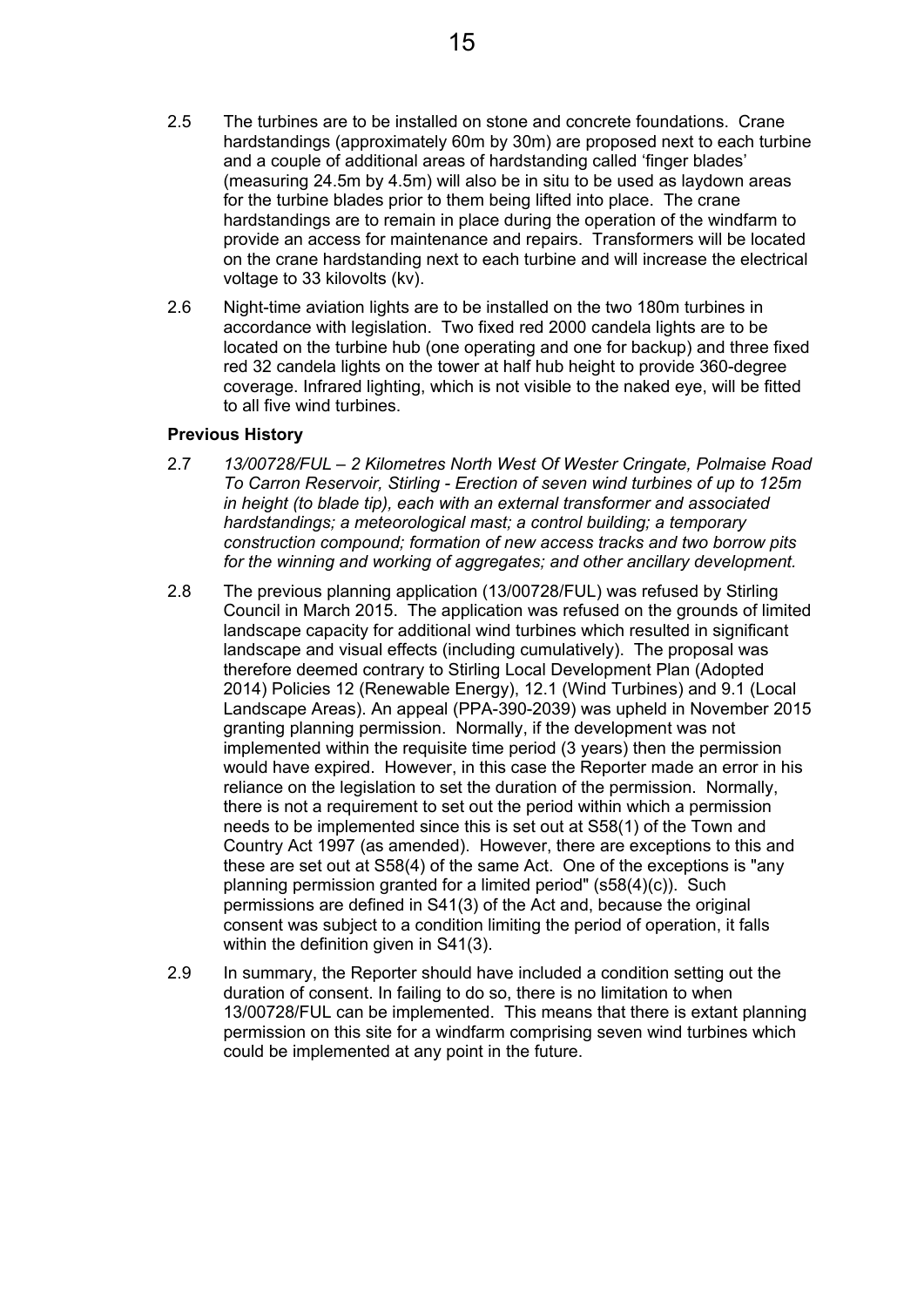2.5 The turbines are to be installed on stone and concrete foundations. Crane hardstandings (approximately 60m by 30m) are proposed next to each turbine and a couple of additional areas of hardstanding called 'finger blades' (measuring 24.5m by 4.5m) will also be in situ to be used as laydown areas for the turbine blades prior to them being lifted into place. The crane hardstandings are to remain in place during the operation of the windfarm to provide an access for maintenance and repairs. Transformers will be located on the crane hardstanding next to each turbine and will increase the electrical voltage to 33 kilovolts (kv).

2.6 Night-time aviation lights are to be installed on the two 180m turbines in accordance with legislation. Two fixed red 2000 candela lights are to be located on the turbine hub (one operating and one for backup) and three fixed red 32 candela lights on the tower at half hub height to provide 360-degree coverage. Infrared lighting, which is not visible to the naked eye, will be fitted to all five wind turbines.

**Previous History**

2.7 *13/00728/FUL – 2 Kilometres North West Of Wester Cringate, Polmaise Road To Carron Reservoir, Stirling - Erection of seven wind turbines of up to 125m in height (to blade tip), each with an external transformer and associated hardstandings; a meteorological mast; a control building; a temporary construction compound; formation of new access tracks and two borrow pits for the winning and working of aggregates; and other ancillary development.*

2.8 The previous planning application (13/00728/FUL) was refused by Stirling Council in March 2015. The application was refused on the grounds of limited landscape capacity for additional wind turbines which resulted in significant landscape and visual effects (including cumulatively). The proposal was therefore deemed contrary to Stirling Local Development Plan (Adopted 2014) Policies 12 (Renewable Energy), 12.1 (Wind Turbines) and 9.1 (Local Landscape Areas). An appeal (PPA-390-2039) was upheld in November 2015 granting planning permission. Normally, if the development was not implemented within the requisite time period (3 years) then the permission would have expired. However, in this case the Reporter made an error in his reliance on the legislation to set the duration of the permission. Normally, there is not a requirement to set out the period within which a permission needs to be implemented since this is set out at S58(1) of the Town and Country Act 1997 (as amended). However, there are exceptions to this and these are set out at S58(4) of the same Act. One of the exceptions is "any planning permission granted for a limited period" (s58(4)(c)). Such permissions are defined in S41(3) of the Act and, because the original consent was subject to a condition limiting the period of operation, it falls within the definition given in S41(3).

2.9 In summary, the Reporter should have included a condition setting out the duration of consent. In failing to do so, there is no limitation to when 13/00728/FUL can be implemented. This means that there is extant planning permission on this site for a windfarm comprising seven wind turbines which could be implemented at any point in the future.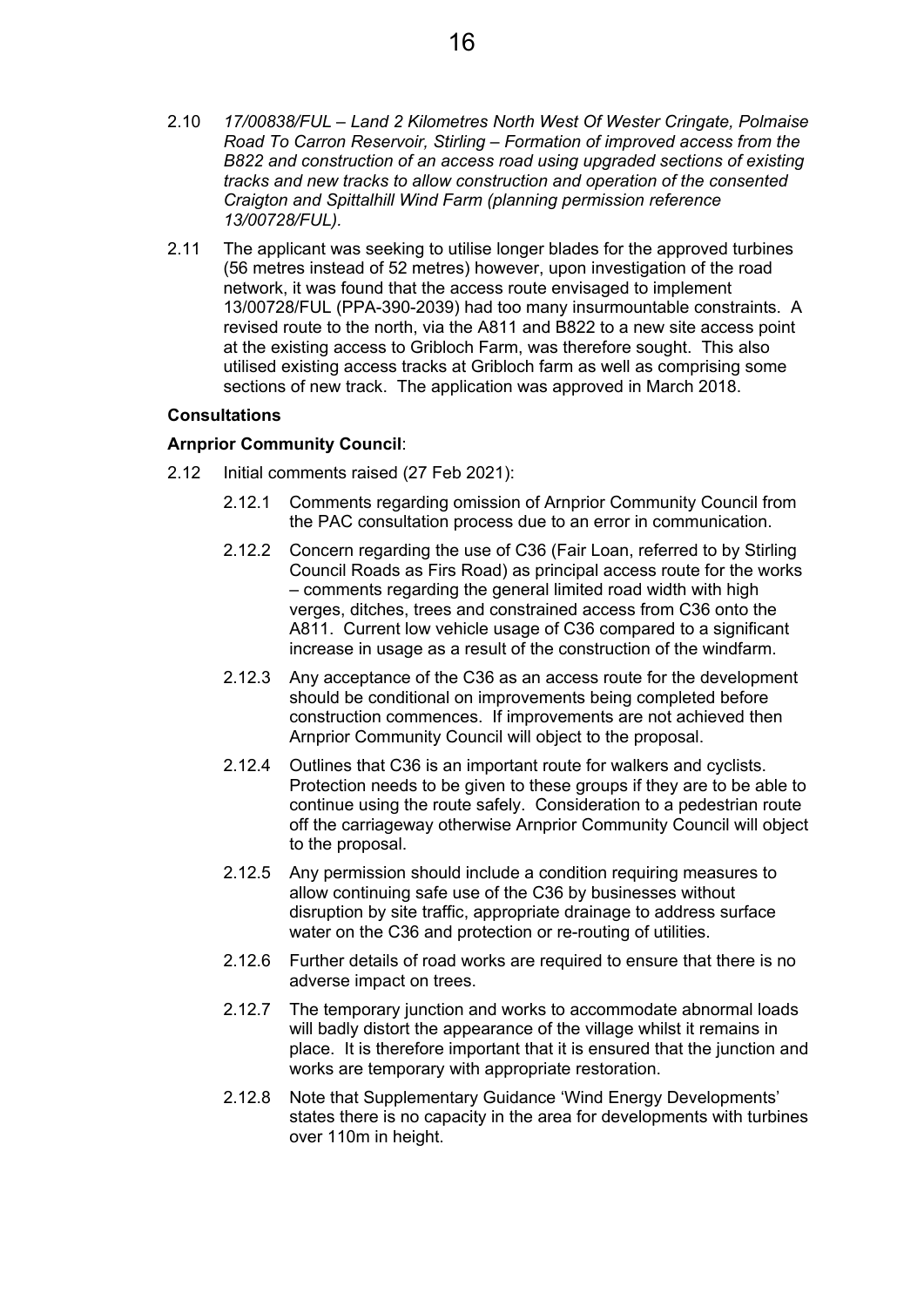2.10 *17/00838/FUL – Land 2 Kilometres North West Of Wester Cringate, Polmaise Road To Carron Reservoir, Stirling – Formation of improved access from the B822 and construction of an access road using upgraded sections of existing tracks and new tracks to allow construction and operation of the consented Craigton and Spittalhill Wind Farm (planning permission reference 13/00728/FUL).*

2.11 The applicant was seeking to utilise longer blades for the approved turbines (56 metres instead of 52 metres) however, upon investigation of the road network, it was found that the access route envisaged to implement 13/00728/FUL (PPA-390-2039) had too many insurmountable constraints. A revised route to the north, via the A811 and B822 to a new site access point at the existing access to Gribloch Farm, was therefore sought. This also utilised existing access tracks at Gribloch farm as well as comprising some sections of new track. The application was approved in March 2018.

**Consultations**

**Arnprior Community Council**:

2.12 Initial comments raised (27 Feb 2021):

2.12.1 Comments regarding omission of Arnprior Community Council from the PAC consultation process due to an error in communication.

2.12.2 Concern regarding the use of C36 (Fair Loan, referred to by Stirling Council Roads as Firs Road) as principal access route for the works – comments regarding the general limited road width with high verges, ditches, trees and constrained access from C36 onto the A811. Current low vehicle usage of C36 compared to a significant increase in usage as a result of the construction of the windfarm.

2.12.3 Any acceptance of the C36 as an access route for the development should be conditional on improvements being completed before construction commences. If improvements are not achieved then Arnprior Community Council will object to the proposal.

2.12.4 Outlines that C36 is an important route for walkers and cyclists. Protection needs to be given to these groups if they are to be able to continue using the route safely. Consideration to a pedestrian route off the carriageway otherwise Arnprior Community Council will object to the proposal.

2.12.5 Any permission should include a condition requiring measures to allow continuing safe use of the C36 by businesses without disruption by site traffic, appropriate drainage to address surface water on the C36 and protection or re-routing of utilities.

2.12.6 Further details of road works are required to ensure that there is no adverse impact on trees.

2.12.7 The temporary junction and works to accommodate abnormal loads will badly distort the appearance of the village whilst it remains in place. It is therefore important that it is ensured that the junction and works are temporary with appropriate restoration.

2.12.8 Note that Supplementary Guidance 'Wind Energy Developments' states there is no capacity in the area for developments with turbines over 110m in height.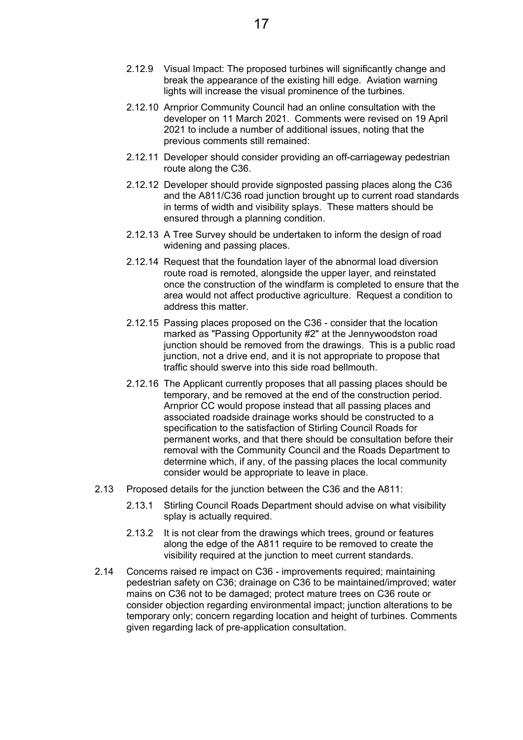2.12.9 Visual Impact: The proposed turbines will significantly change and break the appearance of the existing hill edge. Aviation warning lights will increase the visual prominence of the turbines.

2.12.10 Arnprior Community Council had an online consultation with the developer on 11 March 2021. Comments were revised on 19 April 2021 to include a number of additional issues, noting that the previous comments still remained:

2.12.11 Developer should consider providing an off-carriageway pedestrian route along the C36.

2.12.12 Developer should provide signposted passing places along the C36 and the A811/C36 road junction brought up to current road standards in terms of width and visibility splays. These matters should be ensured through a planning condition.

2.12.13 A Tree Survey should be undertaken to inform the design of road widening and passing places.

2.12.14 Request that the foundation layer of the abnormal load diversion route road is remoted, alongside the upper layer, and reinstated once the construction of the windfarm is completed to ensure that the area would not affect productive agriculture. Request a condition to address this matter.

2.12.15 Passing places proposed on the C36 - consider that the location marked as "Passing Opportunity #2" at the Jennywoodston road junction should be removed from the drawings. This is a public road junction, not a drive end, and it is not appropriate to propose that traffic should swerve into this side road bellmouth.

2.12.16 The Applicant currently proposes that all passing places should be temporary, and be removed at the end of the construction period. Arnprior CC would propose instead that all passing places and associated roadside drainage works should be constructed to a specification to the satisfaction of Stirling Council Roads for permanent works, and that there should be consultation before their removal with the Community Council and the Roads Department to determine which, if any, of the passing places the local community consider would be appropriate to leave in place.

2.13 Proposed details for the junction between the C36 and the A811:

2.13.1 Stirling Council Roads Department should advise on what visibility splay is actually required.

2.13.2 It is not clear from the drawings which trees, ground or features along the edge of the A811 require to be removed to create the visibility required at the junction to meet current standards.

2.14 Concerns raised re impact on C36 - improvements required; maintaining pedestrian safety on C36; drainage on C36 to be maintained/improved; water mains on C36 not to be damaged; protect mature trees on C36 route or consider objection regarding environmental impact; junction alterations to be temporary only; concern regarding location and height of turbines. Comments given regarding lack of pre-application consultation.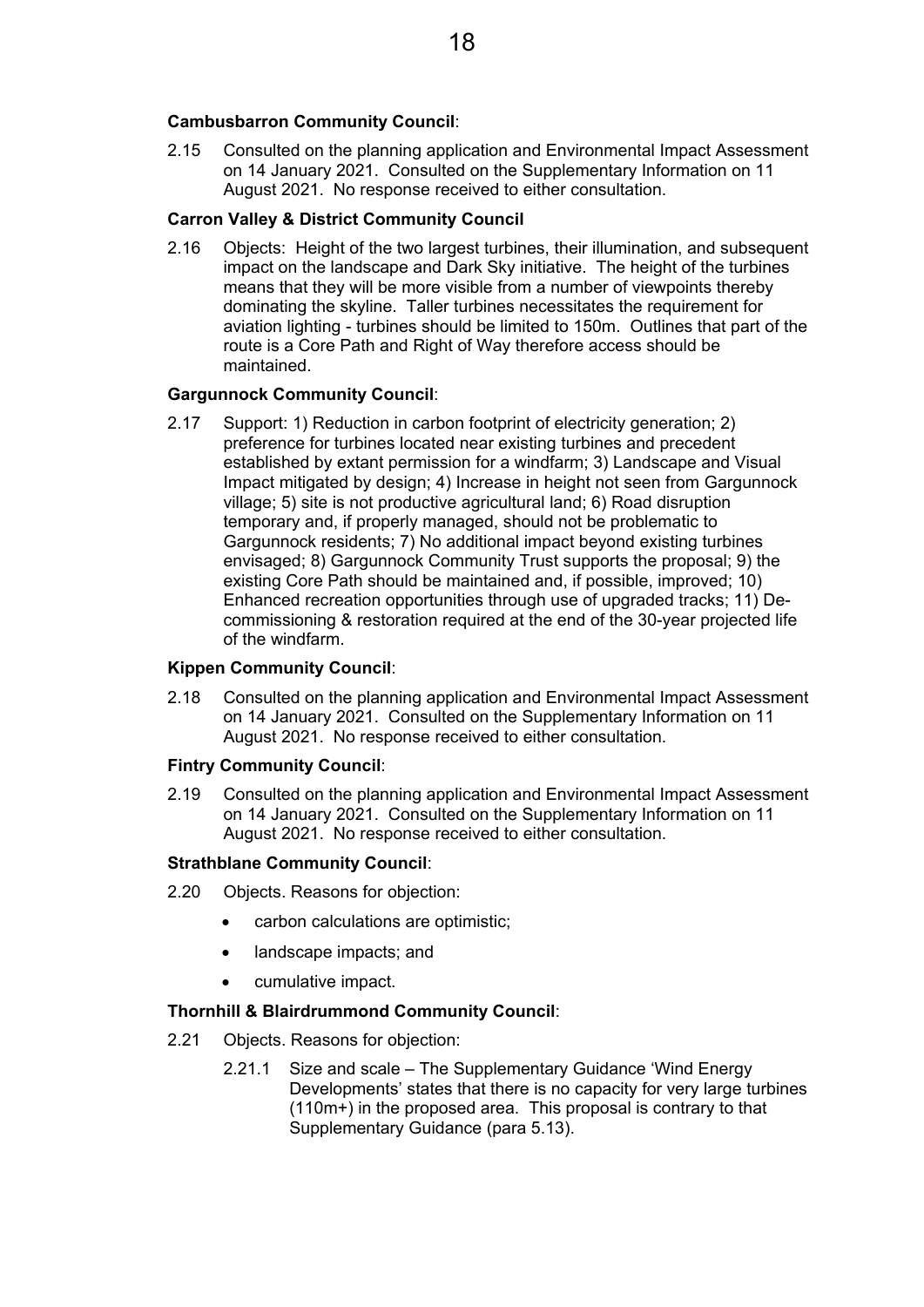**Cambusbarron Community Council**:

2.15 Consulted on the planning application and Environmental Impact Assessment on 14 January 2021. Consulted on the Supplementary Information on 11 August 2021. No response received to either consultation.

**Carron Valley & District Community Council**

2.16 Objects: Height of the two largest turbines, their illumination, and subsequent impact on the landscape and Dark Sky initiative. The height of the turbines means that they will be more visible from a number of viewpoints thereby dominating the skyline. Taller turbines necessitates the requirement for aviation lighting - turbines should be limited to 150m. Outlines that part of the route is a Core Path and Right of Way therefore access should be maintained.

**Gargunnock Community Council**:

2.17 Support: 1) Reduction in carbon footprint of electricity generation; 2) preference for turbines located near existing turbines and precedent established by extant permission for a windfarm; 3) Landscape and Visual Impact mitigated by design; 4) Increase in height not seen from Gargunnock village; 5) site is not productive agricultural land; 6) Road disruption temporary and, if properly managed, should not be problematic to Gargunnock residents; 7) No additional impact beyond existing turbines envisaged; 8) Gargunnock Community Trust supports the proposal; 9) the existing Core Path should be maintained and, if possible, improved; 10) Enhanced recreation opportunities through use of upgraded tracks; 11) De-commissioning & restoration required at the end of the 30-year projected life of the windfarm.

**Kippen Community Council**:

2.18 Consulted on the planning application and Environmental Impact Assessment on 14 January 2021. Consulted on the Supplementary Information on 11 August 2021. No response received to either consultation.

**Fintry Community Council**:

2.19 Consulted on the planning application and Environmental Impact Assessment on 14 January 2021. Consulted on the Supplementary Information on 11 August 2021. No response received to either consultation.

**Strathblane Community Council**:

2.20 Objects. Reasons for objection:

- carbon calculations are optimistic;
- landscape impacts; and
- cumulative impact.

**Thornhill & Blairdrummond Community Council**:

2.21 Objects. Reasons for objection:

2.21.1 Size and scale – The Supplementary Guidance 'Wind Energy Developments' states that there is no capacity for very large turbines (110m+) in the proposed area. This proposal is contrary to that Supplementary Guidance (para 5.13).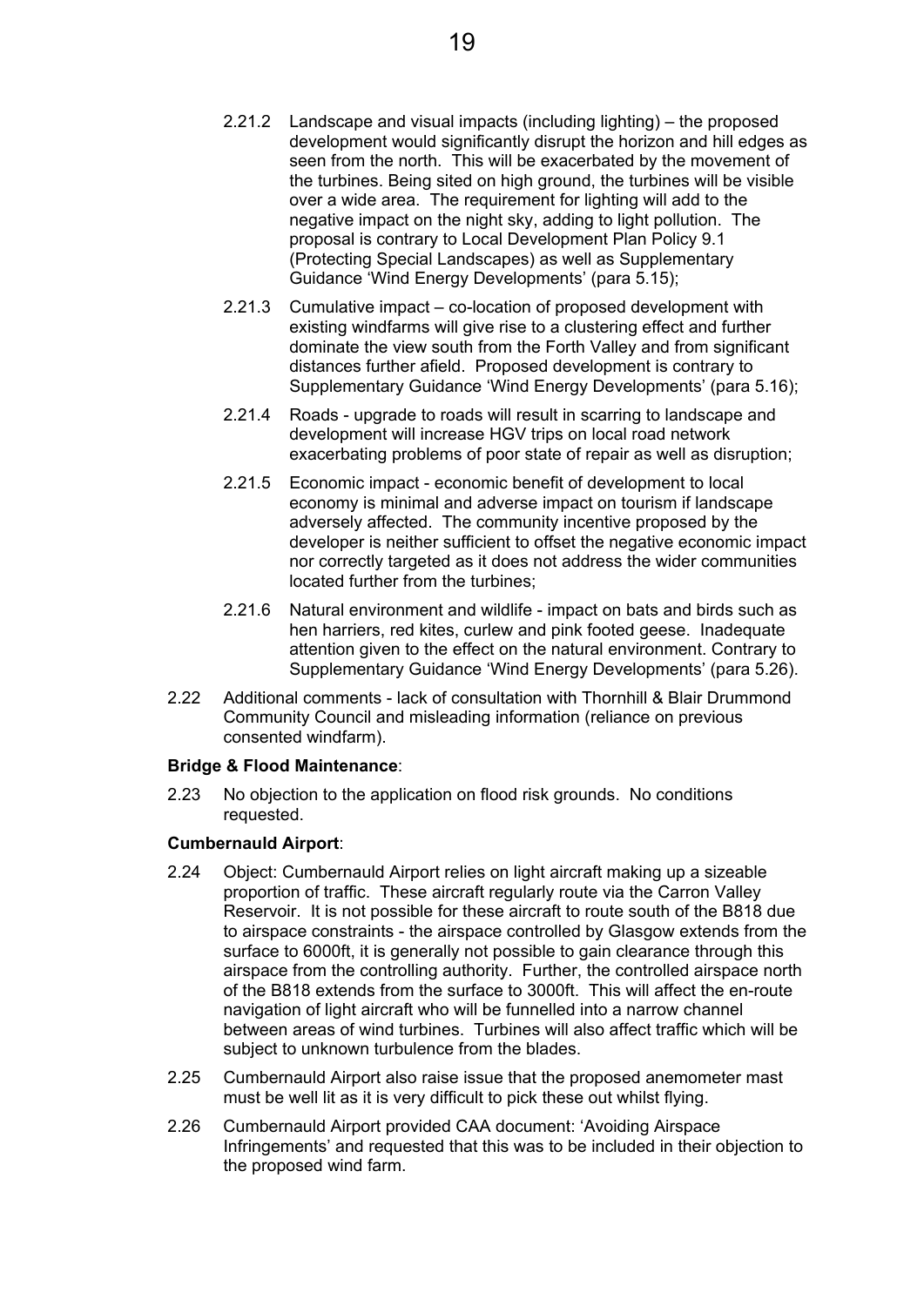2.21.2 Landscape and visual impacts (including lighting) – the proposed development would significantly disrupt the horizon and hill edges as seen from the north. This will be exacerbated by the movement of the turbines. Being sited on high ground, the turbines will be visible over a wide area. The requirement for lighting will add to the negative impact on the night sky, adding to light pollution. The proposal is contrary to Local Development Plan Policy 9.1 (Protecting Special Landscapes) as well as Supplementary Guidance 'Wind Energy Developments' (para 5.15);

2.21.3 Cumulative impact – co-location of proposed development with existing windfarms will give rise to a clustering effect and further dominate the view south from the Forth Valley and from significant distances further afield. Proposed development is contrary to Supplementary Guidance 'Wind Energy Developments' (para 5.16);

2.21.4 Roads - upgrade to roads will result in scarring to landscape and development will increase HGV trips on local road network exacerbating problems of poor state of repair as well as disruption;

2.21.5 Economic impact - economic benefit of development to local economy is minimal and adverse impact on tourism if landscape adversely affected. The community incentive proposed by the developer is neither sufficient to offset the negative economic impact nor correctly targeted as it does not address the wider communities located further from the turbines;

2.21.6 Natural environment and wildlife - impact on bats and birds such as hen harriers, red kites, curlew and pink footed geese. Inadequate attention given to the effect on the natural environment. Contrary to Supplementary Guidance 'Wind Energy Developments' (para 5.26).

2.22 Additional comments - lack of consultation with Thornhill & Blair Drummond Community Council and misleading information (reliance on previous consented windfarm).

**Bridge & Flood Maintenance**:

2.23 No objection to the application on flood risk grounds. No conditions requested.

**Cumbernauld Airport**:

2.24 Object: Cumbernauld Airport relies on light aircraft making up a sizeable proportion of traffic. These aircraft regularly route via the Carron Valley Reservoir. It is not possible for these aircraft to route south of the B818 due to airspace constraints - the airspace controlled by Glasgow extends from the surface to 6000ft, it is generally not possible to gain clearance through this airspace from the controlling authority. Further, the controlled airspace north of the B818 extends from the surface to 3000ft. This will affect the en-route navigation of light aircraft who will be funnelled into a narrow channel between areas of wind turbines. Turbines will also affect traffic which will be subject to unknown turbulence from the blades.

2.25 Cumbernauld Airport also raise issue that the proposed anemometer mast must be well lit as it is very difficult to pick these out whilst flying.

2.26 Cumbernauld Airport provided CAA document: 'Avoiding Airspace Infringements' and requested that this was to be included in their objection to the proposed wind farm.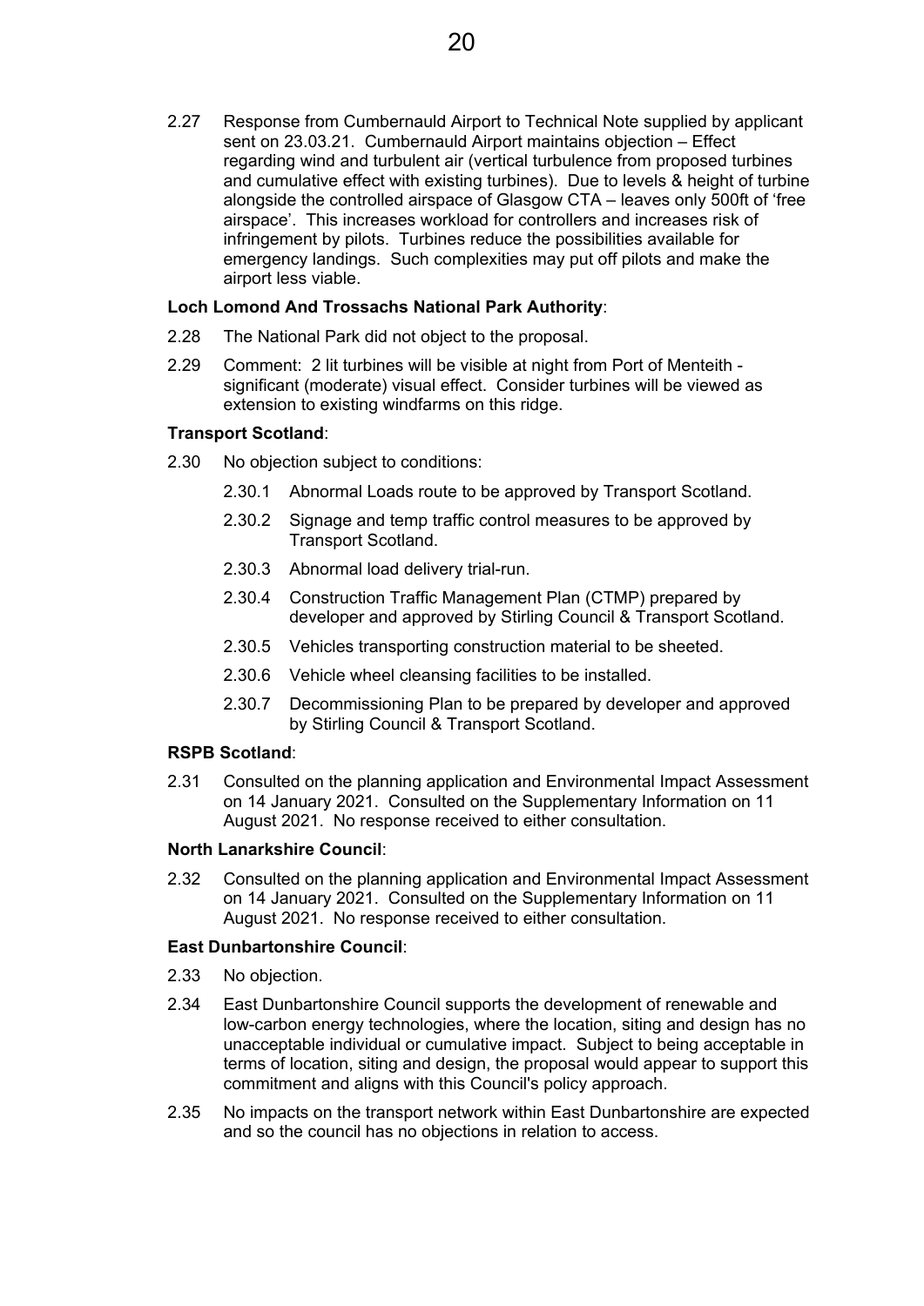2.27 Response from Cumbernauld Airport to Technical Note supplied by applicant sent on 23.03.21. Cumbernauld Airport maintains objection – Effect regarding wind and turbulent air (vertical turbulence from proposed turbines and cumulative effect with existing turbines). Due to levels & height of turbine alongside the controlled airspace of Glasgow CTA – leaves only 500ft of 'free airspace'. This increases workload for controllers and increases risk of infringement by pilots. Turbines reduce the possibilities available for emergency landings. Such complexities may put off pilots and make the airport less viable.

**Loch Lomond And Trossachs National Park Authority**:

2.28 The National Park did not object to the proposal.

2.29 Comment: 2 lit turbines will be visible at night from Port of Menteith - significant (moderate) visual effect. Consider turbines will be viewed as extension to existing windfarms on this ridge.

**Transport Scotland**:

2.30 No objection subject to conditions:

- 2.30.1 Abnormal Loads route to be approved by Transport Scotland.
- 2.30.2 Signage and temp traffic control measures to be approved by Transport Scotland.
- 2.30.3 Abnormal load delivery trial-run.
- 2.30.4 Construction Traffic Management Plan (CTMP) prepared by developer and approved by Stirling Council & Transport Scotland.
- 2.30.5 Vehicles transporting construction material to be sheeted.
- 2.30.6 Vehicle wheel cleansing facilities to be installed.
- 2.30.7 Decommissioning Plan to be prepared by developer and approved by Stirling Council & Transport Scotland.

**RSPB Scotland**:

2.31 Consulted on the planning application and Environmental Impact Assessment on 14 January 2021. Consulted on the Supplementary Information on 11 August 2021. No response received to either consultation.

**North Lanarkshire Council**:

2.32 Consulted on the planning application and Environmental Impact Assessment on 14 January 2021. Consulted on the Supplementary Information on 11 August 2021. No response received to either consultation.

**East Dunbartonshire Council**:

2.33 No objection.

2.34 East Dunbartonshire Council supports the development of renewable and low-carbon energy technologies, where the location, siting and design has no unacceptable individual or cumulative impact. Subject to being acceptable in terms of location, siting and design, the proposal would appear to support this commitment and aligns with this Council's policy approach.

2.35 No impacts on the transport network within East Dunbartonshire are expected and so the council has no objections in relation to access.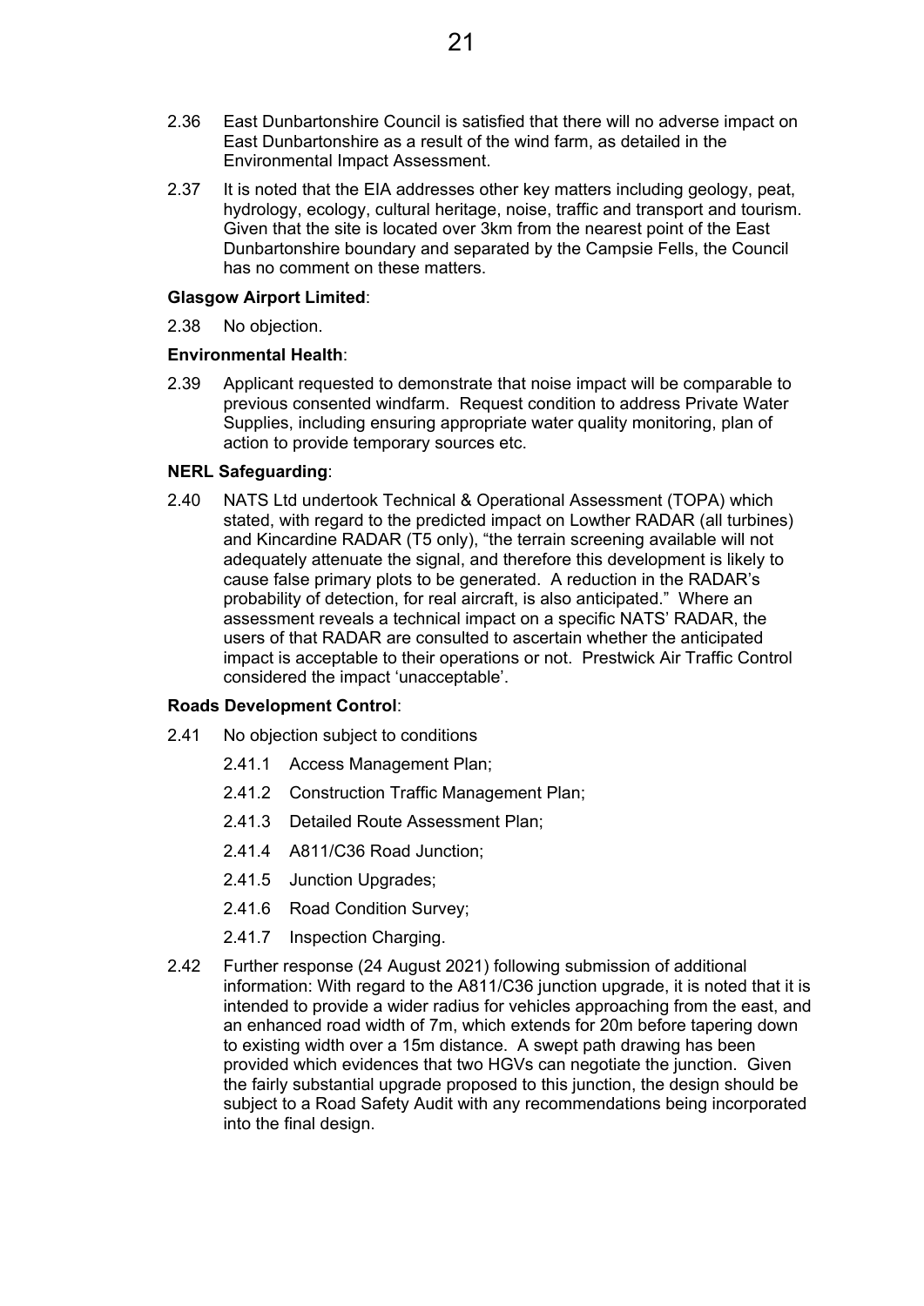2.36 East Dunbartonshire Council is satisfied that there will no adverse impact on East Dunbartonshire as a result of the wind farm, as detailed in the Environmental Impact Assessment.

2.37 It is noted that the EIA addresses other key matters including geology, peat, hydrology, ecology, cultural heritage, noise, traffic and transport and tourism. Given that the site is located over 3km from the nearest point of the East Dunbartonshire boundary and separated by the Campsie Fells, the Council has no comment on these matters.

**Glasgow Airport Limited**:

2.38 No objection.

**Environmental Health**:

2.39 Applicant requested to demonstrate that noise impact will be comparable to previous consented windfarm. Request condition to address Private Water Supplies, including ensuring appropriate water quality monitoring, plan of action to provide temporary sources etc.

**NERL Safeguarding**:

2.40 NATS Ltd undertook Technical & Operational Assessment (TOPA) which stated, with regard to the predicted impact on Lowther RADAR (all turbines) and Kincardine RADAR (T5 only), "the terrain screening available will not adequately attenuate the signal, and therefore this development is likely to cause false primary plots to be generated. A reduction in the RADAR's probability of detection, for real aircraft, is also anticipated." Where an assessment reveals a technical impact on a specific NATS' RADAR, the users of that RADAR are consulted to ascertain whether the anticipated impact is acceptable to their operations or not. Prestwick Air Traffic Control considered the impact 'unacceptable'.

**Roads Development Control**:

2.41 No objection subject to conditions

- 2.41.1 Access Management Plan;
- 2.41.2 Construction Traffic Management Plan;
- 2.41.3 Detailed Route Assessment Plan;
- 2.41.4 A811/C36 Road Junction;
- 2.41.5 Junction Upgrades;
- 2.41.6 Road Condition Survey;
- 2.41.7 Inspection Charging.

2.42 Further response (24 August 2021) following submission of additional information: With regard to the A811/C36 junction upgrade, it is noted that it is intended to provide a wider radius for vehicles approaching from the east, and an enhanced road width of 7m, which extends for 20m before tapering down to existing width over a 15m distance. A swept path drawing has been provided which evidences that two HGVs can negotiate the junction. Given the fairly substantial upgrade proposed to this junction, the design should be subject to a Road Safety Audit with any recommendations being incorporated into the final design.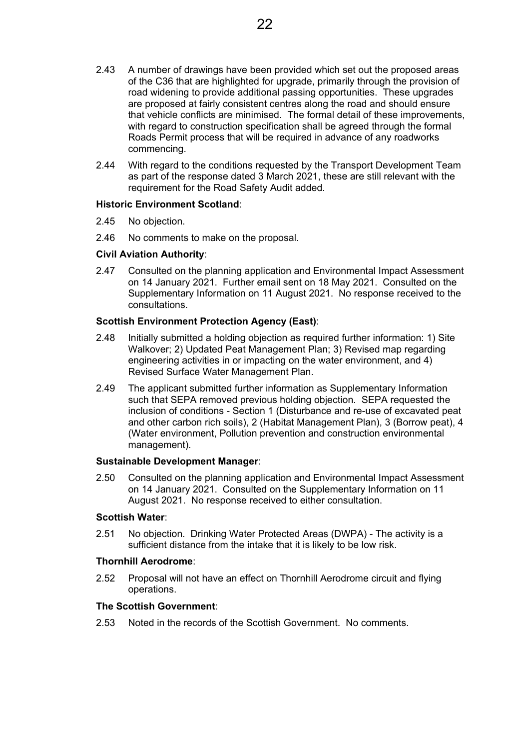2.43 A number of drawings have been provided which set out the proposed areas of the C36 that are highlighted for upgrade, primarily through the provision of road widening to provide additional passing opportunities. These upgrades are proposed at fairly consistent centres along the road and should ensure that vehicle conflicts are minimised. The formal detail of these improvements, with regard to construction specification shall be agreed through the formal Roads Permit process that will be required in advance of any roadworks commencing.

2.44 With regard to the conditions requested by the Transport Development Team as part of the response dated 3 March 2021, these are still relevant with the requirement for the Road Safety Audit added.

**Historic Environment Scotland**:

2.45 No objection.

2.46 No comments to make on the proposal.

**Civil Aviation Authority**:

2.47 Consulted on the planning application and Environmental Impact Assessment on 14 January 2021. Further email sent on 18 May 2021. Consulted on the Supplementary Information on 11 August 2021. No response received to the consultations.

**Scottish Environment Protection Agency (East)**:

2.48 Initially submitted a holding objection as required further information: 1) Site Walkover; 2) Updated Peat Management Plan; 3) Revised map regarding engineering activities in or impacting on the water environment, and 4) Revised Surface Water Management Plan.

2.49 The applicant submitted further information as Supplementary Information such that SEPA removed previous holding objection. SEPA requested the inclusion of conditions - Section 1 (Disturbance and re-use of excavated peat and other carbon rich soils), 2 (Habitat Management Plan), 3 (Borrow peat), 4 (Water environment, Pollution prevention and construction environmental management).

**Sustainable Development Manager**:

2.50 Consulted on the planning application and Environmental Impact Assessment on 14 January 2021. Consulted on the Supplementary Information on 11 August 2021. No response received to either consultation.

**Scottish Water**:

2.51 No objection. Drinking Water Protected Areas (DWPA) - The activity is a sufficient distance from the intake that it is likely to be low risk.

**Thornhill Aerodrome**:

2.52 Proposal will not have an effect on Thornhill Aerodrome circuit and flying operations.

**The Scottish Government**:

2.53 Noted in the records of the Scottish Government. No comments.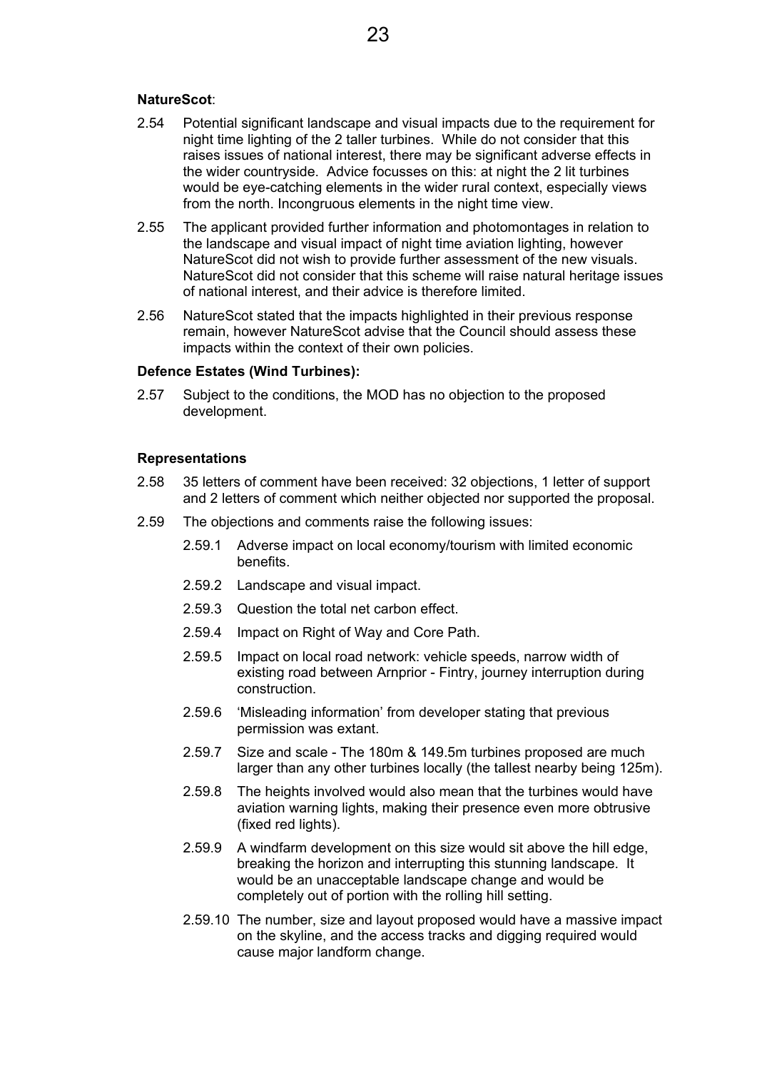**NatureScot**:

2.54 Potential significant landscape and visual impacts due to the requirement for night time lighting of the 2 taller turbines. While do not consider that this raises issues of national interest, there may be significant adverse effects in the wider countryside. Advice focusses on this: at night the 2 lit turbines would be eye-catching elements in the wider rural context, especially views from the north. Incongruous elements in the night time view.

2.55 The applicant provided further information and photomontages in relation to the landscape and visual impact of night time aviation lighting, however NatureScot did not wish to provide further assessment of the new visuals. NatureScot did not consider that this scheme will raise natural heritage issues of national interest, and their advice is therefore limited.

2.56 NatureScot stated that the impacts highlighted in their previous response remain, however NatureScot advise that the Council should assess these impacts within the context of their own policies.

**Defence Estates (Wind Turbines):**

2.57 Subject to the conditions, the MOD has no objection to the proposed development.

**Representations**

2.58 35 letters of comment have been received: 32 objections, 1 letter of support and 2 letters of comment which neither objected nor supported the proposal.

2.59 The objections and comments raise the following issues:

2.59.1 Adverse impact on local economy/tourism with limited economic benefits.

2.59.2 Landscape and visual impact.

2.59.3 Question the total net carbon effect.

2.59.4 Impact on Right of Way and Core Path.

2.59.5 Impact on local road network: vehicle speeds, narrow width of existing road between Arnprior - Fintry, journey interruption during construction.

2.59.6 'Misleading information' from developer stating that previous permission was extant.

2.59.7 Size and scale - The 180m & 149.5m turbines proposed are much larger than any other turbines locally (the tallest nearby being 125m).

2.59.8 The heights involved would also mean that the turbines would have aviation warning lights, making their presence even more obtrusive (fixed red lights).

2.59.9 A windfarm development on this size would sit above the hill edge, breaking the horizon and interrupting this stunning landscape. It would be an unacceptable landscape change and would be completely out of portion with the rolling hill setting.

2.59.10 The number, size and layout proposed would have a massive impact on the skyline, and the access tracks and digging required would cause major landform change.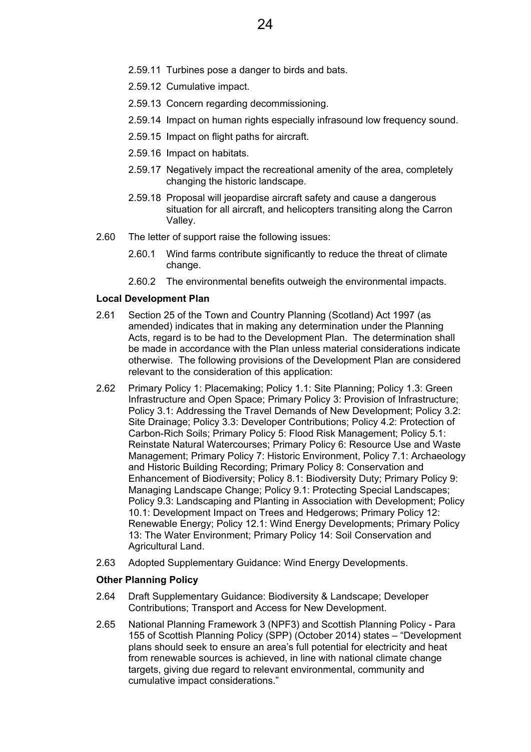- 2.59.11 Turbines pose a danger to birds and bats.
- 2.59.12 Cumulative impact.
- 2.59.13 Concern regarding decommissioning.
- 2.59.14 Impact on human rights especially infrasound low frequency sound.
- 2.59.15 Impact on flight paths for aircraft.
- 2.59.16 Impact on habitats.
- 2.59.17 Negatively impact the recreational amenity of the area, completely changing the historic landscape.
- 2.59.18 Proposal will jeopardise aircraft safety and cause a dangerous situation for all aircraft, and helicopters transiting along the Carron Valley.

2.60 The letter of support raise the following issues:

- 2.60.1 Wind farms contribute significantly to reduce the threat of climate change.
- 2.60.2 The environmental benefits outweigh the environmental impacts.

**Local Development Plan**

2.61 Section 25 of the Town and Country Planning (Scotland) Act 1997 (as amended) indicates that in making any determination under the Planning Acts, regard is to be had to the Development Plan. The determination shall be made in accordance with the Plan unless material considerations indicate otherwise. The following provisions of the Development Plan are considered relevant to the consideration of this application:

2.62 Primary Policy 1: Placemaking; Policy 1.1: Site Planning; Policy 1.3: Green Infrastructure and Open Space; Primary Policy 3: Provision of Infrastructure; Policy 3.1: Addressing the Travel Demands of New Development; Policy 3.2: Site Drainage; Policy 3.3: Developer Contributions; Policy 4.2: Protection of Carbon-Rich Soils; Primary Policy 5: Flood Risk Management; Policy 5.1: Reinstate Natural Watercourses; Primary Policy 6: Resource Use and Waste Management; Primary Policy 7: Historic Environment, Policy 7.1: Archaeology and Historic Building Recording; Primary Policy 8: Conservation and Enhancement of Biodiversity; Policy 8.1: Biodiversity Duty; Primary Policy 9: Managing Landscape Change; Policy 9.1: Protecting Special Landscapes; Policy 9.3: Landscaping and Planting in Association with Development; Policy 10.1: Development Impact on Trees and Hedgerows; Primary Policy 12: Renewable Energy; Policy 12.1: Wind Energy Developments; Primary Policy 13: The Water Environment; Primary Policy 14: Soil Conservation and Agricultural Land.

2.63 Adopted Supplementary Guidance: Wind Energy Developments.

**Other Planning Policy**

2.64 Draft Supplementary Guidance: Biodiversity & Landscape; Developer Contributions; Transport and Access for New Development.

2.65 National Planning Framework 3 (NPF3) and Scottish Planning Policy - Para 155 of Scottish Planning Policy (SPP) (October 2014) states – "Development plans should seek to ensure an area's full potential for electricity and heat from renewable sources is achieved, in line with national climate change targets, giving due regard to relevant environmental, community and cumulative impact considerations."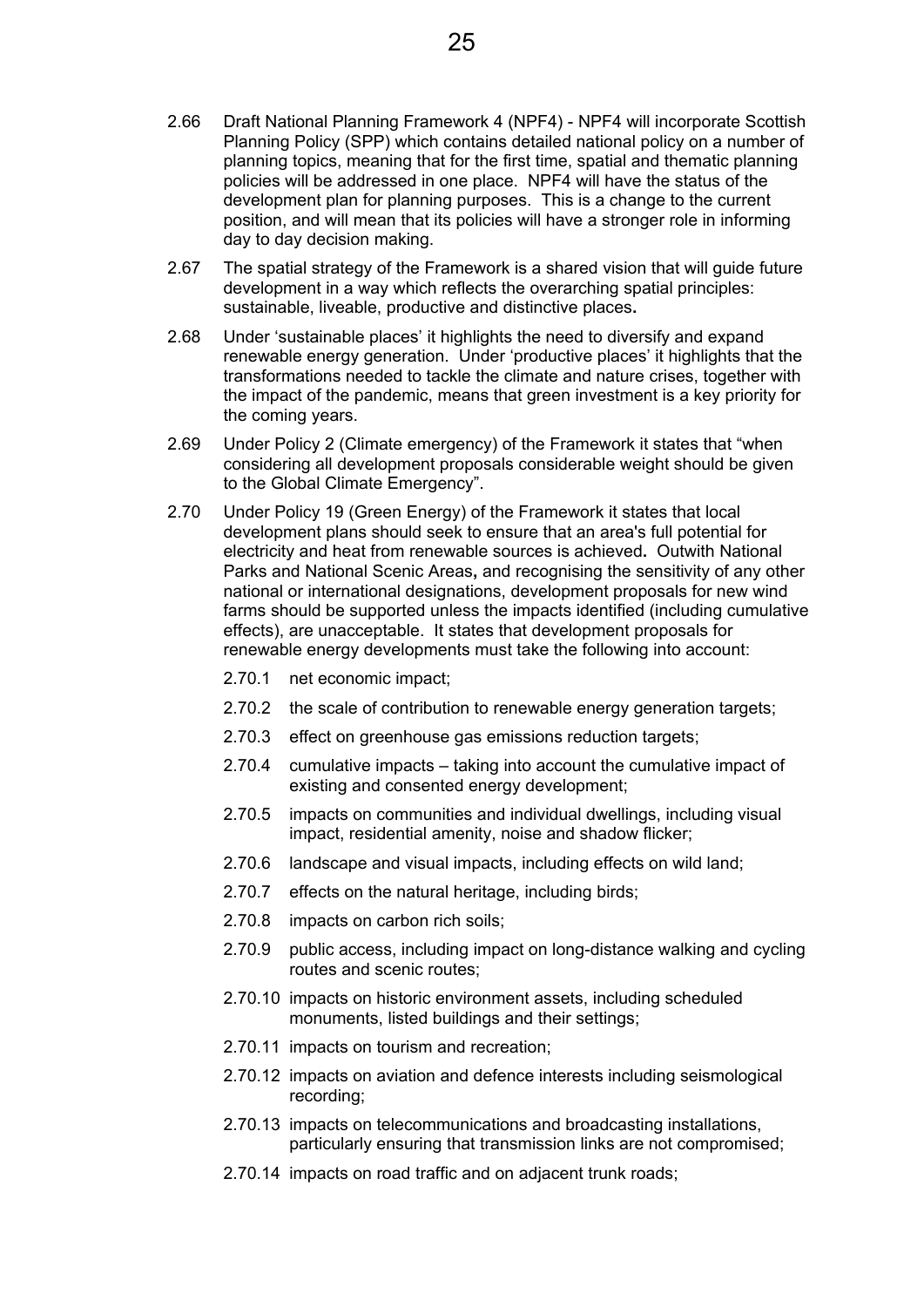2.66 Draft National Planning Framework 4 (NPF4) - NPF4 will incorporate Scottish Planning Policy (SPP) which contains detailed national policy on a number of planning topics, meaning that for the first time, spatial and thematic planning policies will be addressed in one place. NPF4 will have the status of the development plan for planning purposes. This is a change to the current position, and will mean that its policies will have a stronger role in informing day to day decision making.

2.67 The spatial strategy of the Framework is a shared vision that will guide future development in a way which reflects the overarching spatial principles: sustainable, liveable, productive and distinctive places**.**

2.68 Under 'sustainable places' it highlights the need to diversify and expand renewable energy generation. Under 'productive places' it highlights that the transformations needed to tackle the climate and nature crises, together with the impact of the pandemic, means that green investment is a key priority for the coming years.

2.69 Under Policy 2 (Climate emergency) of the Framework it states that "when considering all development proposals considerable weight should be given to the Global Climate Emergency".

2.70 Under Policy 19 (Green Energy) of the Framework it states that local development plans should seek to ensure that an area's full potential for electricity and heat from renewable sources is achieved**.** Outwith National Parks and National Scenic Areas**,** and recognising the sensitivity of any other national or international designations, development proposals for new wind farms should be supported unless the impacts identified (including cumulative effects), are unacceptable. It states that development proposals for renewable energy developments must take the following into account:

- 2.70.1 net economic impact;
- 2.70.2 the scale of contribution to renewable energy generation targets;
- 2.70.3 effect on greenhouse gas emissions reduction targets;
- 2.70.4 cumulative impacts – taking into account the cumulative impact of existing and consented energy development;
- 2.70.5 impacts on communities and individual dwellings, including visual impact, residential amenity, noise and shadow flicker;
- 2.70.6 landscape and visual impacts, including effects on wild land;
- 2.70.7 effects on the natural heritage, including birds;
- 2.70.8 impacts on carbon rich soils;
- 2.70.9 public access, including impact on long-distance walking and cycling routes and scenic routes;
- 2.70.10 impacts on historic environment assets, including scheduled monuments, listed buildings and their settings;
- 2.70.11 impacts on tourism and recreation;
- 2.70.12 impacts on aviation and defence interests including seismological recording;
- 2.70.13 impacts on telecommunications and broadcasting installations, particularly ensuring that transmission links are not compromised;
- 2.70.14 impacts on road traffic and on adjacent trunk roads;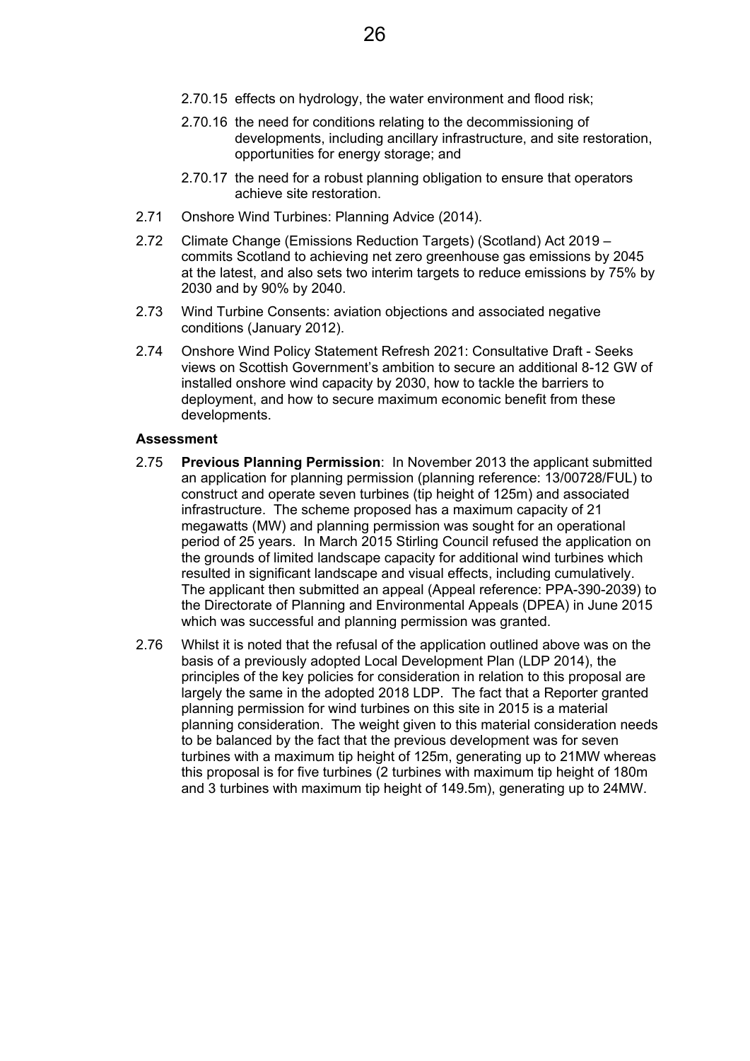2.70.15 effects on hydrology, the water environment and flood risk;

2.70.16 the need for conditions relating to the decommissioning of developments, including ancillary infrastructure, and site restoration, opportunities for energy storage; and

2.70.17 the need for a robust planning obligation to ensure that operators achieve site restoration.

2.71 Onshore Wind Turbines: Planning Advice (2014).

2.72 Climate Change (Emissions Reduction Targets) (Scotland) Act 2019 – commits Scotland to achieving net zero greenhouse gas emissions by 2045 at the latest, and also sets two interim targets to reduce emissions by 75% by 2030 and by 90% by 2040.

2.73 Wind Turbine Consents: aviation objections and associated negative conditions (January 2012).

2.74 Onshore Wind Policy Statement Refresh 2021: Consultative Draft - Seeks views on Scottish Government's ambition to secure an additional 8-12 GW of installed onshore wind capacity by 2030, how to tackle the barriers to deployment, and how to secure maximum economic benefit from these developments.

**Assessment**

2.75 **Previous Planning Permission**: In November 2013 the applicant submitted an application for planning permission (planning reference: 13/00728/FUL) to construct and operate seven turbines (tip height of 125m) and associated infrastructure. The scheme proposed has a maximum capacity of 21 megawatts (MW) and planning permission was sought for an operational period of 25 years. In March 2015 Stirling Council refused the application on the grounds of limited landscape capacity for additional wind turbines which resulted in significant landscape and visual effects, including cumulatively. The applicant then submitted an appeal (Appeal reference: PPA-390-2039) to the Directorate of Planning and Environmental Appeals (DPEA) in June 2015 which was successful and planning permission was granted.

2.76 Whilst it is noted that the refusal of the application outlined above was on the basis of a previously adopted Local Development Plan (LDP 2014), the principles of the key policies for consideration in relation to this proposal are largely the same in the adopted 2018 LDP. The fact that a Reporter granted planning permission for wind turbines on this site in 2015 is a material planning consideration. The weight given to this material consideration needs to be balanced by the fact that the previous development was for seven turbines with a maximum tip height of 125m, generating up to 21MW whereas this proposal is for five turbines (2 turbines with maximum tip height of 180m and 3 turbines with maximum tip height of 149.5m), generating up to 24MW.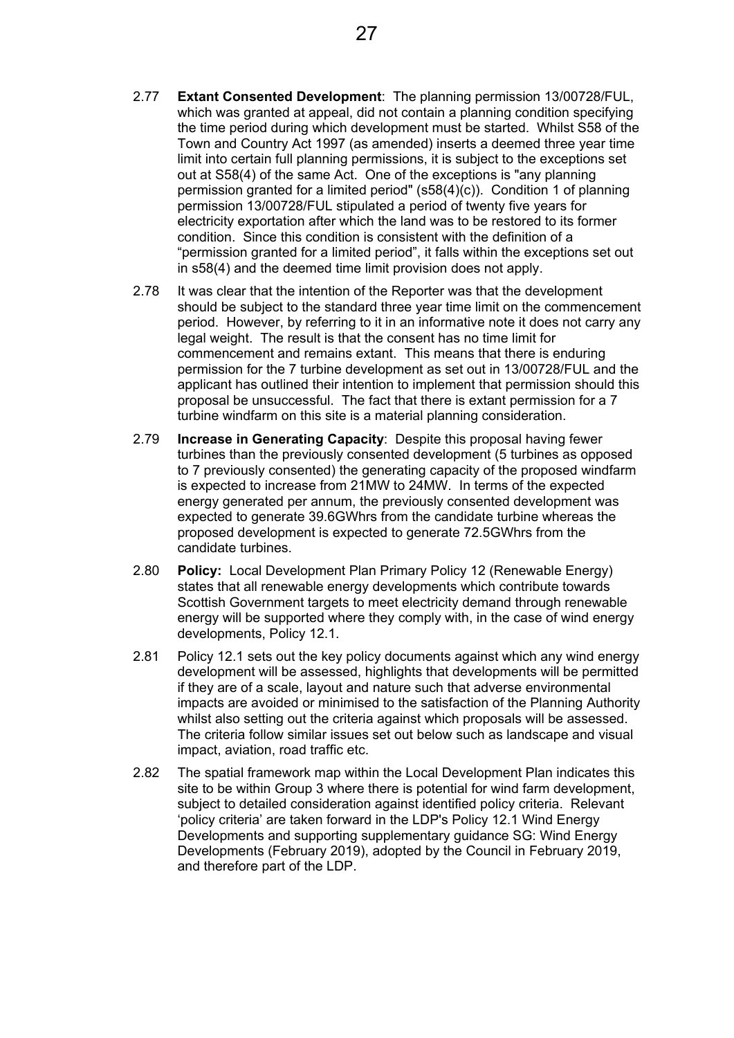2.77 **Extant Consented Development**: The planning permission 13/00728/FUL, which was granted at appeal, did not contain a planning condition specifying the time period during which development must be started. Whilst S58 of the Town and Country Act 1997 (as amended) inserts a deemed three year time limit into certain full planning permissions, it is subject to the exceptions set out at S58(4) of the same Act. One of the exceptions is "any planning permission granted for a limited period" (s58(4)(c)). Condition 1 of planning permission 13/00728/FUL stipulated a period of twenty five years for electricity exportation after which the land was to be restored to its former condition. Since this condition is consistent with the definition of a "permission granted for a limited period", it falls within the exceptions set out in s58(4) and the deemed time limit provision does not apply.

2.78 It was clear that the intention of the Reporter was that the development should be subject to the standard three year time limit on the commencement period. However, by referring to it in an informative note it does not carry any legal weight. The result is that the consent has no time limit for commencement and remains extant. This means that there is enduring permission for the 7 turbine development as set out in 13/00728/FUL and the applicant has outlined their intention to implement that permission should this proposal be unsuccessful. The fact that there is extant permission for a 7 turbine windfarm on this site is a material planning consideration.

2.79 **Increase in Generating Capacity**: Despite this proposal having fewer turbines than the previously consented development (5 turbines as opposed to 7 previously consented) the generating capacity of the proposed windfarm is expected to increase from 21MW to 24MW. In terms of the expected energy generated per annum, the previously consented development was expected to generate 39.6GWhrs from the candidate turbine whereas the proposed development is expected to generate 72.5GWhrs from the candidate turbines.

2.80 **Policy:** Local Development Plan Primary Policy 12 (Renewable Energy) states that all renewable energy developments which contribute towards Scottish Government targets to meet electricity demand through renewable energy will be supported where they comply with, in the case of wind energy developments, Policy 12.1.

2.81 Policy 12.1 sets out the key policy documents against which any wind energy development will be assessed, highlights that developments will be permitted if they are of a scale, layout and nature such that adverse environmental impacts are avoided or minimised to the satisfaction of the Planning Authority whilst also setting out the criteria against which proposals will be assessed. The criteria follow similar issues set out below such as landscape and visual impact, aviation, road traffic etc.

2.82 The spatial framework map within the Local Development Plan indicates this site to be within Group 3 where there is potential for wind farm development, subject to detailed consideration against identified policy criteria. Relevant 'policy criteria' are taken forward in the LDP's Policy 12.1 Wind Energy Developments and supporting supplementary guidance SG: Wind Energy Developments (February 2019), adopted by the Council in February 2019, and therefore part of the LDP.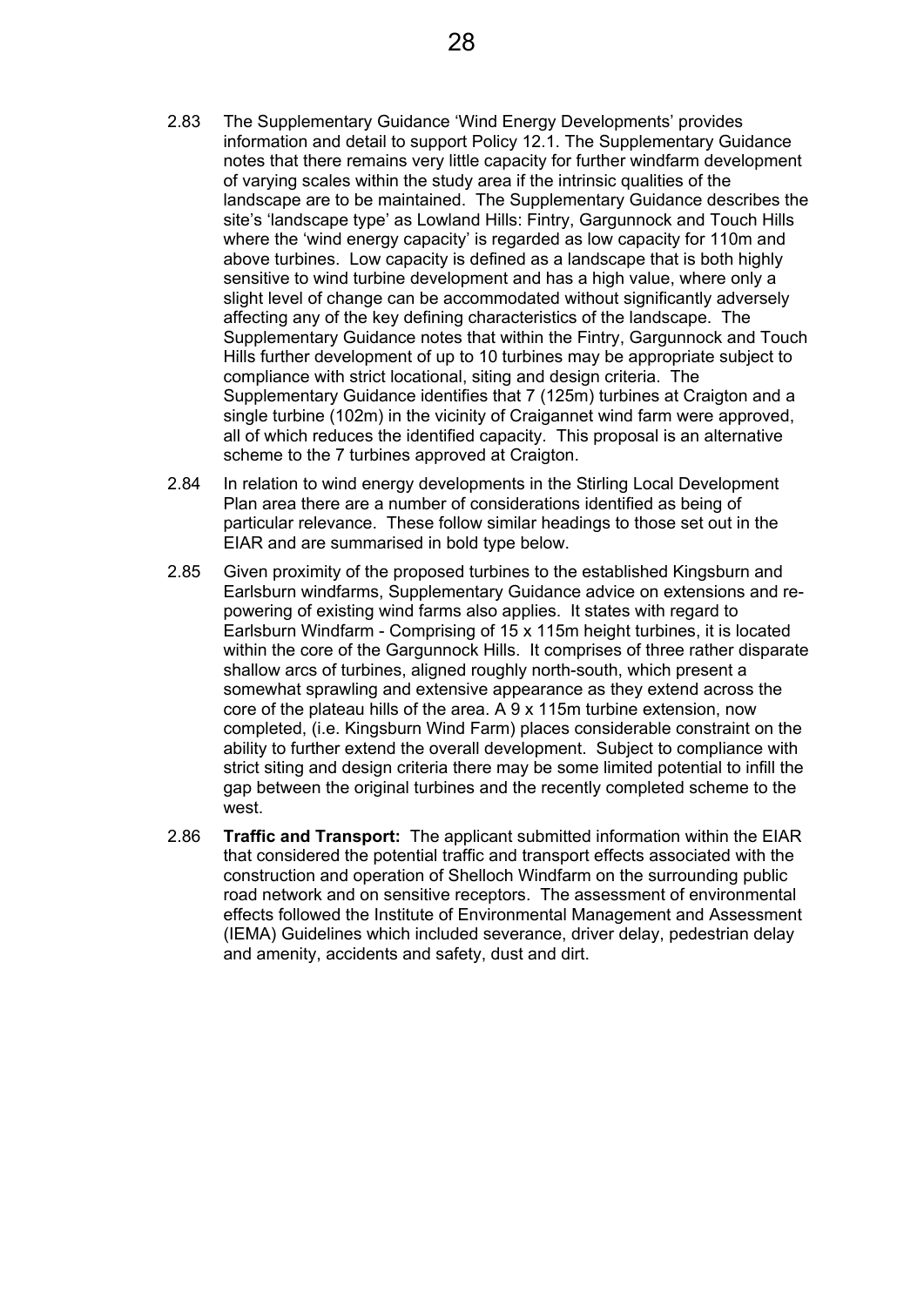2.83 The Supplementary Guidance 'Wind Energy Developments' provides information and detail to support Policy 12.1. The Supplementary Guidance notes that there remains very little capacity for further windfarm development of varying scales within the study area if the intrinsic qualities of the landscape are to be maintained. The Supplementary Guidance describes the site's 'landscape type' as Lowland Hills: Fintry, Gargunnock and Touch Hills where the 'wind energy capacity' is regarded as low capacity for 110m and above turbines. Low capacity is defined as a landscape that is both highly sensitive to wind turbine development and has a high value, where only a slight level of change can be accommodated without significantly adversely affecting any of the key defining characteristics of the landscape. The Supplementary Guidance notes that within the Fintry, Gargunnock and Touch Hills further development of up to 10 turbines may be appropriate subject to compliance with strict locational, siting and design criteria. The Supplementary Guidance identifies that 7 (125m) turbines at Craigton and a single turbine (102m) in the vicinity of Craigannet wind farm were approved, all of which reduces the identified capacity. This proposal is an alternative scheme to the 7 turbines approved at Craigton.

2.84 In relation to wind energy developments in the Stirling Local Development Plan area there are a number of considerations identified as being of particular relevance. These follow similar headings to those set out in the EIAR and are summarised in bold type below.

2.85 Given proximity of the proposed turbines to the established Kingsburn and Earlsburn windfarms, Supplementary Guidance advice on extensions and re-powering of existing wind farms also applies. It states with regard to Earlsburn Windfarm - Comprising of 15 x 115m height turbines, it is located within the core of the Gargunnock Hills. It comprises of three rather disparate shallow arcs of turbines, aligned roughly north-south, which present a somewhat sprawling and extensive appearance as they extend across the core of the plateau hills of the area. A 9 x 115m turbine extension, now completed, (i.e. Kingsburn Wind Farm) places considerable constraint on the ability to further extend the overall development. Subject to compliance with strict siting and design criteria there may be some limited potential to infill the gap between the original turbines and the recently completed scheme to the west.

2.86 **Traffic and Transport:** The applicant submitted information within the EIAR that considered the potential traffic and transport effects associated with the construction and operation of Shelloch Windfarm on the surrounding public road network and on sensitive receptors. The assessment of environmental effects followed the Institute of Environmental Management and Assessment (IEMA) Guidelines which included severance, driver delay, pedestrian delay and amenity, accidents and safety, dust and dirt.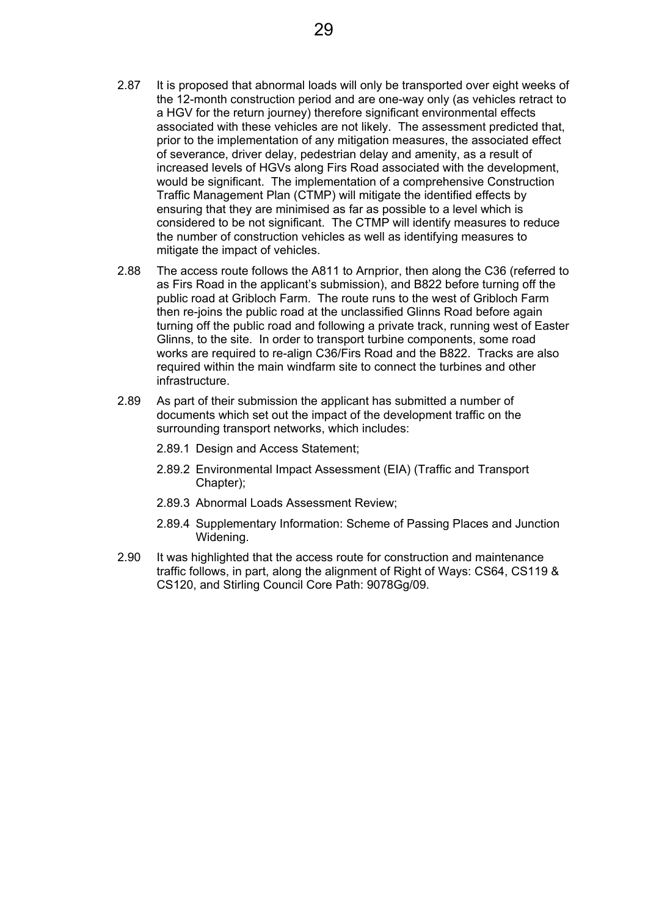2.87 It is proposed that abnormal loads will only be transported over eight weeks of the 12-month construction period and are one-way only (as vehicles retract to a HGV for the return journey) therefore significant environmental effects associated with these vehicles are not likely. The assessment predicted that, prior to the implementation of any mitigation measures, the associated effect of severance, driver delay, pedestrian delay and amenity, as a result of increased levels of HGVs along Firs Road associated with the development, would be significant. The implementation of a comprehensive Construction Traffic Management Plan (CTMP) will mitigate the identified effects by ensuring that they are minimised as far as possible to a level which is considered to be not significant. The CTMP will identify measures to reduce the number of construction vehicles as well as identifying measures to mitigate the impact of vehicles.

2.88 The access route follows the A811 to Arnprior, then along the C36 (referred to as Firs Road in the applicant's submission), and B822 before turning off the public road at Gribloch Farm. The route runs to the west of Gribloch Farm then re-joins the public road at the unclassified Glinns Road before again turning off the public road and following a private track, running west of Easter Glinns, to the site. In order to transport turbine components, some road works are required to re-align C36/Firs Road and the B822. Tracks are also required within the main windfarm site to connect the turbines and other infrastructure.

2.89 As part of their submission the applicant has submitted a number of documents which set out the impact of the development traffic on the surrounding transport networks, which includes:

2.89.1 Design and Access Statement;

2.89.2 Environmental Impact Assessment (EIA) (Traffic and Transport Chapter);

2.89.3 Abnormal Loads Assessment Review;

2.89.4 Supplementary Information: Scheme of Passing Places and Junction Widening.

2.90 It was highlighted that the access route for construction and maintenance traffic follows, in part, along the alignment of Right of Ways: CS64, CS119 & CS120, and Stirling Council Core Path: 9078Gg/09.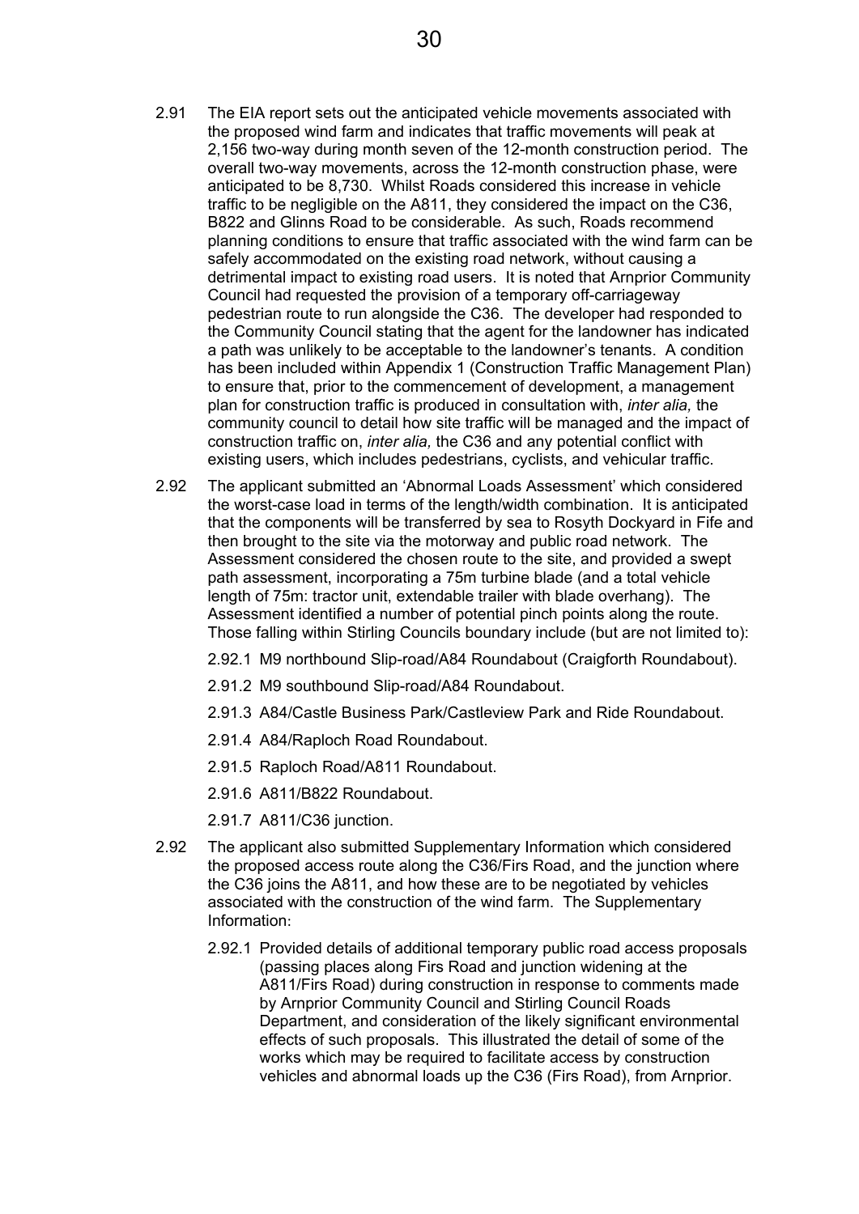2.91 The EIA report sets out the anticipated vehicle movements associated with the proposed wind farm and indicates that traffic movements will peak at 2,156 two-way during month seven of the 12-month construction period. The overall two-way movements, across the 12-month construction phase, were anticipated to be 8,730. Whilst Roads considered this increase in vehicle traffic to be negligible on the A811, they considered the impact on the C36, B822 and Glinns Road to be considerable. As such, Roads recommend planning conditions to ensure that traffic associated with the wind farm can be safely accommodated on the existing road network, without causing a detrimental impact to existing road users. It is noted that Arnprior Community Council had requested the provision of a temporary off-carriageway pedestrian route to run alongside the C36. The developer had responded to the Community Council stating that the agent for the landowner has indicated a path was unlikely to be acceptable to the landowner's tenants. A condition has been included within Appendix 1 (Construction Traffic Management Plan) to ensure that, prior to the commencement of development, a management plan for construction traffic is produced in consultation with, *inter alia,* the community council to detail how site traffic will be managed and the impact of construction traffic on, *inter alia,* the C36 and any potential conflict with existing users, which includes pedestrians, cyclists, and vehicular traffic.

2.92 The applicant submitted an 'Abnormal Loads Assessment' which considered the worst-case load in terms of the length/width combination. It is anticipated that the components will be transferred by sea to Rosyth Dockyard in Fife and then brought to the site via the motorway and public road network. The Assessment considered the chosen route to the site, and provided a swept path assessment, incorporating a 75m turbine blade (and a total vehicle length of 75m: tractor unit, extendable trailer with blade overhang). The Assessment identified a number of potential pinch points along the route. Those falling within Stirling Councils boundary include (but are not limited to):

2.92.1 M9 northbound Slip-road/A84 Roundabout (Craigforth Roundabout).

2.91.2 M9 southbound Slip-road/A84 Roundabout.

2.91.3 A84/Castle Business Park/Castleview Park and Ride Roundabout.

2.91.4 A84/Raploch Road Roundabout.

2.91.5 Raploch Road/A811 Roundabout.

2.91.6 A811/B822 Roundabout.

2.91.7 A811/C36 junction.

2.92 The applicant also submitted Supplementary Information which considered the proposed access route along the C36/Firs Road, and the junction where the C36 joins the A811, and how these are to be negotiated by vehicles associated with the construction of the wind farm. The Supplementary Information:

2.92.1 Provided details of additional temporary public road access proposals (passing places along Firs Road and junction widening at the A811/Firs Road) during construction in response to comments made by Arnprior Community Council and Stirling Council Roads Department, and consideration of the likely significant environmental effects of such proposals. This illustrated the detail of some of the works which may be required to facilitate access by construction vehicles and abnormal loads up the C36 (Firs Road), from Arnprior.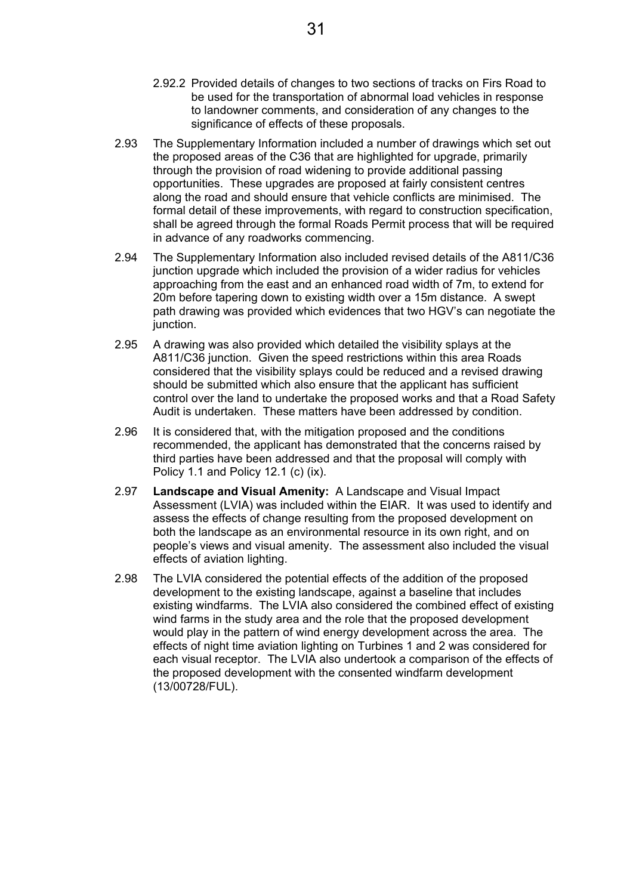2.92.2 Provided details of changes to two sections of tracks on Firs Road to be used for the transportation of abnormal load vehicles in response to landowner comments, and consideration of any changes to the significance of effects of these proposals.

2.93 The Supplementary Information included a number of drawings which set out the proposed areas of the C36 that are highlighted for upgrade, primarily through the provision of road widening to provide additional passing opportunities. These upgrades are proposed at fairly consistent centres along the road and should ensure that vehicle conflicts are minimised. The formal detail of these improvements, with regard to construction specification, shall be agreed through the formal Roads Permit process that will be required in advance of any roadworks commencing.

2.94 The Supplementary Information also included revised details of the A811/C36 junction upgrade which included the provision of a wider radius for vehicles approaching from the east and an enhanced road width of 7m, to extend for 20m before tapering down to existing width over a 15m distance. A swept path drawing was provided which evidences that two HGV's can negotiate the junction.

2.95 A drawing was also provided which detailed the visibility splays at the A811/C36 junction. Given the speed restrictions within this area Roads considered that the visibility splays could be reduced and a revised drawing should be submitted which also ensure that the applicant has sufficient control over the land to undertake the proposed works and that a Road Safety Audit is undertaken. These matters have been addressed by condition.

2.96 It is considered that, with the mitigation proposed and the conditions recommended, the applicant has demonstrated that the concerns raised by third parties have been addressed and that the proposal will comply with Policy 1.1 and Policy 12.1 (c) (ix).

2.97 **Landscape and Visual Amenity:** A Landscape and Visual Impact Assessment (LVIA) was included within the EIAR. It was used to identify and assess the effects of change resulting from the proposed development on both the landscape as an environmental resource in its own right, and on people's views and visual amenity. The assessment also included the visual effects of aviation lighting.

2.98 The LVIA considered the potential effects of the addition of the proposed development to the existing landscape, against a baseline that includes existing windfarms. The LVIA also considered the combined effect of existing wind farms in the study area and the role that the proposed development would play in the pattern of wind energy development across the area. The effects of night time aviation lighting on Turbines 1 and 2 was considered for each visual receptor. The LVIA also undertook a comparison of the effects of the proposed development with the consented windfarm development (13/00728/FUL).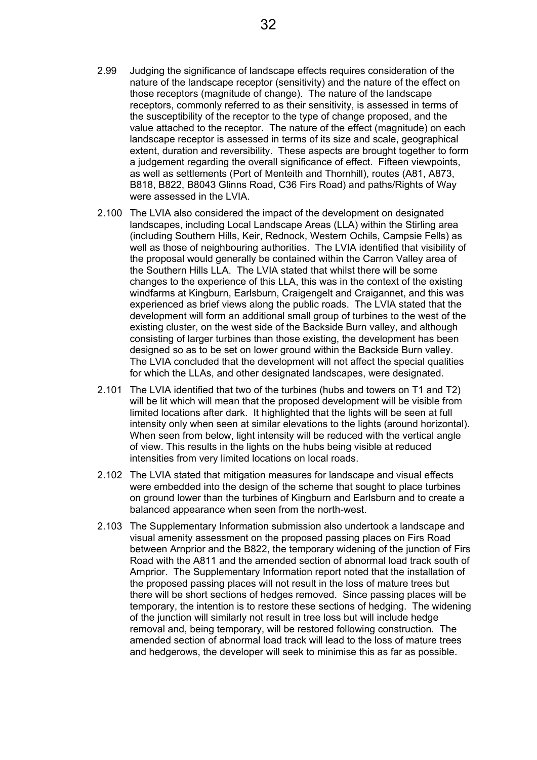2.99 Judging the significance of landscape effects requires consideration of the nature of the landscape receptor (sensitivity) and the nature of the effect on those receptors (magnitude of change). The nature of the landscape receptors, commonly referred to as their sensitivity, is assessed in terms of the susceptibility of the receptor to the type of change proposed, and the value attached to the receptor. The nature of the effect (magnitude) on each landscape receptor is assessed in terms of its size and scale, geographical extent, duration and reversibility. These aspects are brought together to form a judgement regarding the overall significance of effect. Fifteen viewpoints, as well as settlements (Port of Menteith and Thornhill), routes (A81, A873, B818, B822, B8043 Glinns Road, C36 Firs Road) and paths/Rights of Way were assessed in the LVIA.

2.100 The LVIA also considered the impact of the development on designated landscapes, including Local Landscape Areas (LLA) within the Stirling area (including Southern Hills, Keir, Rednock, Western Ochils, Campsie Fells) as well as those of neighbouring authorities. The LVIA identified that visibility of the proposal would generally be contained within the Carron Valley area of the Southern Hills LLA. The LVIA stated that whilst there will be some changes to the experience of this LLA, this was in the context of the existing windfarms at Kingburn, Earlsburn, Craigengelt and Craigannet, and this was experienced as brief views along the public roads. The LVIA stated that the development will form an additional small group of turbines to the west of the existing cluster, on the west side of the Backside Burn valley, and although consisting of larger turbines than those existing, the development has been designed so as to be set on lower ground within the Backside Burn valley. The LVIA concluded that the development will not affect the special qualities for which the LLAs, and other designated landscapes, were designated.

2.101 The LVIA identified that two of the turbines (hubs and towers on T1 and T2) will be lit which will mean that the proposed development will be visible from limited locations after dark. It highlighted that the lights will be seen at full intensity only when seen at similar elevations to the lights (around horizontal). When seen from below, light intensity will be reduced with the vertical angle of view. This results in the lights on the hubs being visible at reduced intensities from very limited locations on local roads.

2.102 The LVIA stated that mitigation measures for landscape and visual effects were embedded into the design of the scheme that sought to place turbines on ground lower than the turbines of Kingburn and Earlsburn and to create a balanced appearance when seen from the north-west.

2.103 The Supplementary Information submission also undertook a landscape and visual amenity assessment on the proposed passing places on Firs Road between Arnprior and the B822, the temporary widening of the junction of Firs Road with the A811 and the amended section of abnormal load track south of Arnprior. The Supplementary Information report noted that the installation of the proposed passing places will not result in the loss of mature trees but there will be short sections of hedges removed. Since passing places will be temporary, the intention is to restore these sections of hedging. The widening of the junction will similarly not result in tree loss but will include hedge removal and, being temporary, will be restored following construction. The amended section of abnormal load track will lead to the loss of mature trees and hedgerows, the developer will seek to minimise this as far as possible.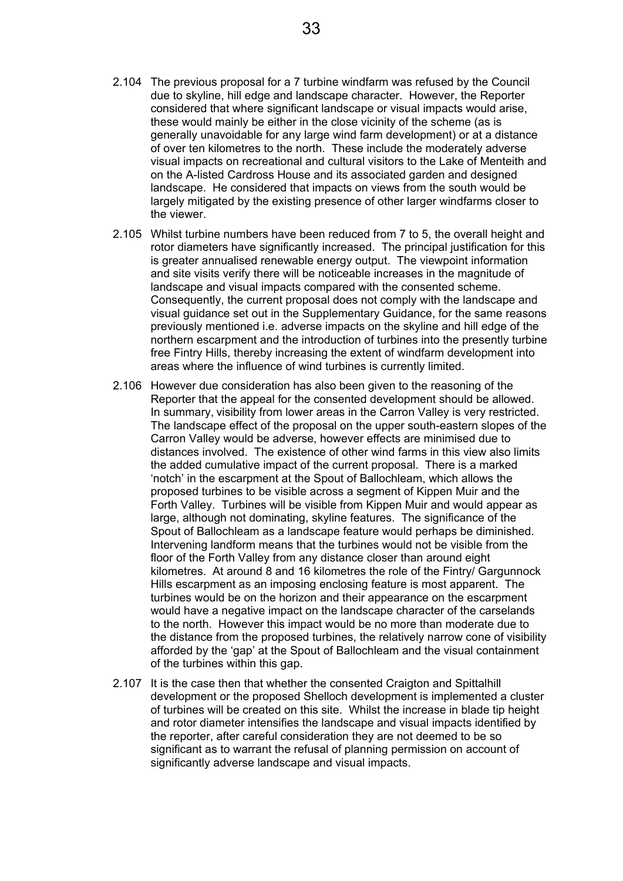2.104 The previous proposal for a 7 turbine windfarm was refused by the Council due to skyline, hill edge and landscape character. However, the Reporter considered that where significant landscape or visual impacts would arise, these would mainly be either in the close vicinity of the scheme (as is generally unavoidable for any large wind farm development) or at a distance of over ten kilometres to the north. These include the moderately adverse visual impacts on recreational and cultural visitors to the Lake of Menteith and on the A-listed Cardross House and its associated garden and designed landscape. He considered that impacts on views from the south would be largely mitigated by the existing presence of other larger windfarms closer to the viewer.

2.105 Whilst turbine numbers have been reduced from 7 to 5, the overall height and rotor diameters have significantly increased. The principal justification for this is greater annualised renewable energy output. The viewpoint information and site visits verify there will be noticeable increases in the magnitude of landscape and visual impacts compared with the consented scheme. Consequently, the current proposal does not comply with the landscape and visual guidance set out in the Supplementary Guidance, for the same reasons previously mentioned i.e. adverse impacts on the skyline and hill edge of the northern escarpment and the introduction of turbines into the presently turbine free Fintry Hills, thereby increasing the extent of windfarm development into areas where the influence of wind turbines is currently limited.

2.106 However due consideration has also been given to the reasoning of the Reporter that the appeal for the consented development should be allowed. In summary, visibility from lower areas in the Carron Valley is very restricted. The landscape effect of the proposal on the upper south-eastern slopes of the Carron Valley would be adverse, however effects are minimised due to distances involved. The existence of other wind farms in this view also limits the added cumulative impact of the current proposal. There is a marked 'notch' in the escarpment at the Spout of Ballochleam, which allows the proposed turbines to be visible across a segment of Kippen Muir and the Forth Valley. Turbines will be visible from Kippen Muir and would appear as large, although not dominating, skyline features. The significance of the Spout of Ballochleam as a landscape feature would perhaps be diminished. Intervening landform means that the turbines would not be visible from the floor of the Forth Valley from any distance closer than around eight kilometres. At around 8 and 16 kilometres the role of the Fintry/ Gargunnock Hills escarpment as an imposing enclosing feature is most apparent. The turbines would be on the horizon and their appearance on the escarpment would have a negative impact on the landscape character of the carselands to the north. However this impact would be no more than moderate due to the distance from the proposed turbines, the relatively narrow cone of visibility afforded by the 'gap' at the Spout of Ballochleam and the visual containment of the turbines within this gap.

2.107 It is the case then that whether the consented Craigton and Spittalhill development or the proposed Shelloch development is implemented a cluster of turbines will be created on this site. Whilst the increase in blade tip height and rotor diameter intensifies the landscape and visual impacts identified by the reporter, after careful consideration they are not deemed to be so significant as to warrant the refusal of planning permission on account of significantly adverse landscape and visual impacts.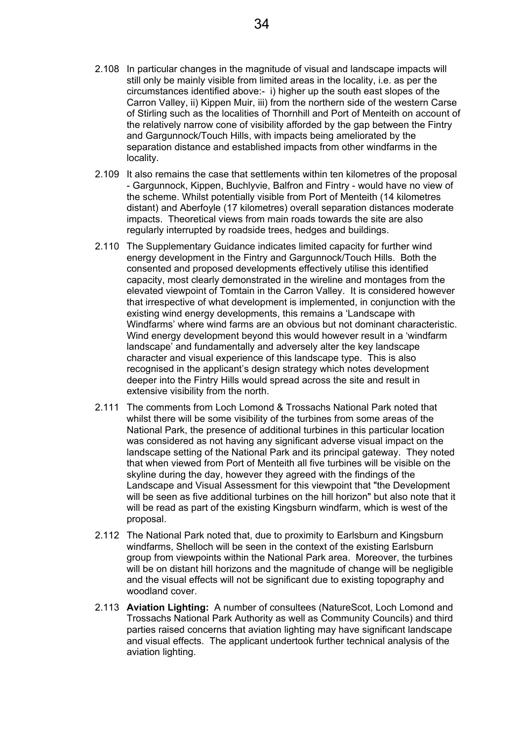2.108 In particular changes in the magnitude of visual and landscape impacts will still only be mainly visible from limited areas in the locality, i.e. as per the circumstances identified above:- i) higher up the south east slopes of the Carron Valley, ii) Kippen Muir, iii) from the northern side of the western Carse of Stirling such as the localities of Thornhill and Port of Menteith on account of the relatively narrow cone of visibility afforded by the gap between the Fintry and Gargunnock/Touch Hills, with impacts being ameliorated by the separation distance and established impacts from other windfarms in the locality.

2.109 It also remains the case that settlements within ten kilometres of the proposal - Gargunnock, Kippen, Buchlyvie, Balfron and Fintry - would have no view of the scheme. Whilst potentially visible from Port of Menteith (14 kilometres distant) and Aberfoyle (17 kilometres) overall separation distances moderate impacts. Theoretical views from main roads towards the site are also regularly interrupted by roadside trees, hedges and buildings.

2.110 The Supplementary Guidance indicates limited capacity for further wind energy development in the Fintry and Gargunnock/Touch Hills. Both the consented and proposed developments effectively utilise this identified capacity, most clearly demonstrated in the wireline and montages from the elevated viewpoint of Tomtain in the Carron Valley. It is considered however that irrespective of what development is implemented, in conjunction with the existing wind energy developments, this remains a 'Landscape with Windfarms' where wind farms are an obvious but not dominant characteristic. Wind energy development beyond this would however result in a 'windfarm landscape' and fundamentally and adversely alter the key landscape character and visual experience of this landscape type. This is also recognised in the applicant's design strategy which notes development deeper into the Fintry Hills would spread across the site and result in extensive visibility from the north.

2.111 The comments from Loch Lomond & Trossachs National Park noted that whilst there will be some visibility of the turbines from some areas of the National Park, the presence of additional turbines in this particular location was considered as not having any significant adverse visual impact on the landscape setting of the National Park and its principal gateway. They noted that when viewed from Port of Menteith all five turbines will be visible on the skyline during the day, however they agreed with the findings of the Landscape and Visual Assessment for this viewpoint that "the Development will be seen as five additional turbines on the hill horizon" but also note that it will be read as part of the existing Kingsburn windfarm, which is west of the proposal.

2.112 The National Park noted that, due to proximity to Earlsburn and Kingsburn windfarms, Shelloch will be seen in the context of the existing Earlsburn group from viewpoints within the National Park area. Moreover, the turbines will be on distant hill horizons and the magnitude of change will be negligible and the visual effects will not be significant due to existing topography and woodland cover.

2.113 **Aviation Lighting:** A number of consultees (NatureScot, Loch Lomond and Trossachs National Park Authority as well as Community Councils) and third parties raised concerns that aviation lighting may have significant landscape and visual effects. The applicant undertook further technical analysis of the aviation lighting.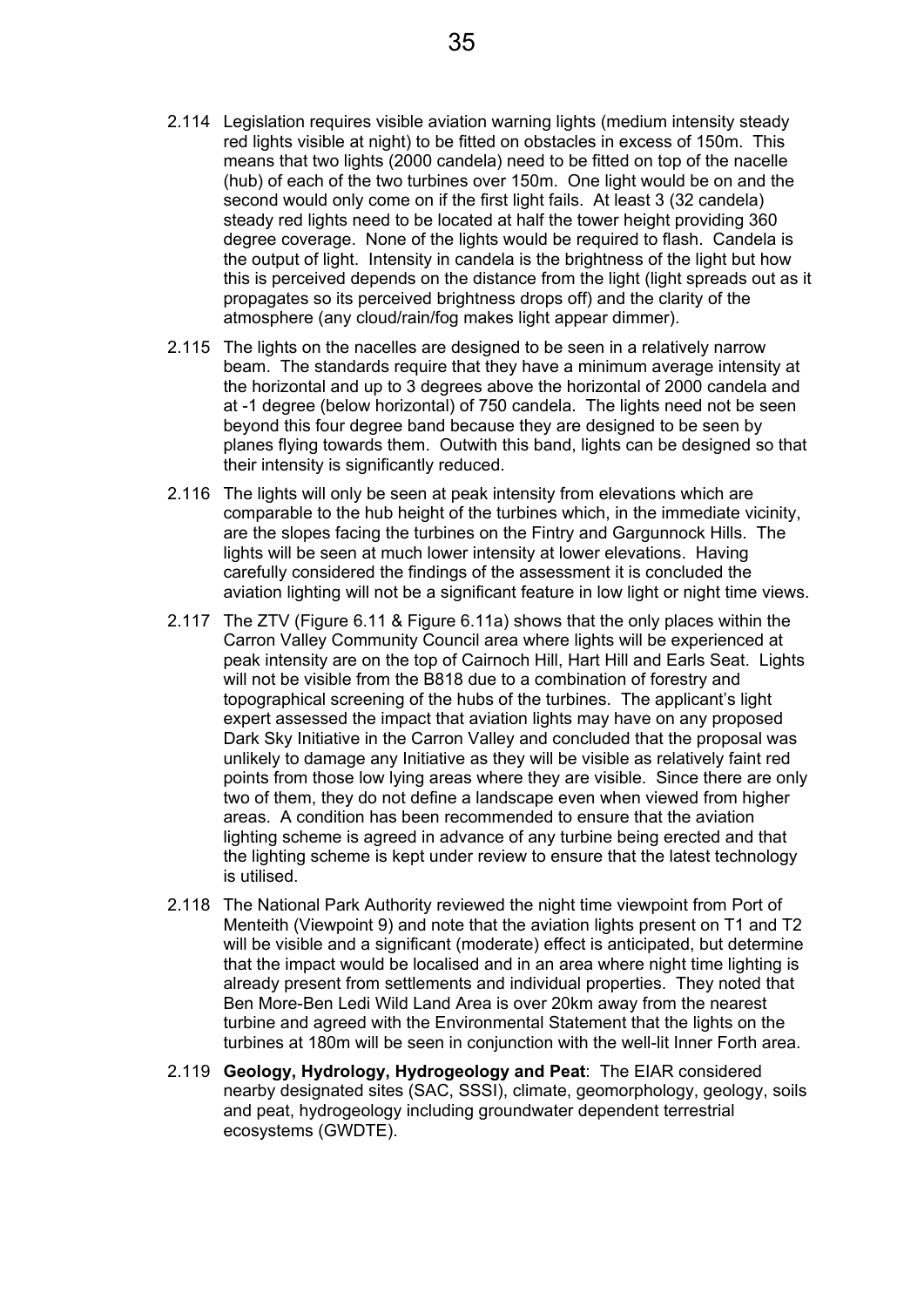2.114 Legislation requires visible aviation warning lights (medium intensity steady red lights visible at night) to be fitted on obstacles in excess of 150m. This means that two lights (2000 candela) need to be fitted on top of the nacelle (hub) of each of the two turbines over 150m. One light would be on and the second would only come on if the first light fails. At least 3 (32 candela) steady red lights need to be located at half the tower height providing 360 degree coverage. None of the lights would be required to flash. Candela is the output of light. Intensity in candela is the brightness of the light but how this is perceived depends on the distance from the light (light spreads out as it propagates so its perceived brightness drops off) and the clarity of the atmosphere (any cloud/rain/fog makes light appear dimmer).

2.115 The lights on the nacelles are designed to be seen in a relatively narrow beam. The standards require that they have a minimum average intensity at the horizontal and up to 3 degrees above the horizontal of 2000 candela and at -1 degree (below horizontal) of 750 candela. The lights need not be seen beyond this four degree band because they are designed to be seen by planes flying towards them. Outwith this band, lights can be designed so that their intensity is significantly reduced.

2.116 The lights will only be seen at peak intensity from elevations which are comparable to the hub height of the turbines which, in the immediate vicinity, are the slopes facing the turbines on the Fintry and Gargunnock Hills. The lights will be seen at much lower intensity at lower elevations. Having carefully considered the findings of the assessment it is concluded the aviation lighting will not be a significant feature in low light or night time views.

2.117 The ZTV (Figure 6.11 & Figure 6.11a) shows that the only places within the Carron Valley Community Council area where lights will be experienced at peak intensity are on the top of Cairnoch Hill, Hart Hill and Earls Seat. Lights will not be visible from the B818 due to a combination of forestry and topographical screening of the hubs of the turbines. The applicant's light expert assessed the impact that aviation lights may have on any proposed Dark Sky Initiative in the Carron Valley and concluded that the proposal was unlikely to damage any Initiative as they will be visible as relatively faint red points from those low lying areas where they are visible. Since there are only two of them, they do not define a landscape even when viewed from higher areas. A condition has been recommended to ensure that the aviation lighting scheme is agreed in advance of any turbine being erected and that the lighting scheme is kept under review to ensure that the latest technology is utilised.

2.118 The National Park Authority reviewed the night time viewpoint from Port of Menteith (Viewpoint 9) and note that the aviation lights present on T1 and T2 will be visible and a significant (moderate) effect is anticipated, but determine that the impact would be localised and in an area where night time lighting is already present from settlements and individual properties. They noted that Ben More-Ben Ledi Wild Land Area is over 20km away from the nearest turbine and agreed with the Environmental Statement that the lights on the turbines at 180m will be seen in conjunction with the well-lit Inner Forth area.

2.119 **Geology, Hydrology, Hydrogeology and Peat**: The EIAR considered nearby designated sites (SAC, SSSI), climate, geomorphology, geology, soils and peat, hydrogeology including groundwater dependent terrestrial ecosystems (GWDTE).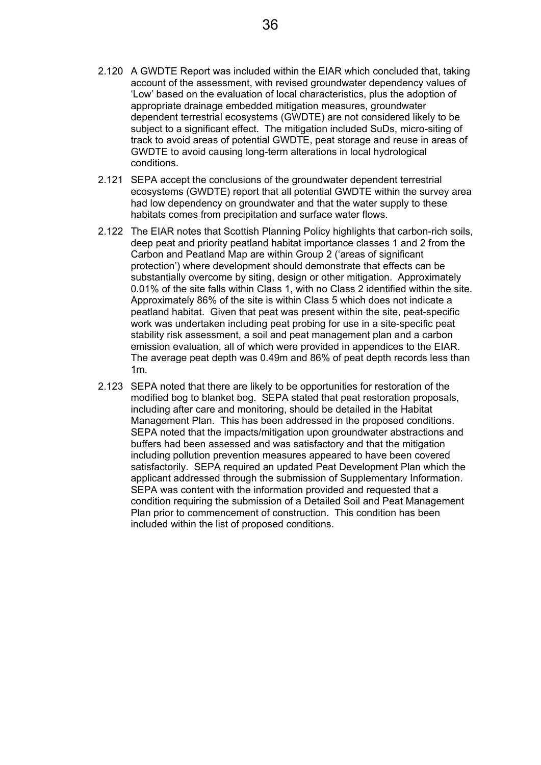2.120 A GWDTE Report was included within the EIAR which concluded that, taking account of the assessment, with revised groundwater dependency values of 'Low' based on the evaluation of local characteristics, plus the adoption of appropriate drainage embedded mitigation measures, groundwater dependent terrestrial ecosystems (GWDTE) are not considered likely to be subject to a significant effect. The mitigation included SuDs, micro-siting of track to avoid areas of potential GWDTE, peat storage and reuse in areas of GWDTE to avoid causing long-term alterations in local hydrological conditions.

2.121 SEPA accept the conclusions of the groundwater dependent terrestrial ecosystems (GWDTE) report that all potential GWDTE within the survey area had low dependency on groundwater and that the water supply to these habitats comes from precipitation and surface water flows.

2.122 The EIAR notes that Scottish Planning Policy highlights that carbon-rich soils, deep peat and priority peatland habitat importance classes 1 and 2 from the Carbon and Peatland Map are within Group 2 ('areas of significant protection') where development should demonstrate that effects can be substantially overcome by siting, design or other mitigation. Approximately 0.01% of the site falls within Class 1, with no Class 2 identified within the site. Approximately 86% of the site is within Class 5 which does not indicate a peatland habitat. Given that peat was present within the site, peat-specific work was undertaken including peat probing for use in a site-specific peat stability risk assessment, a soil and peat management plan and a carbon emission evaluation, all of which were provided in appendices to the EIAR. The average peat depth was 0.49m and 86% of peat depth records less than 1m.

2.123 SEPA noted that there are likely to be opportunities for restoration of the modified bog to blanket bog. SEPA stated that peat restoration proposals, including after care and monitoring, should be detailed in the Habitat Management Plan. This has been addressed in the proposed conditions. SEPA noted that the impacts/mitigation upon groundwater abstractions and buffers had been assessed and was satisfactory and that the mitigation including pollution prevention measures appeared to have been covered satisfactorily. SEPA required an updated Peat Development Plan which the applicant addressed through the submission of Supplementary Information. SEPA was content with the information provided and requested that a condition requiring the submission of a Detailed Soil and Peat Management Plan prior to commencement of construction. This condition has been included within the list of proposed conditions.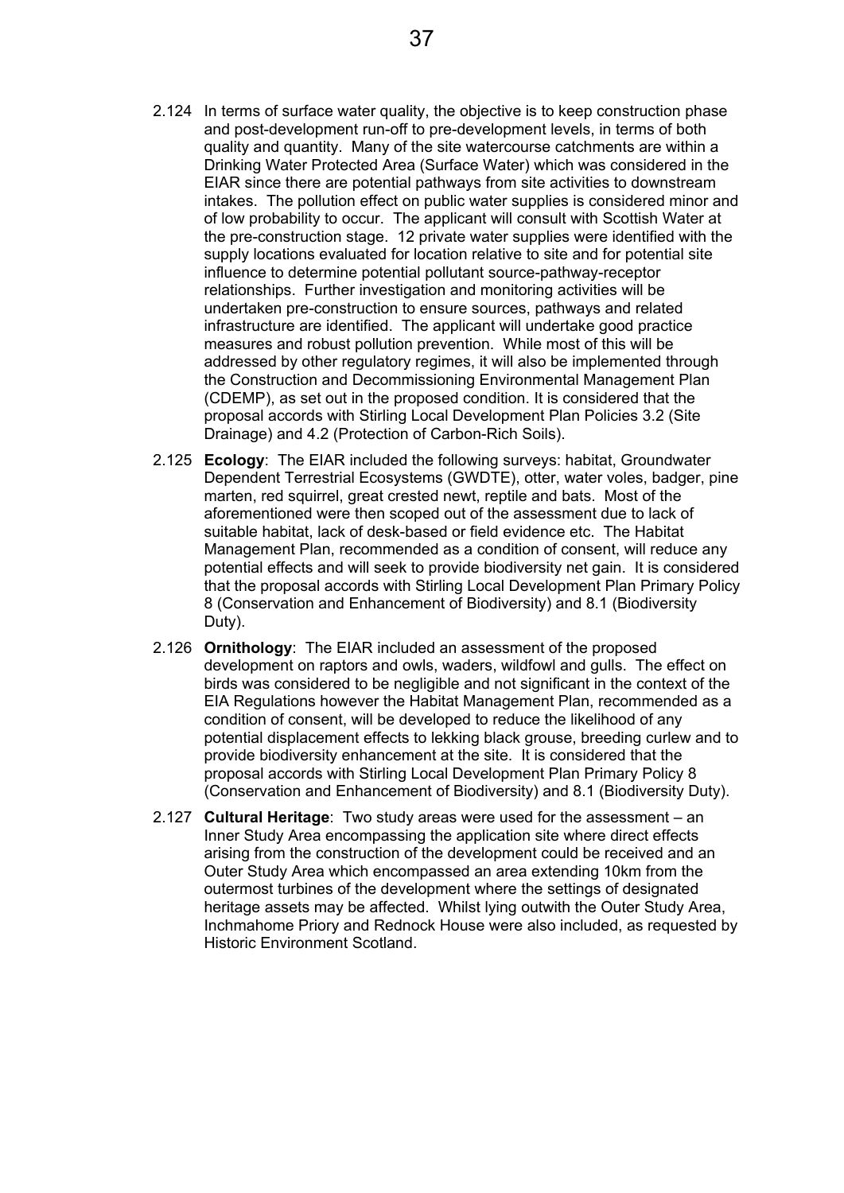2.124 In terms of surface water quality, the objective is to keep construction phase and post-development run-off to pre-development levels, in terms of both quality and quantity. Many of the site watercourse catchments are within a Drinking Water Protected Area (Surface Water) which was considered in the EIAR since there are potential pathways from site activities to downstream intakes. The pollution effect on public water supplies is considered minor and of low probability to occur. The applicant will consult with Scottish Water at the pre-construction stage. 12 private water supplies were identified with the supply locations evaluated for location relative to site and for potential site influence to determine potential pollutant source-pathway-receptor relationships. Further investigation and monitoring activities will be undertaken pre-construction to ensure sources, pathways and related infrastructure are identified. The applicant will undertake good practice measures and robust pollution prevention. While most of this will be addressed by other regulatory regimes, it will also be implemented through the Construction and Decommissioning Environmental Management Plan (CDEMP), as set out in the proposed condition. It is considered that the proposal accords with Stirling Local Development Plan Policies 3.2 (Site Drainage) and 4.2 (Protection of Carbon-Rich Soils).

2.125 **Ecology**: The EIAR included the following surveys: habitat, Groundwater Dependent Terrestrial Ecosystems (GWDTE), otter, water voles, badger, pine marten, red squirrel, great crested newt, reptile and bats. Most of the aforementioned were then scoped out of the assessment due to lack of suitable habitat, lack of desk-based or field evidence etc. The Habitat Management Plan, recommended as a condition of consent, will reduce any potential effects and will seek to provide biodiversity net gain. It is considered that the proposal accords with Stirling Local Development Plan Primary Policy 8 (Conservation and Enhancement of Biodiversity) and 8.1 (Biodiversity Duty).

2.126 **Ornithology**: The EIAR included an assessment of the proposed development on raptors and owls, waders, wildfowl and gulls. The effect on birds was considered to be negligible and not significant in the context of the EIA Regulations however the Habitat Management Plan, recommended as a condition of consent, will be developed to reduce the likelihood of any potential displacement effects to lekking black grouse, breeding curlew and to provide biodiversity enhancement at the site. It is considered that the proposal accords with Stirling Local Development Plan Primary Policy 8 (Conservation and Enhancement of Biodiversity) and 8.1 (Biodiversity Duty).

2.127 **Cultural Heritage**: Two study areas were used for the assessment – an Inner Study Area encompassing the application site where direct effects arising from the construction of the development could be received and an Outer Study Area which encompassed an area extending 10km from the outermost turbines of the development where the settings of designated heritage assets may be affected. Whilst lying outwith the Outer Study Area, Inchmahome Priory and Rednock House were also included, as requested by Historic Environment Scotland.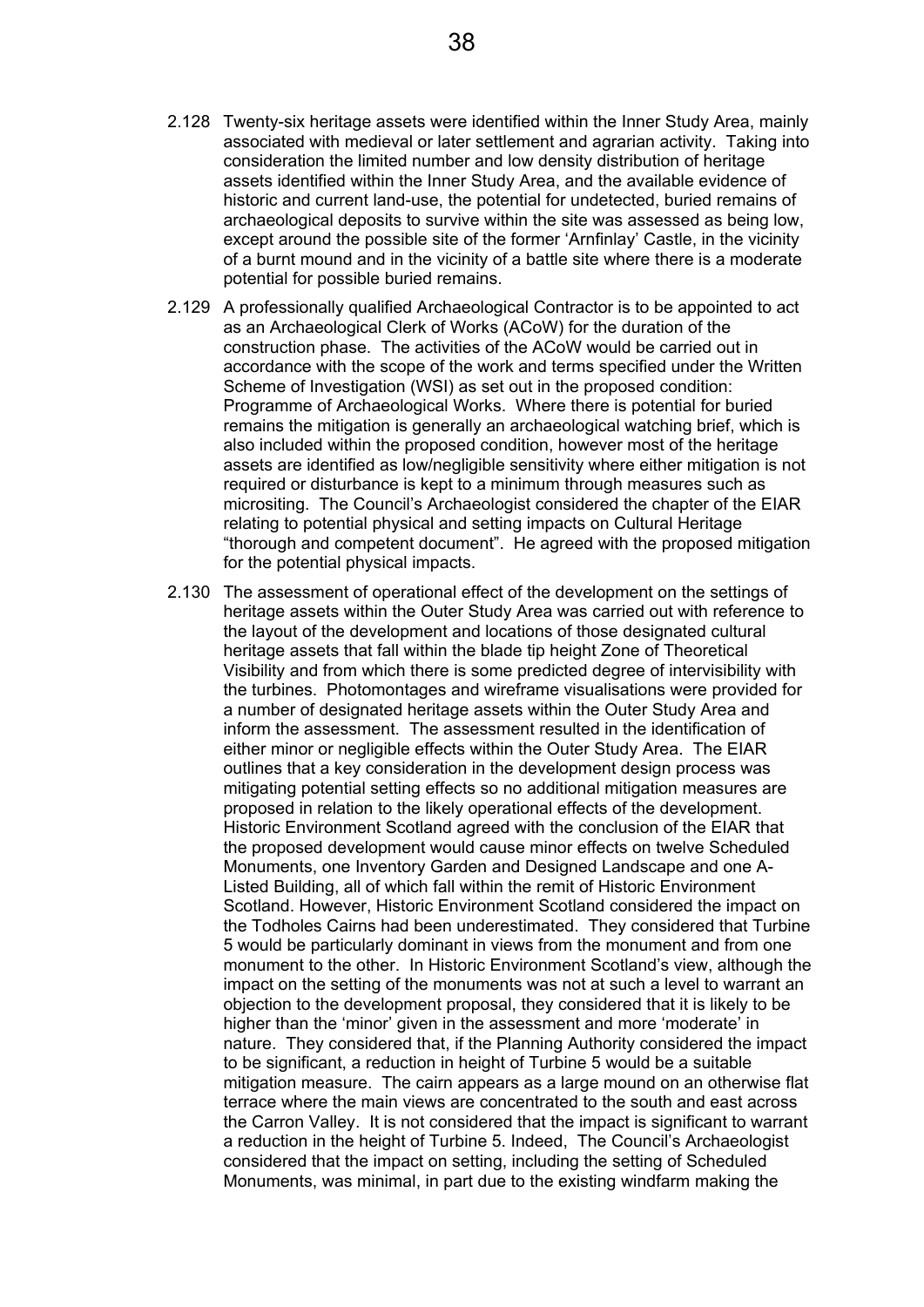2.128 Twenty-six heritage assets were identified within the Inner Study Area, mainly associated with medieval or later settlement and agrarian activity. Taking into consideration the limited number and low density distribution of heritage assets identified within the Inner Study Area, and the available evidence of historic and current land-use, the potential for undetected, buried remains of archaeological deposits to survive within the site was assessed as being low, except around the possible site of the former 'Arnfinlay' Castle, in the vicinity of a burnt mound and in the vicinity of a battle site where there is a moderate potential for possible buried remains.

2.129 A professionally qualified Archaeological Contractor is to be appointed to act as an Archaeological Clerk of Works (ACoW) for the duration of the construction phase. The activities of the ACoW would be carried out in accordance with the scope of the work and terms specified under the Written Scheme of Investigation (WSI) as set out in the proposed condition: Programme of Archaeological Works. Where there is potential for buried remains the mitigation is generally an archaeological watching brief, which is also included within the proposed condition, however most of the heritage assets are identified as low/negligible sensitivity where either mitigation is not required or disturbance is kept to a minimum through measures such as micrositing. The Council's Archaeologist considered the chapter of the EIAR relating to potential physical and setting impacts on Cultural Heritage "thorough and competent document". He agreed with the proposed mitigation for the potential physical impacts.

2.130 The assessment of operational effect of the development on the settings of heritage assets within the Outer Study Area was carried out with reference to the layout of the development and locations of those designated cultural heritage assets that fall within the blade tip height Zone of Theoretical Visibility and from which there is some predicted degree of intervisibility with the turbines. Photomontages and wireframe visualisations were provided for a number of designated heritage assets within the Outer Study Area and inform the assessment. The assessment resulted in the identification of either minor or negligible effects within the Outer Study Area. The EIAR outlines that a key consideration in the development design process was mitigating potential setting effects so no additional mitigation measures are proposed in relation to the likely operational effects of the development. Historic Environment Scotland agreed with the conclusion of the EIAR that the proposed development would cause minor effects on twelve Scheduled Monuments, one Inventory Garden and Designed Landscape and one A-Listed Building, all of which fall within the remit of Historic Environment Scotland. However, Historic Environment Scotland considered the impact on the Todholes Cairns had been underestimated. They considered that Turbine 5 would be particularly dominant in views from the monument and from one monument to the other. In Historic Environment Scotland's view, although the impact on the setting of the monuments was not at such a level to warrant an objection to the development proposal, they considered that it is likely to be higher than the 'minor' given in the assessment and more 'moderate' in nature. They considered that, if the Planning Authority considered the impact to be significant, a reduction in height of Turbine 5 would be a suitable mitigation measure. The cairn appears as a large mound on an otherwise flat terrace where the main views are concentrated to the south and east across the Carron Valley. It is not considered that the impact is significant to warrant a reduction in the height of Turbine 5. Indeed, The Council's Archaeologist considered that the impact on setting, including the setting of Scheduled Monuments, was minimal, in part due to the existing windfarm making the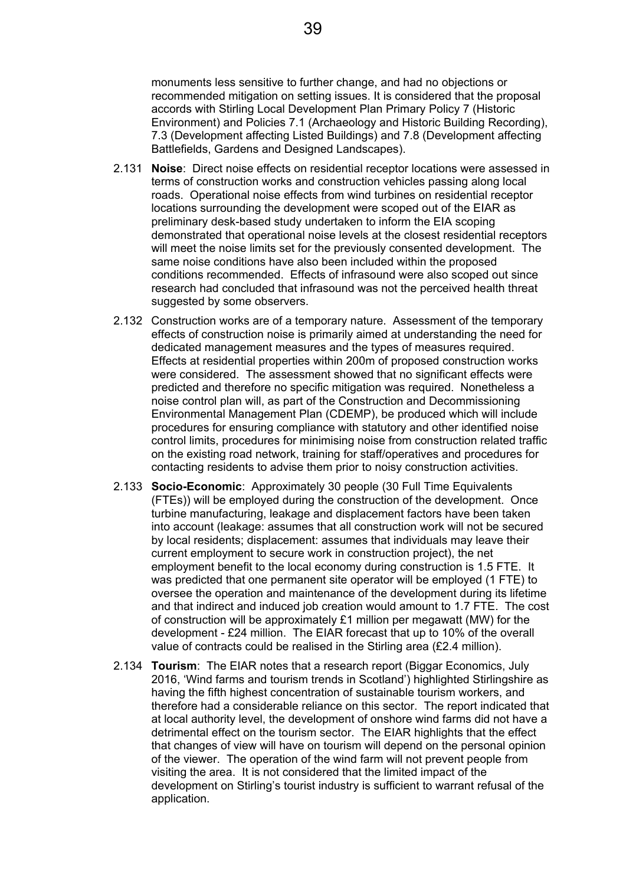monuments less sensitive to further change, and had no objections or recommended mitigation on setting issues. It is considered that the proposal accords with Stirling Local Development Plan Primary Policy 7 (Historic Environment) and Policies 7.1 (Archaeology and Historic Building Recording), 7.3 (Development affecting Listed Buildings) and 7.8 (Development affecting Battlefields, Gardens and Designed Landscapes).

2.131 **Noise**: Direct noise effects on residential receptor locations were assessed in terms of construction works and construction vehicles passing along local roads. Operational noise effects from wind turbines on residential receptor locations surrounding the development were scoped out of the EIAR as preliminary desk-based study undertaken to inform the EIA scoping demonstrated that operational noise levels at the closest residential receptors will meet the noise limits set for the previously consented development. The same noise conditions have also been included within the proposed conditions recommended. Effects of infrasound were also scoped out since research had concluded that infrasound was not the perceived health threat suggested by some observers.

2.132 Construction works are of a temporary nature. Assessment of the temporary effects of construction noise is primarily aimed at understanding the need for dedicated management measures and the types of measures required. Effects at residential properties within 200m of proposed construction works were considered. The assessment showed that no significant effects were predicted and therefore no specific mitigation was required. Nonetheless a noise control plan will, as part of the Construction and Decommissioning Environmental Management Plan (CDEMP), be produced which will include procedures for ensuring compliance with statutory and other identified noise control limits, procedures for minimising noise from construction related traffic on the existing road network, training for staff/operatives and procedures for contacting residents to advise them prior to noisy construction activities.

2.133 **Socio-Economic**: Approximately 30 people (30 Full Time Equivalents (FTEs)) will be employed during the construction of the development. Once turbine manufacturing, leakage and displacement factors have been taken into account (leakage: assumes that all construction work will not be secured by local residents; displacement: assumes that individuals may leave their current employment to secure work in construction project), the net employment benefit to the local economy during construction is 1.5 FTE. It was predicted that one permanent site operator will be employed (1 FTE) to oversee the operation and maintenance of the development during its lifetime and that indirect and induced job creation would amount to 1.7 FTE. The cost of construction will be approximately £1 million per megawatt (MW) for the development - £24 million. The EIAR forecast that up to 10% of the overall value of contracts could be realised in the Stirling area (£2.4 million).

2.134 **Tourism**: The EIAR notes that a research report (Biggar Economics, July 2016, 'Wind farms and tourism trends in Scotland') highlighted Stirlingshire as having the fifth highest concentration of sustainable tourism workers, and therefore had a considerable reliance on this sector. The report indicated that at local authority level, the development of onshore wind farms did not have a detrimental effect on the tourism sector. The EIAR highlights that the effect that changes of view will have on tourism will depend on the personal opinion of the viewer. The operation of the wind farm will not prevent people from visiting the area. It is not considered that the limited impact of the development on Stirling's tourist industry is sufficient to warrant refusal of the application.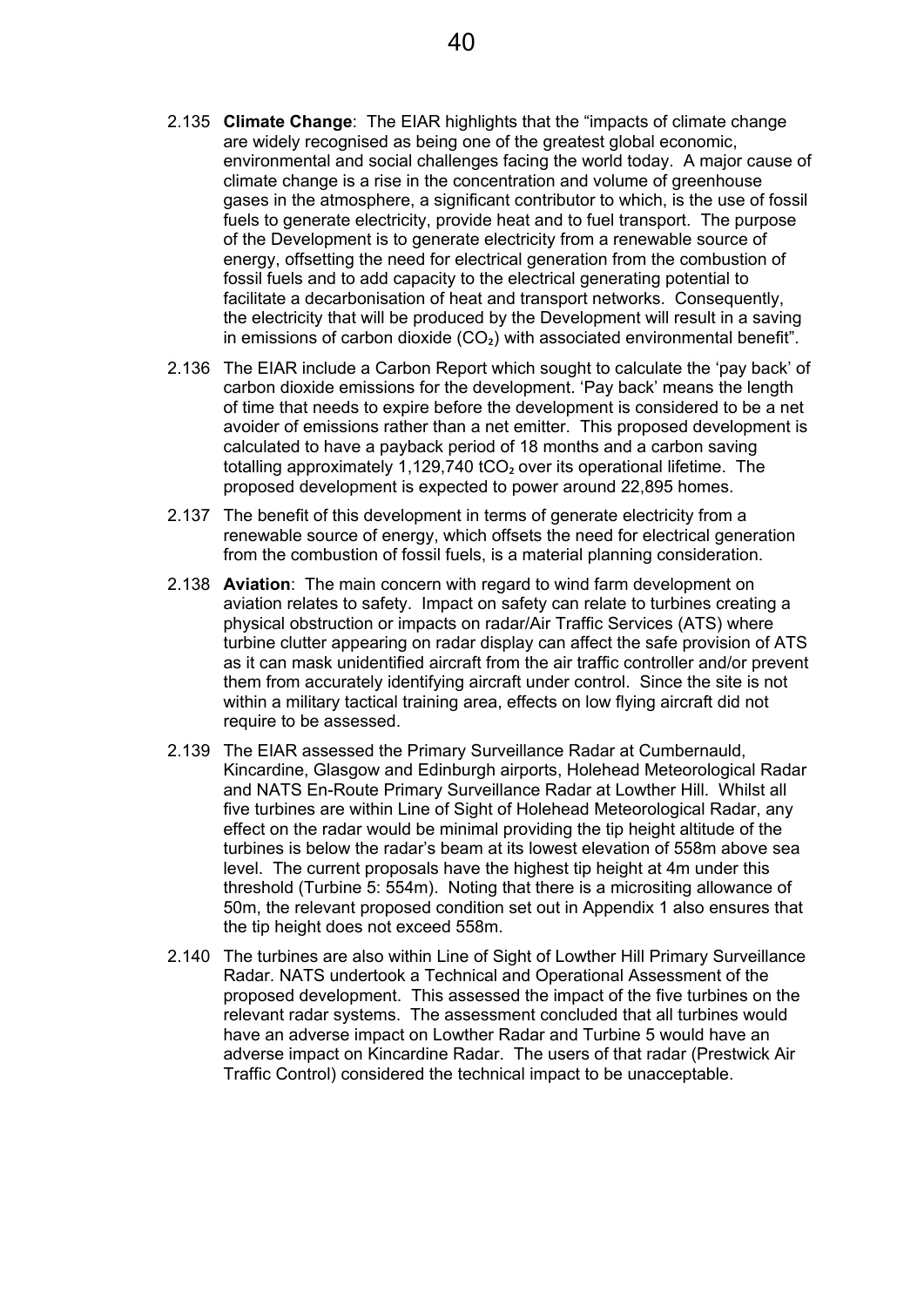2.135 **Climate Change**: The EIAR highlights that the "impacts of climate change are widely recognised as being one of the greatest global economic, environmental and social challenges facing the world today. A major cause of climate change is a rise in the concentration and volume of greenhouse gases in the atmosphere, a significant contributor to which, is the use of fossil fuels to generate electricity, provide heat and to fuel transport. The purpose of the Development is to generate electricity from a renewable source of energy, offsetting the need for electrical generation from the combustion of fossil fuels and to add capacity to the electrical generating potential to facilitate a decarbonisation of heat and transport networks. Consequently, the electricity that will be produced by the Development will result in a saving in emissions of carbon dioxide ($CO_2$) with associated environmental benefit".

2.136 The EIAR include a Carbon Report which sought to calculate the 'pay back' of carbon dioxide emissions for the development. 'Pay back' means the length of time that needs to expire before the development is considered to be a net avoider of emissions rather than a net emitter. This proposed development is calculated to have a payback period of 18 months and a carbon saving totalling approximately 1,129,740 $tCO_2$ over its operational lifetime. The proposed development is expected to power around 22,895 homes.

2.137 The benefit of this development in terms of generate electricity from a renewable source of energy, which offsets the need for electrical generation from the combustion of fossil fuels, is a material planning consideration.

2.138 **Aviation**: The main concern with regard to wind farm development on aviation relates to safety. Impact on safety can relate to turbines creating a physical obstruction or impacts on radar/Air Traffic Services (ATS) where turbine clutter appearing on radar display can affect the safe provision of ATS as it can mask unidentified aircraft from the air traffic controller and/or prevent them from accurately identifying aircraft under control. Since the site is not within a military tactical training area, effects on low flying aircraft did not require to be assessed.

2.139 The EIAR assessed the Primary Surveillance Radar at Cumbernauld, Kincardine, Glasgow and Edinburgh airports, Holehead Meteorological Radar and NATS En-Route Primary Surveillance Radar at Lowther Hill. Whilst all five turbines are within Line of Sight of Holehead Meteorological Radar, any effect on the radar would be minimal providing the tip height altitude of the turbines is below the radar's beam at its lowest elevation of 558m above sea level. The current proposals have the highest tip height at 4m under this threshold (Turbine 5: 554m). Noting that there is a micrositing allowance of 50m, the relevant proposed condition set out in Appendix 1 also ensures that the tip height does not exceed 558m.

2.140 The turbines are also within Line of Sight of Lowther Hill Primary Surveillance Radar. NATS undertook a Technical and Operational Assessment of the proposed development. This assessed the impact of the five turbines on the relevant radar systems. The assessment concluded that all turbines would have an adverse impact on Lowther Radar and Turbine 5 would have an adverse impact on Kincardine Radar. The users of that radar (Prestwick Air Traffic Control) considered the technical impact to be unacceptable.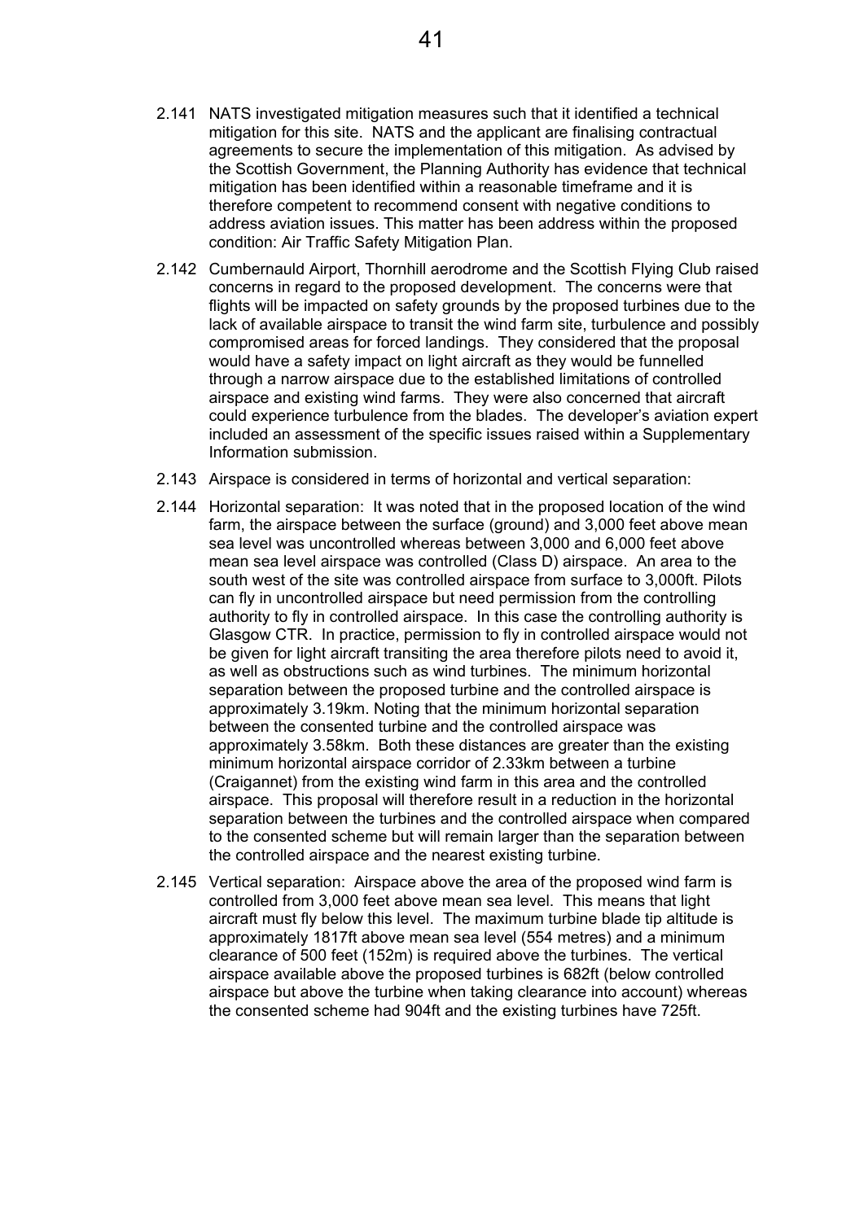2.141 NATS investigated mitigation measures such that it identified a technical mitigation for this site. NATS and the applicant are finalising contractual agreements to secure the implementation of this mitigation. As advised by the Scottish Government, the Planning Authority has evidence that technical mitigation has been identified within a reasonable timeframe and it is therefore competent to recommend consent with negative conditions to address aviation issues. This matter has been address within the proposed condition: Air Traffic Safety Mitigation Plan.

2.142 Cumbernauld Airport, Thornhill aerodrome and the Scottish Flying Club raised concerns in regard to the proposed development. The concerns were that flights will be impacted on safety grounds by the proposed turbines due to the lack of available airspace to transit the wind farm site, turbulence and possibly compromised areas for forced landings. They considered that the proposal would have a safety impact on light aircraft as they would be funnelled through a narrow airspace due to the established limitations of controlled airspace and existing wind farms. They were also concerned that aircraft could experience turbulence from the blades. The developer's aviation expert included an assessment of the specific issues raised within a Supplementary Information submission.

2.143 Airspace is considered in terms of horizontal and vertical separation:

2.144 Horizontal separation: It was noted that in the proposed location of the wind farm, the airspace between the surface (ground) and 3,000 feet above mean sea level was uncontrolled whereas between 3,000 and 6,000 feet above mean sea level airspace was controlled (Class D) airspace. An area to the south west of the site was controlled airspace from surface to 3,000ft. Pilots can fly in uncontrolled airspace but need permission from the controlling authority to fly in controlled airspace. In this case the controlling authority is Glasgow CTR. In practice, permission to fly in controlled airspace would not be given for light aircraft transiting the area therefore pilots need to avoid it, as well as obstructions such as wind turbines. The minimum horizontal separation between the proposed turbine and the controlled airspace is approximately 3.19km. Noting that the minimum horizontal separation between the consented turbine and the controlled airspace was approximately 3.58km. Both these distances are greater than the existing minimum horizontal airspace corridor of 2.33km between a turbine (Craigannet) from the existing wind farm in this area and the controlled airspace. This proposal will therefore result in a reduction in the horizontal separation between the turbines and the controlled airspace when compared to the consented scheme but will remain larger than the separation between the controlled airspace and the nearest existing turbine.

2.145 Vertical separation: Airspace above the area of the proposed wind farm is controlled from 3,000 feet above mean sea level. This means that light aircraft must fly below this level. The maximum turbine blade tip altitude is approximately 1817ft above mean sea level (554 metres) and a minimum clearance of 500 feet (152m) is required above the turbines. The vertical airspace available above the proposed turbines is 682ft (below controlled airspace but above the turbine when taking clearance into account) whereas the consented scheme had 904ft and the existing turbines have 725ft.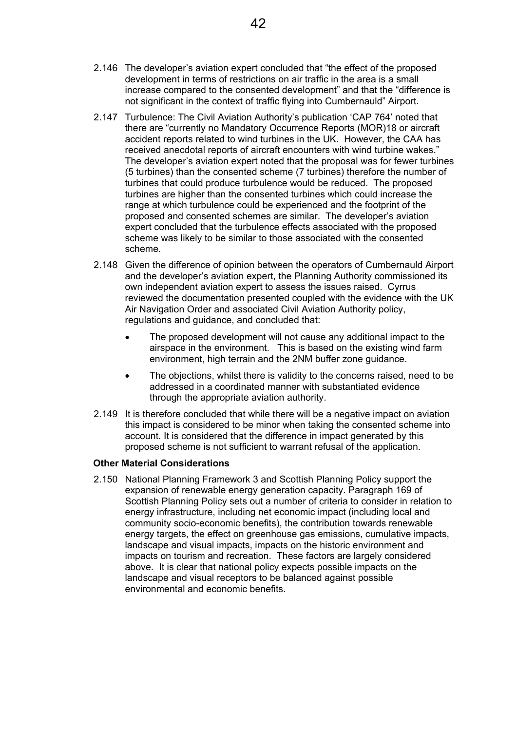2.146 The developer's aviation expert concluded that "the effect of the proposed development in terms of restrictions on air traffic in the area is a small increase compared to the consented development" and that the "difference is not significant in the context of traffic flying into Cumbernauld" Airport.

2.147 Turbulence: The Civil Aviation Authority's publication 'CAP 764' noted that there are "currently no Mandatory Occurrence Reports (MOR)18 or aircraft accident reports related to wind turbines in the UK. However, the CAA has received anecdotal reports of aircraft encounters with wind turbine wakes." The developer's aviation expert noted that the proposal was for fewer turbines (5 turbines) than the consented scheme (7 turbines) therefore the number of turbines that could produce turbulence would be reduced. The proposed turbines are higher than the consented turbines which could increase the range at which turbulence could be experienced and the footprint of the proposed and consented schemes are similar. The developer's aviation expert concluded that the turbulence effects associated with the proposed scheme was likely to be similar to those associated with the consented scheme.

2.148 Given the difference of opinion between the operators of Cumbernauld Airport and the developer's aviation expert, the Planning Authority commissioned its own independent aviation expert to assess the issues raised. Cyrrus reviewed the documentation presented coupled with the evidence with the UK Air Navigation Order and associated Civil Aviation Authority policy, regulations and guidance, and concluded that:

- The proposed development will not cause any additional impact to the airspace in the environment. This is based on the existing wind farm environment, high terrain and the 2NM buffer zone guidance.
- The objections, whilst there is validity to the concerns raised, need to be addressed in a coordinated manner with substantiated evidence through the appropriate aviation authority.

2.149 It is therefore concluded that while there will be a negative impact on aviation this impact is considered to be minor when taking the consented scheme into account. It is considered that the difference in impact generated by this proposed scheme is not sufficient to warrant refusal of the application.

**Other Material Considerations**

2.150 National Planning Framework 3 and Scottish Planning Policy support the expansion of renewable energy generation capacity. Paragraph 169 of Scottish Planning Policy sets out a number of criteria to consider in relation to energy infrastructure, including net economic impact (including local and community socio-economic benefits), the contribution towards renewable energy targets, the effect on greenhouse gas emissions, cumulative impacts, landscape and visual impacts, impacts on the historic environment and impacts on tourism and recreation. These factors are largely considered above. It is clear that national policy expects possible impacts on the landscape and visual receptors to be balanced against possible environmental and economic benefits.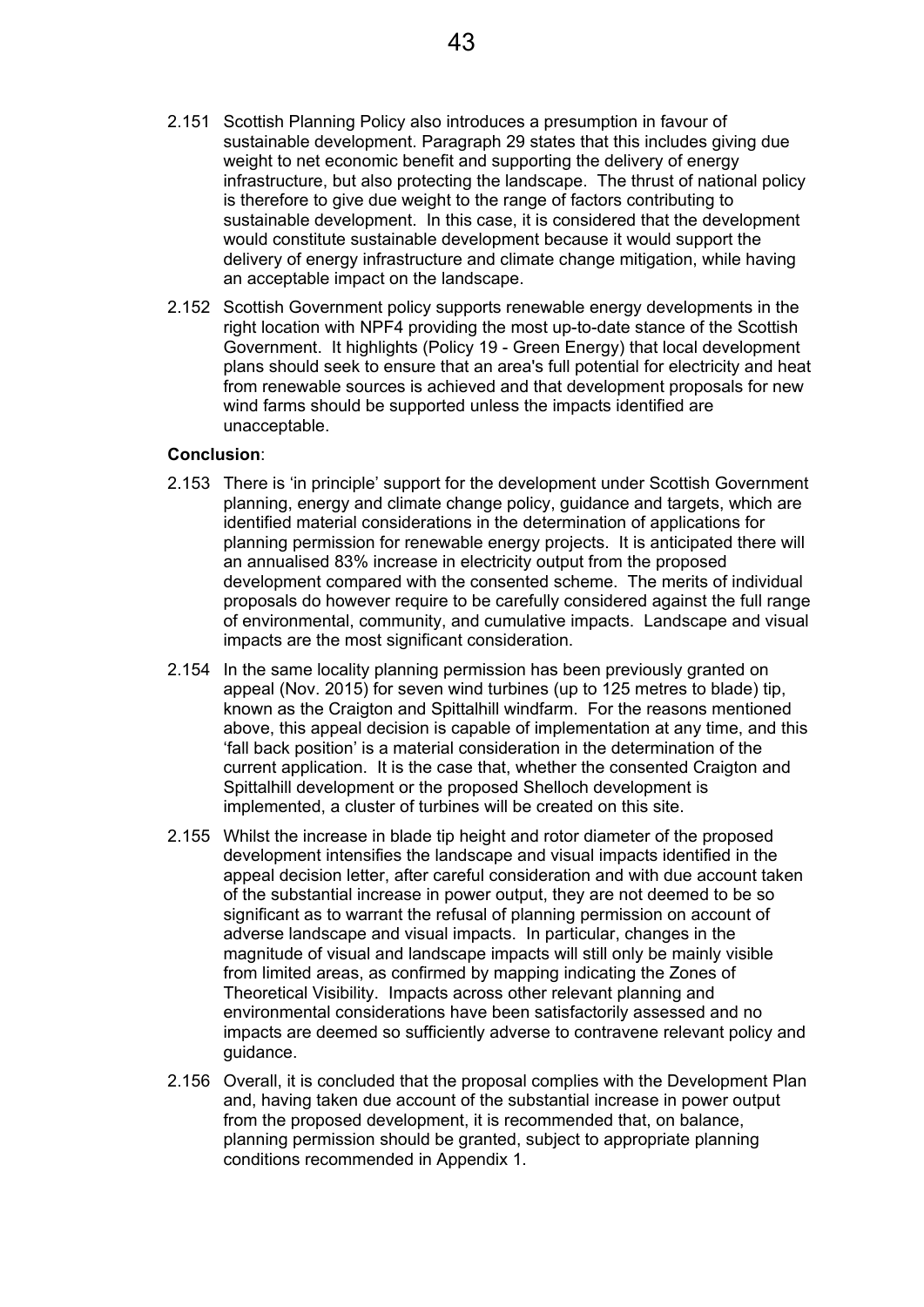2.151 Scottish Planning Policy also introduces a presumption in favour of sustainable development. Paragraph 29 states that this includes giving due weight to net economic benefit and supporting the delivery of energy infrastructure, but also protecting the landscape. The thrust of national policy is therefore to give due weight to the range of factors contributing to sustainable development. In this case, it is considered that the development would constitute sustainable development because it would support the delivery of energy infrastructure and climate change mitigation, while having an acceptable impact on the landscape.

2.152 Scottish Government policy supports renewable energy developments in the right location with NPF4 providing the most up-to-date stance of the Scottish Government. It highlights (Policy 19 - Green Energy) that local development plans should seek to ensure that an area's full potential for electricity and heat from renewable sources is achieved and that development proposals for new wind farms should be supported unless the impacts identified are unacceptable.

**Conclusion**:

2.153 There is 'in principle' support for the development under Scottish Government planning, energy and climate change policy, guidance and targets, which are identified material considerations in the determination of applications for planning permission for renewable energy projects. It is anticipated there will an annualised 83% increase in electricity output from the proposed development compared with the consented scheme. The merits of individual proposals do however require to be carefully considered against the full range of environmental, community, and cumulative impacts. Landscape and visual impacts are the most significant consideration.

2.154 In the same locality planning permission has been previously granted on appeal (Nov. 2015) for seven wind turbines (up to 125 metres to blade) tip, known as the Craigton and Spittalhill windfarm. For the reasons mentioned above, this appeal decision is capable of implementation at any time, and this 'fall back position' is a material consideration in the determination of the current application. It is the case that, whether the consented Craigton and Spittalhill development or the proposed Shelloch development is implemented, a cluster of turbines will be created on this site.

2.155 Whilst the increase in blade tip height and rotor diameter of the proposed development intensifies the landscape and visual impacts identified in the appeal decision letter, after careful consideration and with due account taken of the substantial increase in power output, they are not deemed to be so significant as to warrant the refusal of planning permission on account of adverse landscape and visual impacts. In particular, changes in the magnitude of visual and landscape impacts will still only be mainly visible from limited areas, as confirmed by mapping indicating the Zones of Theoretical Visibility. Impacts across other relevant planning and environmental considerations have been satisfactorily assessed and no impacts are deemed so sufficiently adverse to contravene relevant policy and guidance.

2.156 Overall, it is concluded that the proposal complies with the Development Plan and, having taken due account of the substantial increase in power output from the proposed development, it is recommended that, on balance, planning permission should be granted, subject to appropriate planning conditions recommended in Appendix 1.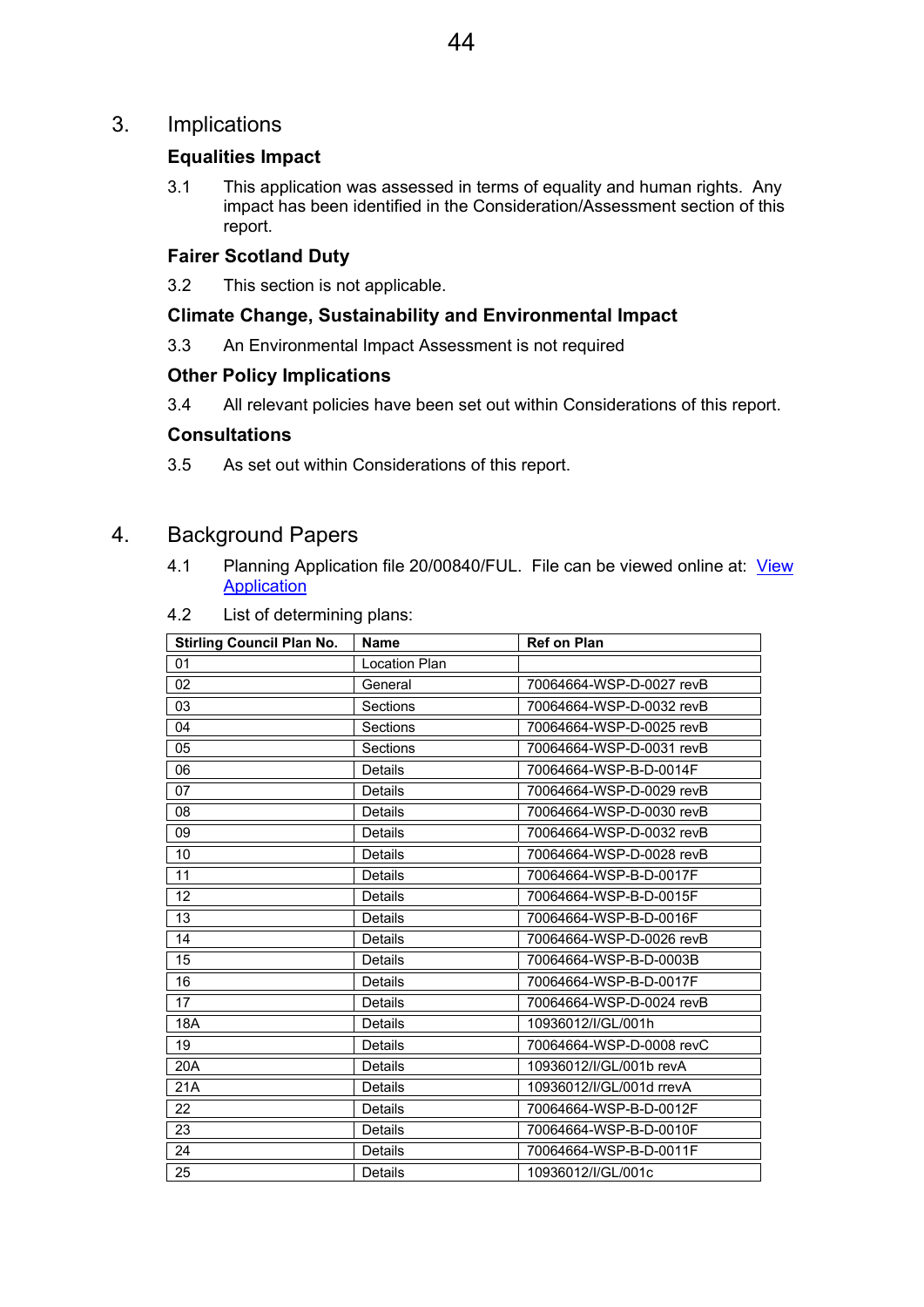## 3. Implications

### Equalities Impact

3.1 This application was assessed in terms of equality and human rights. Any impact has been identified in the Consideration/Assessment section of this report.

### Fairer Scotland Duty

3.2 This section is not applicable.

### Climate Change, Sustainability and Environmental Impact

3.3 An Environmental Impact Assessment is not required

### Other Policy Implications

3.4 All relevant policies have been set out within Considerations of this report.

### Consultations

3.5 As set out within Considerations of this report.

## 4. Background Papers

4.1 Planning Application file 20/00840/FUL. File can be viewed online at: View Application

4.2 List of determining plans:

| Stirling Council Plan No. | Name | Ref on Plan |
|---|---|---|
| 01 | Location Plan | |
| 02 | General | 70064664-WSP-D-0027 revB |
| 03 | Sections | 70064664-WSP-D-0032 revB |
| 04 | Sections | 70064664-WSP-D-0025 revB |
| 05 | Sections | 70064664-WSP-D-0031 revB |
| 06 | Details | 70064664-WSP-B-D-0014F |
| 07 | Details | 70064664-WSP-D-0029 revB |
| 08 | Details | 70064664-WSP-D-0030 revB |
| 09 | Details | 70064664-WSP-D-0032 revB |
| 10 | Details | 70064664-WSP-D-0028 revB |
| 11 | Details | 70064664-WSP-B-D-0017F |
| 12 | Details | 70064664-WSP-B-D-0015F |
| 13 | Details | 70064664-WSP-B-D-0016F |
| 14 | Details | 70064664-WSP-D-0026 revB |
| 15 | Details | 70064664-WSP-B-D-0003B |
| 16 | Details | 70064664-WSP-B-D-0017F |
| 17 | Details | 70064664-WSP-D-0024 revB |
| 18A | Details | 10936012/I/GL/001h |
| 19 | Details | 70064664-WSP-D-0008 revC |
| 20A | Details | 10936012/I/GL/001b revA |
| 21A | Details | 10936012/I/GL/001d rrevA |
| 22 | Details | 70064664-WSP-B-D-0012F |
| 23 | Details | 70064664-WSP-B-D-0010F |
| 24 | Details | 70064664-WSP-B-D-0011F |
| 25 | Details | 10936012/I/GL/001c |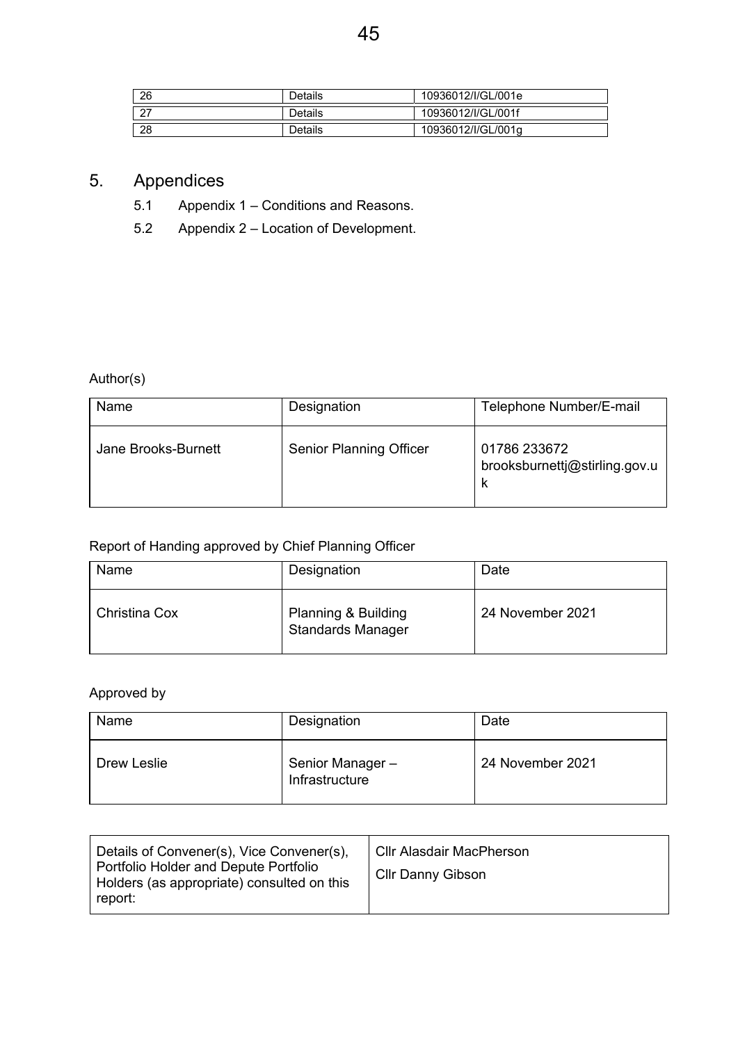| 26 | Details | 10936012/I/GL/001e |
|---|---|---|
| 27 | Details | 10936012/I/GL/001f |
| 28 | Details | 10936012/I/GL/001g |

## 5. Appendices

5.1 Appendix 1 – Conditions and Reasons.

5.2 Appendix 2 – Location of Development.

Author(s)

| Name | Designation | Telephone Number/E-mail |
|---|---|---|
| Jane Brooks-Burnett | Senior Planning Officer | 01786 233672 brooksburnettj@stirling.gov.uk |

Report of Handing approved by Chief Planning Officer

| Name | Designation | Date |
|---|---|---|
| Christina Cox | Planning & Building Standards Manager | 24 November 2021 |

Approved by

| Name | Designation | Date |
|---|---|---|
| Drew Leslie | Senior Manager – Infrastructure | 24 November 2021 |

| Details of Convener(s), Vice Convener(s), Portfolio Holder and Depute Portfolio Holders (as appropriate) consulted on this report: | Cllr Alasdair MacPherson<br>Cllr Danny Gibson |
|---|---|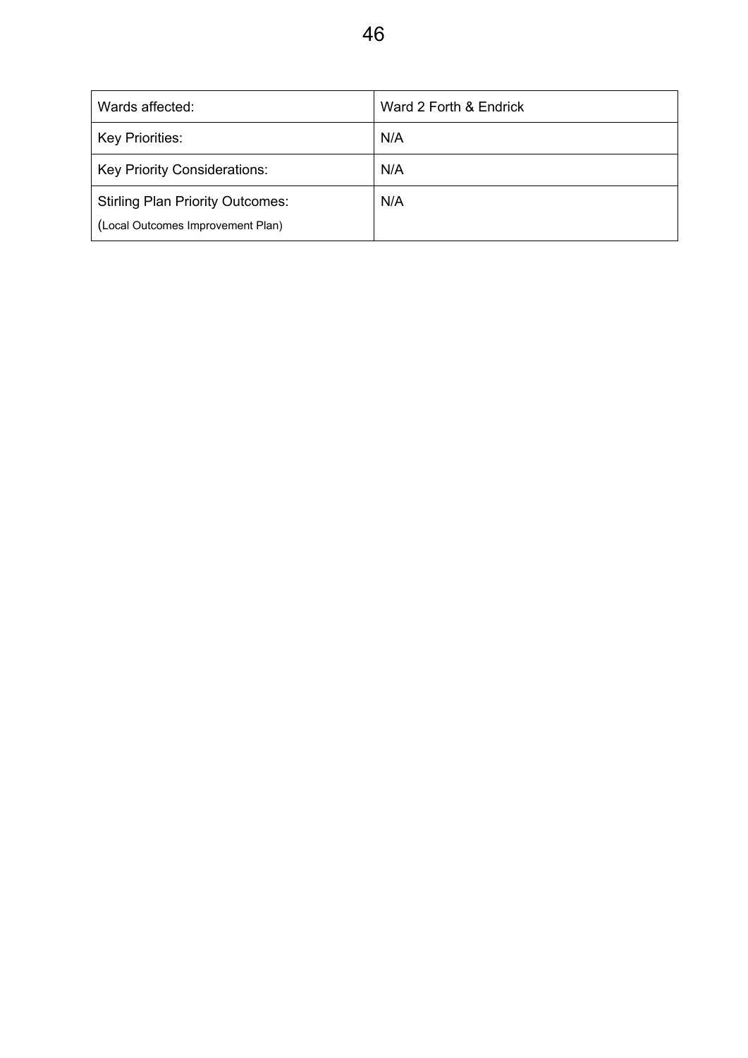| Wards affected: | Ward 2 Forth & Endrick |
|---|---|
| Key Priorities: | N/A |
| Key Priority Considerations: | N/A |
| Stirling Plan Priority Outcomes: (Local Outcomes Improvement Plan) | N/A |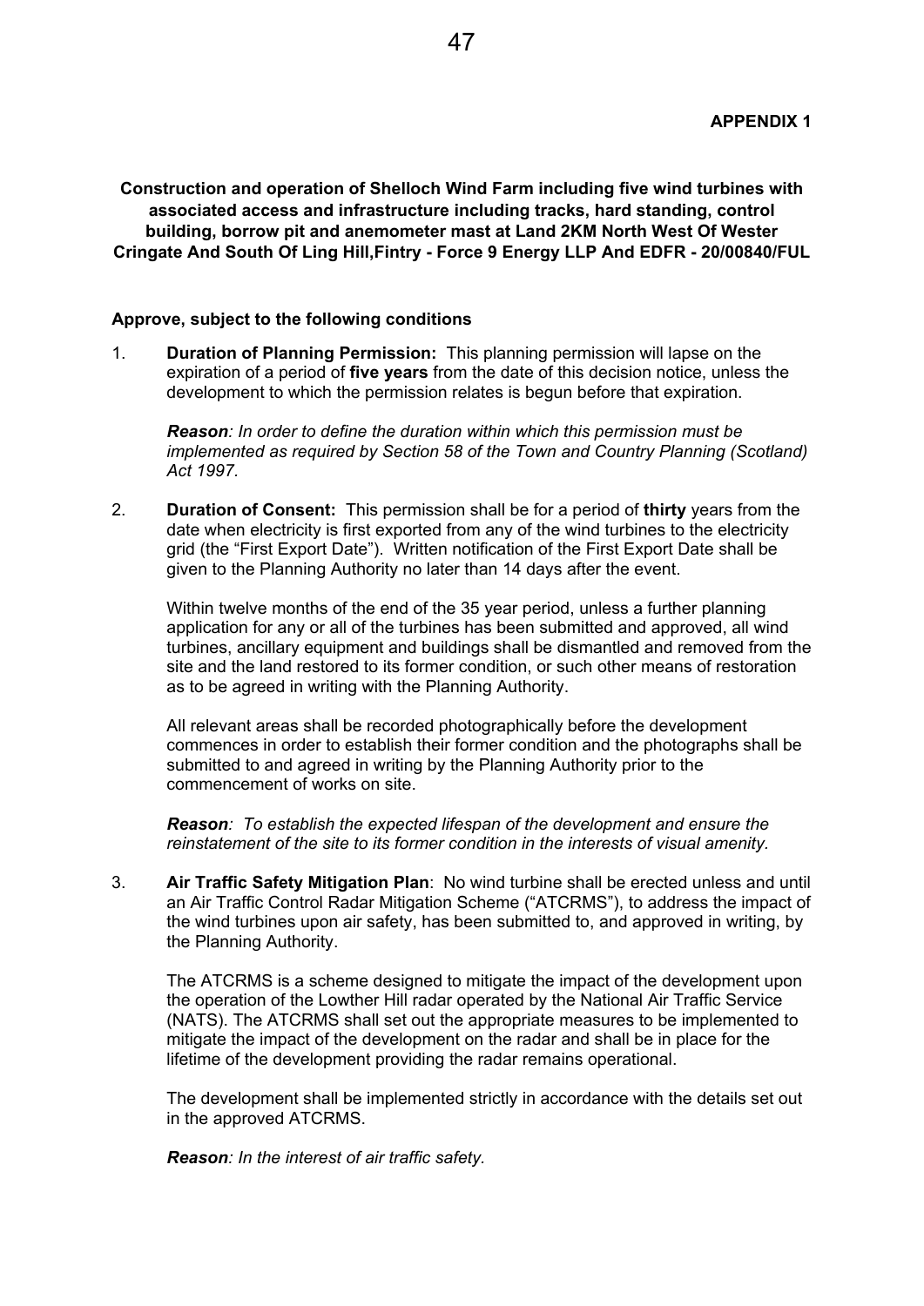**APPENDIX 1**

**Construction and operation of Shelloch Wind Farm including five wind turbines with associated access and infrastructure including tracks, hard standing, control building, borrow pit and anemometer mast at Land 2KM North West Of Wester Cringate And South Of Ling Hill,Fintry - Force 9 Energy LLP And EDFR - 20/00840/FUL**

**Approve, subject to the following conditions**

1. **Duration of Planning Permission:** This planning permission will lapse on the expiration of a period of **five years** from the date of this decision notice, unless the development to which the permission relates is begun before that expiration.

   ***Reason****: In order to define the duration within which this permission must be implemented as required by Section 58 of the Town and Country Planning (Scotland) Act 1997.*

2. **Duration of Consent:** This permission shall be for a period of **thirty** years from the date when electricity is first exported from any of the wind turbines to the electricity grid (the "First Export Date"). Written notification of the First Export Date shall be given to the Planning Authority no later than 14 days after the event.

   Within twelve months of the end of the 35 year period, unless a further planning application for any or all of the turbines has been submitted and approved, all wind turbines, ancillary equipment and buildings shall be dismantled and removed from the site and the land restored to its former condition, or such other means of restoration as to be agreed in writing with the Planning Authority.

   All relevant areas shall be recorded photographically before the development commences in order to establish their former condition and the photographs shall be submitted to and agreed in writing by the Planning Authority prior to the commencement of works on site.

   ***Reason****: To establish the expected lifespan of the development and ensure the reinstatement of the site to its former condition in the interests of visual amenity.*

3. **Air Traffic Safety Mitigation Plan**: No wind turbine shall be erected unless and until an Air Traffic Control Radar Mitigation Scheme ("ATCRMS"), to address the impact of the wind turbines upon air safety, has been submitted to, and approved in writing, by the Planning Authority.

   The ATCRMS is a scheme designed to mitigate the impact of the development upon the operation of the Lowther Hill radar operated by the National Air Traffic Service (NATS). The ATCRMS shall set out the appropriate measures to be implemented to mitigate the impact of the development on the radar and shall be in place for the lifetime of the development providing the radar remains operational.

   The development shall be implemented strictly in accordance with the details set out in the approved ATCRMS.

   ***Reason****: In the interest of air traffic safety.*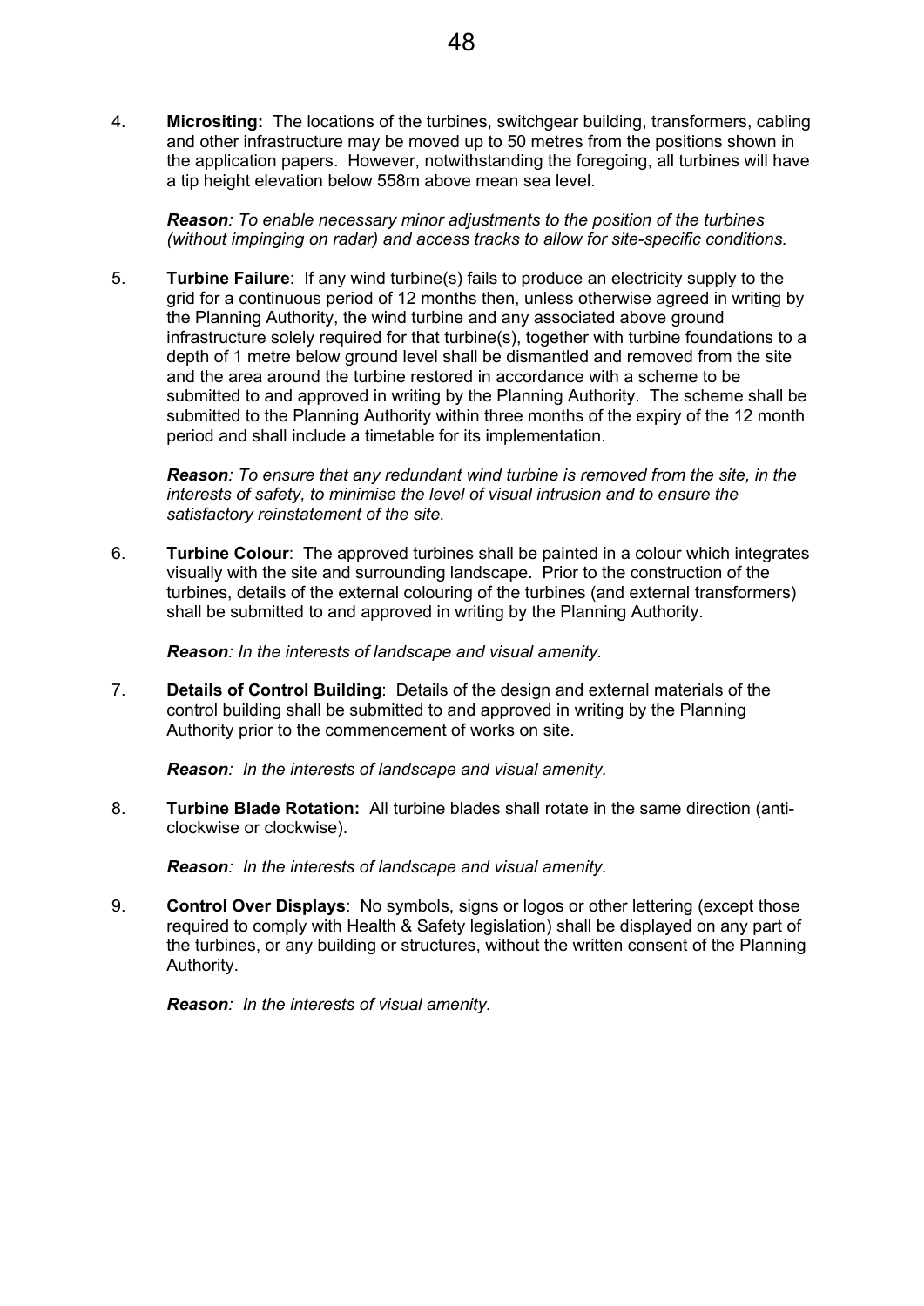4. **Micrositing:** The locations of the turbines, switchgear building, transformers, cabling and other infrastructure may be moved up to 50 metres from the positions shown in the application papers. However, notwithstanding the foregoing, all turbines will have a tip height elevation below 558m above mean sea level.

   ***Reason****: To enable necessary minor adjustments to the position of the turbines (without impinging on radar) and access tracks to allow for site-specific conditions.*

5. **Turbine Failure**: If any wind turbine(s) fails to produce an electricity supply to the grid for a continuous period of 12 months then, unless otherwise agreed in writing by the Planning Authority, the wind turbine and any associated above ground infrastructure solely required for that turbine(s), together with turbine foundations to a depth of 1 metre below ground level shall be dismantled and removed from the site and the area around the turbine restored in accordance with a scheme to be submitted to and approved in writing by the Planning Authority. The scheme shall be submitted to the Planning Authority within three months of the expiry of the 12 month period and shall include a timetable for its implementation.

   ***Reason****: To ensure that any redundant wind turbine is removed from the site, in the interests of safety, to minimise the level of visual intrusion and to ensure the satisfactory reinstatement of the site.*

6. **Turbine Colour**: The approved turbines shall be painted in a colour which integrates visually with the site and surrounding landscape. Prior to the construction of the turbines, details of the external colouring of the turbines (and external transformers) shall be submitted to and approved in writing by the Planning Authority.

   ***Reason****: In the interests of landscape and visual amenity.*

7. **Details of Control Building**: Details of the design and external materials of the control building shall be submitted to and approved in writing by the Planning Authority prior to the commencement of works on site.

   ***Reason****: In the interests of landscape and visual amenity.*

8. **Turbine Blade Rotation:** All turbine blades shall rotate in the same direction (anti-clockwise or clockwise).

   ***Reason****: In the interests of landscape and visual amenity.*

9. **Control Over Displays**: No symbols, signs or logos or other lettering (except those required to comply with Health & Safety legislation) shall be displayed on any part of the turbines, or any building or structures, without the written consent of the Planning Authority.

   ***Reason****: In the interests of visual amenity.*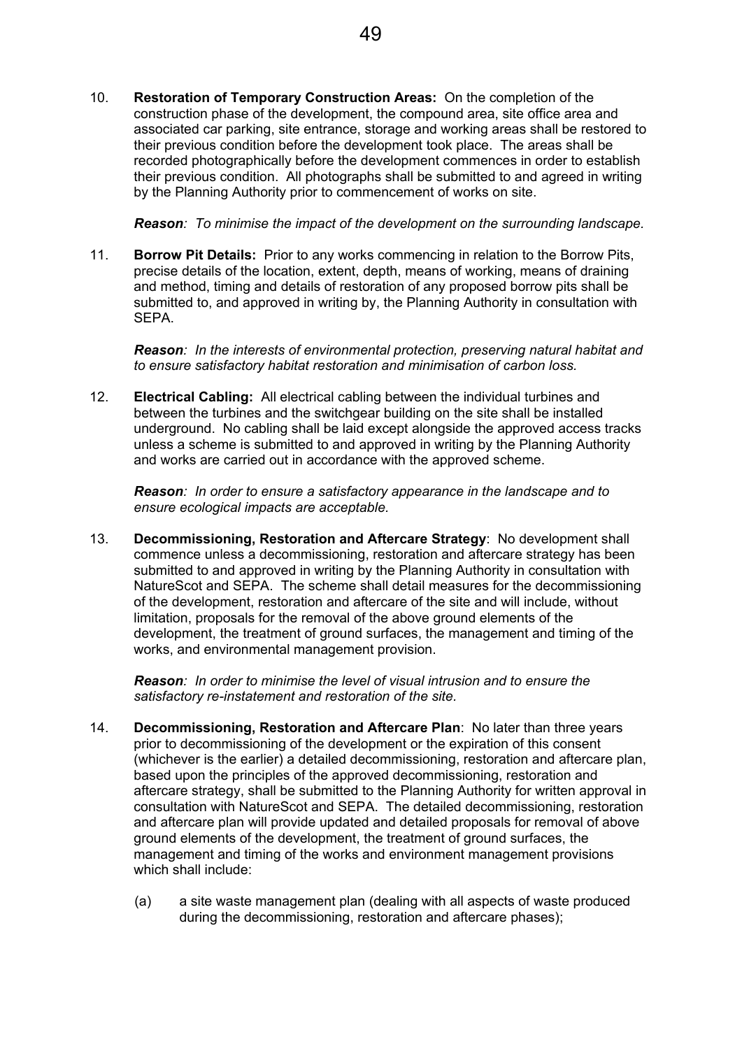10. **Restoration of Temporary Construction Areas:** On the completion of the construction phase of the development, the compound area, site office area and associated car parking, site entrance, storage and working areas shall be restored to their previous condition before the development took place. The areas shall be recorded photographically before the development commences in order to establish their previous condition. All photographs shall be submitted to and agreed in writing by the Planning Authority prior to commencement of works on site.

    ***Reason****: To minimise the impact of the development on the surrounding landscape.*

11. **Borrow Pit Details:** Prior to any works commencing in relation to the Borrow Pits, precise details of the location, extent, depth, means of working, means of draining and method, timing and details of restoration of any proposed borrow pits shall be submitted to, and approved in writing by, the Planning Authority in consultation with SEPA.

    ***Reason****: In the interests of environmental protection, preserving natural habitat and to ensure satisfactory habitat restoration and minimisation of carbon loss.*

12. **Electrical Cabling:** All electrical cabling between the individual turbines and between the turbines and the switchgear building on the site shall be installed underground. No cabling shall be laid except alongside the approved access tracks unless a scheme is submitted to and approved in writing by the Planning Authority and works are carried out in accordance with the approved scheme.

    ***Reason****: In order to ensure a satisfactory appearance in the landscape and to ensure ecological impacts are acceptable.*

13. **Decommissioning, Restoration and Aftercare Strategy**: No development shall commence unless a decommissioning, restoration and aftercare strategy has been submitted to and approved in writing by the Planning Authority in consultation with NatureScot and SEPA. The scheme shall detail measures for the decommissioning of the development, restoration and aftercare of the site and will include, without limitation, proposals for the removal of the above ground elements of the development, the treatment of ground surfaces, the management and timing of the works, and environmental management provision.

    ***Reason****: In order to minimise the level of visual intrusion and to ensure the satisfactory re-instatement and restoration of the site.*

14. **Decommissioning, Restoration and Aftercare Plan**: No later than three years prior to decommissioning of the development or the expiration of this consent (whichever is the earlier) a detailed decommissioning, restoration and aftercare plan, based upon the principles of the approved decommissioning, restoration and aftercare strategy, shall be submitted to the Planning Authority for written approval in consultation with NatureScot and SEPA. The detailed decommissioning, restoration and aftercare plan will provide updated and detailed proposals for removal of above ground elements of the development, the treatment of ground surfaces, the management and timing of the works and environment management provisions which shall include:

    (a) a site waste management plan (dealing with all aspects of waste produced during the decommissioning, restoration and aftercare phases);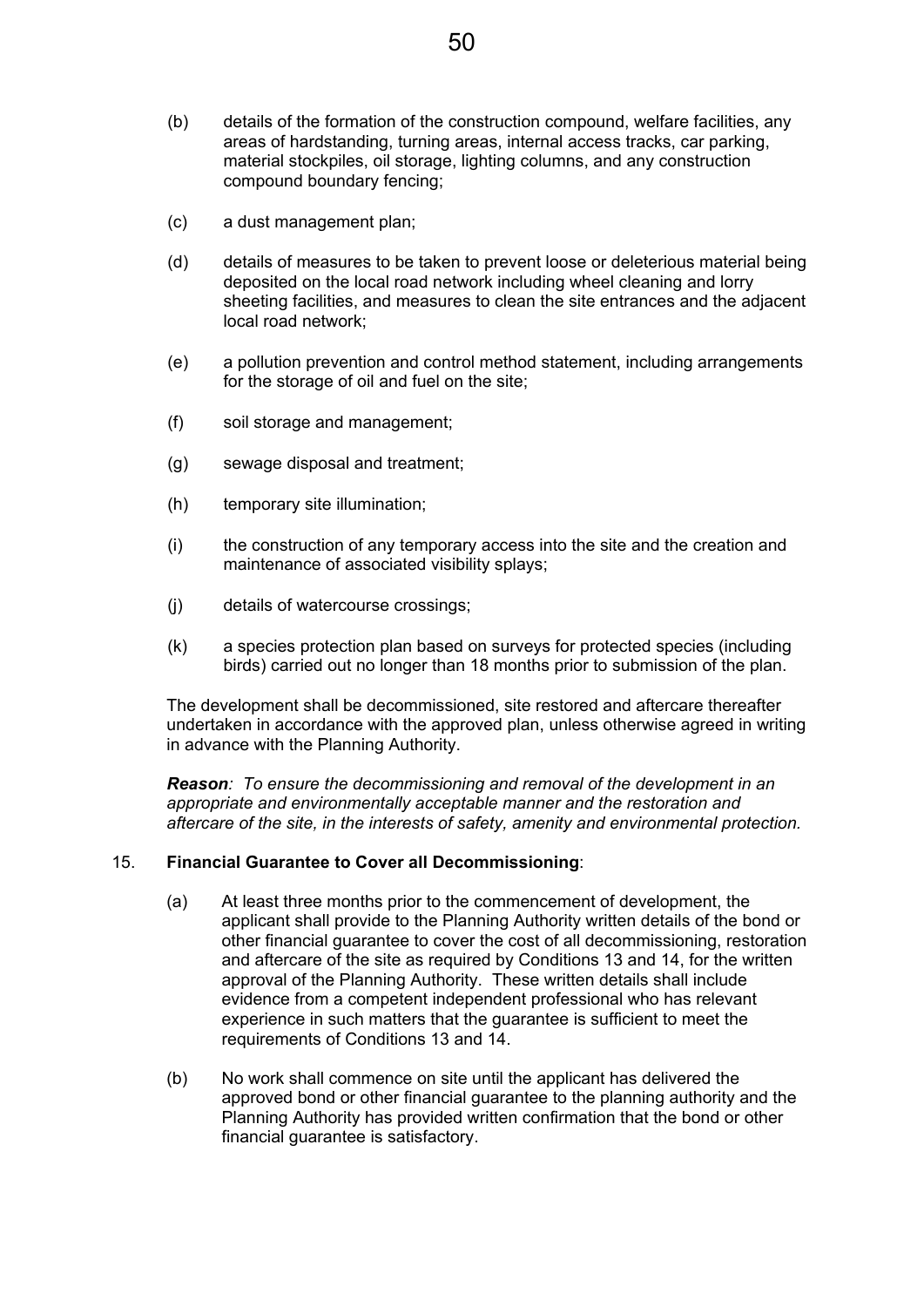(b) details of the formation of the construction compound, welfare facilities, any areas of hardstanding, turning areas, internal access tracks, car parking, material stockpiles, oil storage, lighting columns, and any construction compound boundary fencing;

(c) a dust management plan;

(d) details of measures to be taken to prevent loose or deleterious material being deposited on the local road network including wheel cleaning and lorry sheeting facilities, and measures to clean the site entrances and the adjacent local road network;

(e) a pollution prevention and control method statement, including arrangements for the storage of oil and fuel on the site;

(f) soil storage and management;

(g) sewage disposal and treatment;

(h) temporary site illumination;

(i) the construction of any temporary access into the site and the creation and maintenance of associated visibility splays;

(j) details of watercourse crossings;

(k) a species protection plan based on surveys for protected species (including birds) carried out no longer than 18 months prior to submission of the plan.

The development shall be decommissioned, site restored and aftercare thereafter undertaken in accordance with the approved plan, unless otherwise agreed in writing in advance with the Planning Authority.

***Reason****: To ensure the decommissioning and removal of the development in an appropriate and environmentally acceptable manner and the restoration and aftercare of the site, in the interests of safety, amenity and environmental protection.*

15. **Financial Guarantee to Cover all Decommissioning**:

(a) At least three months prior to the commencement of development, the applicant shall provide to the Planning Authority written details of the bond or other financial guarantee to cover the cost of all decommissioning, restoration and aftercare of the site as required by Conditions 13 and 14, for the written approval of the Planning Authority. These written details shall include evidence from a competent independent professional who has relevant experience in such matters that the guarantee is sufficient to meet the requirements of Conditions 13 and 14.

(b) No work shall commence on site until the applicant has delivered the approved bond or other financial guarantee to the planning authority and the Planning Authority has provided written confirmation that the bond or other financial guarantee is satisfactory.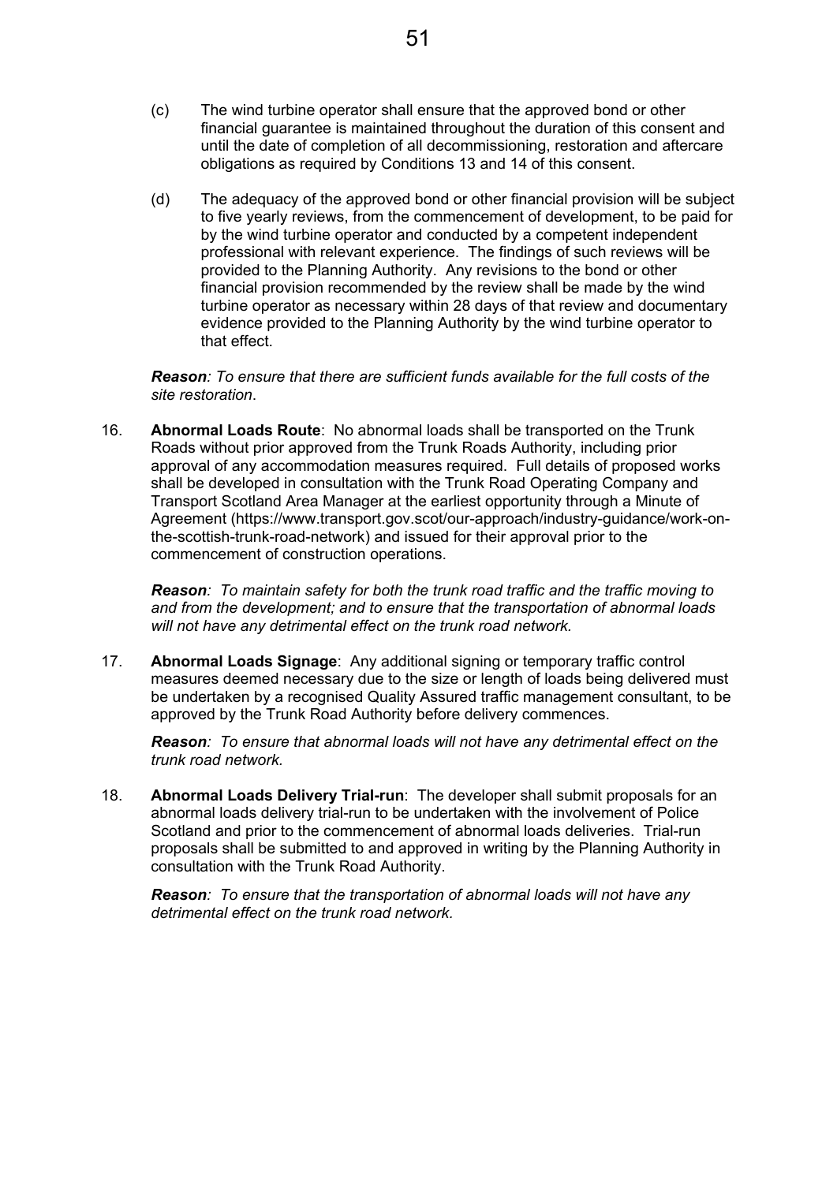(c) The wind turbine operator shall ensure that the approved bond or other financial guarantee is maintained throughout the duration of this consent and until the date of completion of all decommissioning, restoration and aftercare obligations as required by Conditions 13 and 14 of this consent.

(d) The adequacy of the approved bond or other financial provision will be subject to five yearly reviews, from the commencement of development, to be paid for by the wind turbine operator and conducted by a competent independent professional with relevant experience. The findings of such reviews will be provided to the Planning Authority. Any revisions to the bond or other financial provision recommended by the review shall be made by the wind turbine operator as necessary within 28 days of that review and documentary evidence provided to the Planning Authority by the wind turbine operator to that effect.

***Reason**: To ensure that there are sufficient funds available for the full costs of the site restoration.*

16. **Abnormal Loads Route**: No abnormal loads shall be transported on the Trunk Roads without prior approved from the Trunk Roads Authority, including prior approval of any accommodation measures required. Full details of proposed works shall be developed in consultation with the Trunk Road Operating Company and Transport Scotland Area Manager at the earliest opportunity through a Minute of Agreement (https://www.transport.gov.scot/our-approach/industry-guidance/work-on-the-scottish-trunk-road-network) and issued for their approval prior to the commencement of construction operations.

    ***Reason**: To maintain safety for both the trunk road traffic and the traffic moving to and from the development; and to ensure that the transportation of abnormal loads will not have any detrimental effect on the trunk road network.*

17. **Abnormal Loads Signage**: Any additional signing or temporary traffic control measures deemed necessary due to the size or length of loads being delivered must be undertaken by a recognised Quality Assured traffic management consultant, to be approved by the Trunk Road Authority before delivery commences.

    ***Reason**: To ensure that abnormal loads will not have any detrimental effect on the trunk road network.*

18. **Abnormal Loads Delivery Trial-run**: The developer shall submit proposals for an abnormal loads delivery trial-run to be undertaken with the involvement of Police Scotland and prior to the commencement of abnormal loads deliveries. Trial-run proposals shall be submitted to and approved in writing by the Planning Authority in consultation with the Trunk Road Authority.

    ***Reason**: To ensure that the transportation of abnormal loads will not have any detrimental effect on the trunk road network.*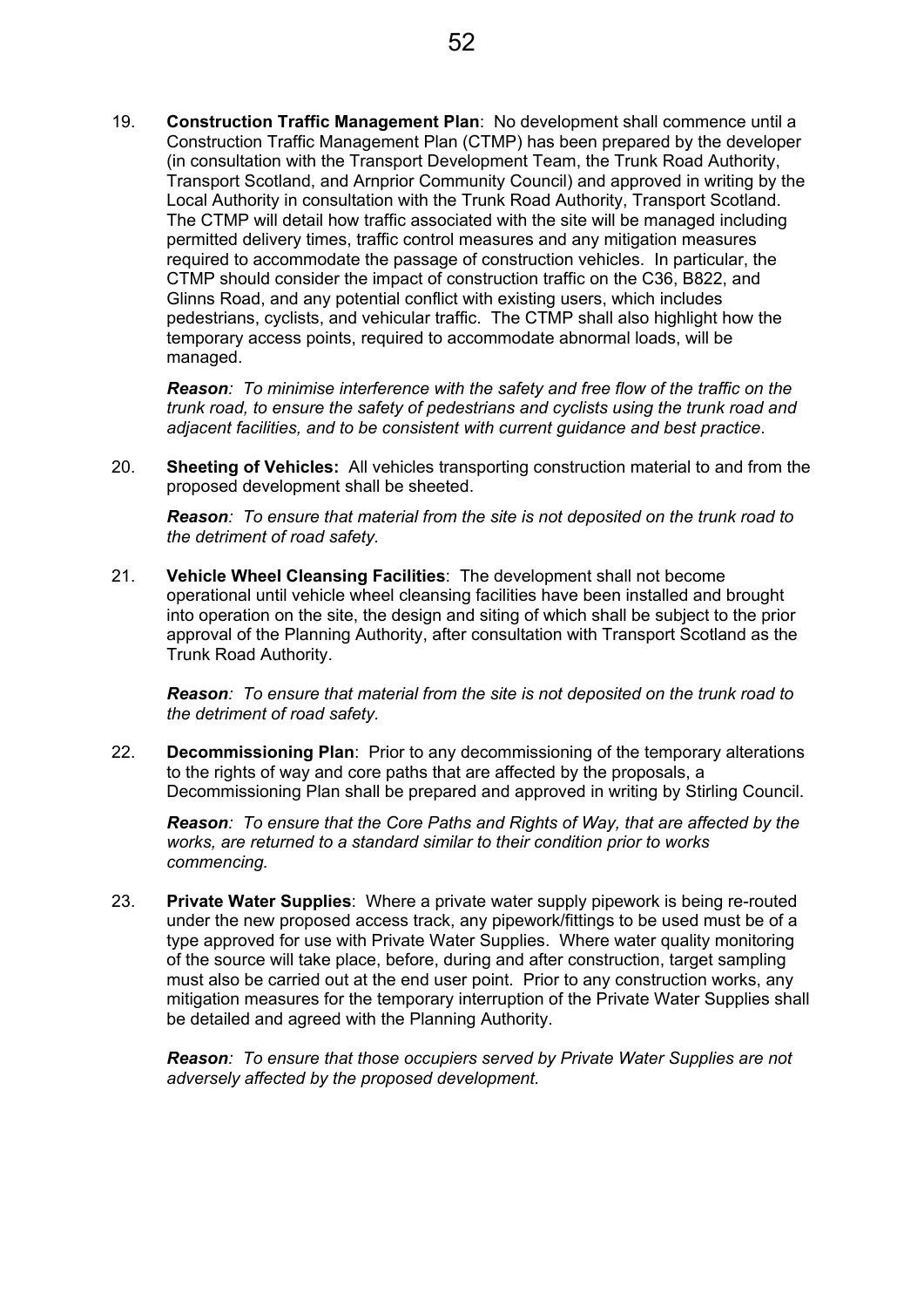19. **Construction Traffic Management Plan**: No development shall commence until a Construction Traffic Management Plan (CTMP) has been prepared by the developer (in consultation with the Transport Development Team, the Trunk Road Authority, Transport Scotland, and Arnprior Community Council) and approved in writing by the Local Authority in consultation with the Trunk Road Authority, Transport Scotland. The CTMP will detail how traffic associated with the site will be managed including permitted delivery times, traffic control measures and any mitigation measures required to accommodate the passage of construction vehicles. In particular, the CTMP should consider the impact of construction traffic on the C36, B822, and Glinns Road, and any potential conflict with existing users, which includes pedestrians, cyclists, and vehicular traffic. The CTMP shall also highlight how the temporary access points, required to accommodate abnormal loads, will be managed.

    ***Reason**: To minimise interference with the safety and free flow of the traffic on the trunk road, to ensure the safety of pedestrians and cyclists using the trunk road and adjacent facilities, and to be consistent with current guidance and best practice*.

20. **Sheeting of Vehicles:** All vehicles transporting construction material to and from the proposed development shall be sheeted.

    ***Reason**: To ensure that material from the site is not deposited on the trunk road to the detriment of road safety.*

21. **Vehicle Wheel Cleansing Facilities**: The development shall not become operational until vehicle wheel cleansing facilities have been installed and brought into operation on the site, the design and siting of which shall be subject to the prior approval of the Planning Authority, after consultation with Transport Scotland as the Trunk Road Authority.

    ***Reason**: To ensure that material from the site is not deposited on the trunk road to the detriment of road safety.*

22. **Decommissioning Plan**: Prior to any decommissioning of the temporary alterations to the rights of way and core paths that are affected by the proposals, a Decommissioning Plan shall be prepared and approved in writing by Stirling Council.

    ***Reason**: To ensure that the Core Paths and Rights of Way, that are affected by the works, are returned to a standard similar to their condition prior to works commencing.*

23. **Private Water Supplies**: Where a private water supply pipework is being re-routed under the new proposed access track, any pipework/fittings to be used must be of a type approved for use with Private Water Supplies. Where water quality monitoring of the source will take place, before, during and after construction, target sampling must also be carried out at the end user point. Prior to any construction works, any mitigation measures for the temporary interruption of the Private Water Supplies shall be detailed and agreed with the Planning Authority.

    ***Reason**: To ensure that those occupiers served by Private Water Supplies are not adversely affected by the proposed development.*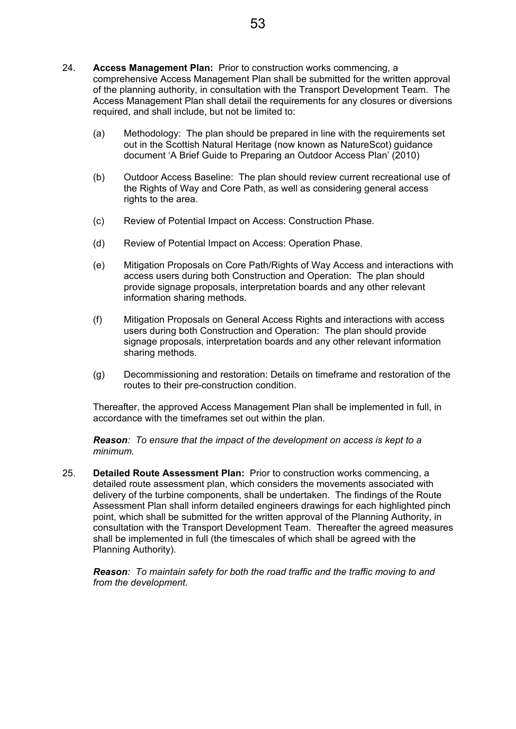24. **Access Management Plan:** Prior to construction works commencing, a comprehensive Access Management Plan shall be submitted for the written approval of the planning authority, in consultation with the Transport Development Team. The Access Management Plan shall detail the requirements for any closures or diversions required, and shall include, but not be limited to:

    (a) Methodology: The plan should be prepared in line with the requirements set out in the Scottish Natural Heritage (now known as NatureScot) guidance document 'A Brief Guide to Preparing an Outdoor Access Plan' (2010)

    (b) Outdoor Access Baseline: The plan should review current recreational use of the Rights of Way and Core Path, as well as considering general access rights to the area.

    (c) Review of Potential Impact on Access: Construction Phase.

    (d) Review of Potential Impact on Access: Operation Phase.

    (e) Mitigation Proposals on Core Path/Rights of Way Access and interactions with access users during both Construction and Operation: The plan should provide signage proposals, interpretation boards and any other relevant information sharing methods.

    (f) Mitigation Proposals on General Access Rights and interactions with access users during both Construction and Operation: The plan should provide signage proposals, interpretation boards and any other relevant information sharing methods.

    (g) Decommissioning and restoration: Details on timeframe and restoration of the routes to their pre-construction condition.

    Thereafter, the approved Access Management Plan shall be implemented in full, in accordance with the timeframes set out within the plan.

    ***Reason**: To ensure that the impact of the development on access is kept to a minimum.*

25. **Detailed Route Assessment Plan:** Prior to construction works commencing, a detailed route assessment plan, which considers the movements associated with delivery of the turbine components, shall be undertaken. The findings of the Route Assessment Plan shall inform detailed engineers drawings for each highlighted pinch point, which shall be submitted for the written approval of the Planning Authority, in consultation with the Transport Development Team. Thereafter the agreed measures shall be implemented in full (the timescales of which shall be agreed with the Planning Authority).

    ***Reason**: To maintain safety for both the road traffic and the traffic moving to and from the development.*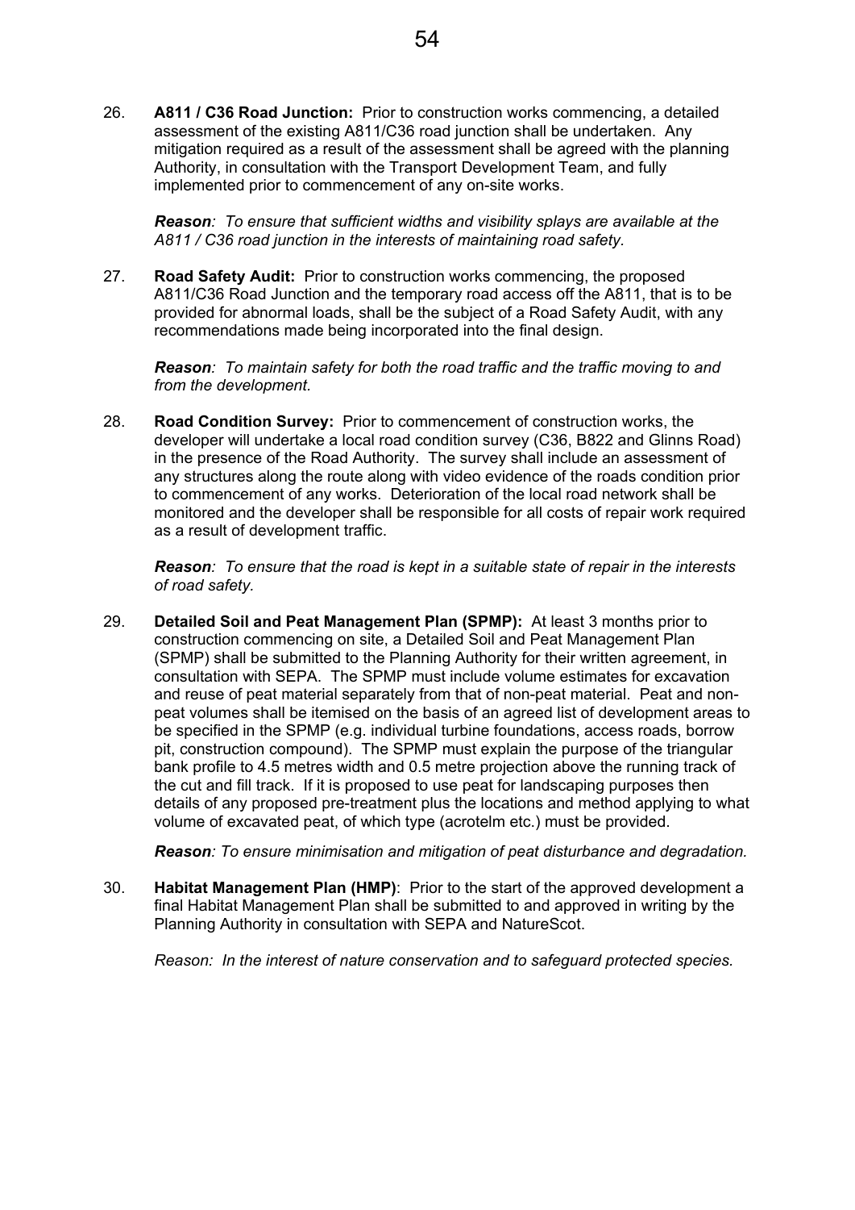26. **A811 / C36 Road Junction:** Prior to construction works commencing, a detailed assessment of the existing A811/C36 road junction shall be undertaken. Any mitigation required as a result of the assessment shall be agreed with the planning Authority, in consultation with the Transport Development Team, and fully implemented prior to commencement of any on-site works.

    ***Reason**: To ensure that sufficient widths and visibility splays are available at the A811 / C36 road junction in the interests of maintaining road safety.*

27. **Road Safety Audit:** Prior to construction works commencing, the proposed A811/C36 Road Junction and the temporary road access off the A811, that is to be provided for abnormal loads, shall be the subject of a Road Safety Audit, with any recommendations made being incorporated into the final design.

    ***Reason**: To maintain safety for both the road traffic and the traffic moving to and from the development.*

28. **Road Condition Survey:** Prior to commencement of construction works, the developer will undertake a local road condition survey (C36, B822 and Glinns Road) in the presence of the Road Authority. The survey shall include an assessment of any structures along the route along with video evidence of the roads condition prior to commencement of any works. Deterioration of the local road network shall be monitored and the developer shall be responsible for all costs of repair work required as a result of development traffic.

    ***Reason**: To ensure that the road is kept in a suitable state of repair in the interests of road safety.*

29. **Detailed Soil and Peat Management Plan (SPMP):** At least 3 months prior to construction commencing on site, a Detailed Soil and Peat Management Plan (SPMP) shall be submitted to the Planning Authority for their written agreement, in consultation with SEPA. The SPMP must include volume estimates for excavation and reuse of peat material separately from that of non-peat material. Peat and non-peat volumes shall be itemised on the basis of an agreed list of development areas to be specified in the SPMP (e.g. individual turbine foundations, access roads, borrow pit, construction compound). The SPMP must explain the purpose of the triangular bank profile to 4.5 metres width and 0.5 metre projection above the running track of the cut and fill track. If it is proposed to use peat for landscaping purposes then details of any proposed pre-treatment plus the locations and method applying to what volume of excavated peat, of which type (acrotelm etc.) must be provided.

    ***Reason**: To ensure minimisation and mitigation of peat disturbance and degradation.*

30. **Habitat Management Plan (HMP)**: Prior to the start of the approved development a final Habitat Management Plan shall be submitted to and approved in writing by the Planning Authority in consultation with SEPA and NatureScot.

    *Reason: In the interest of nature conservation and to safeguard protected species.*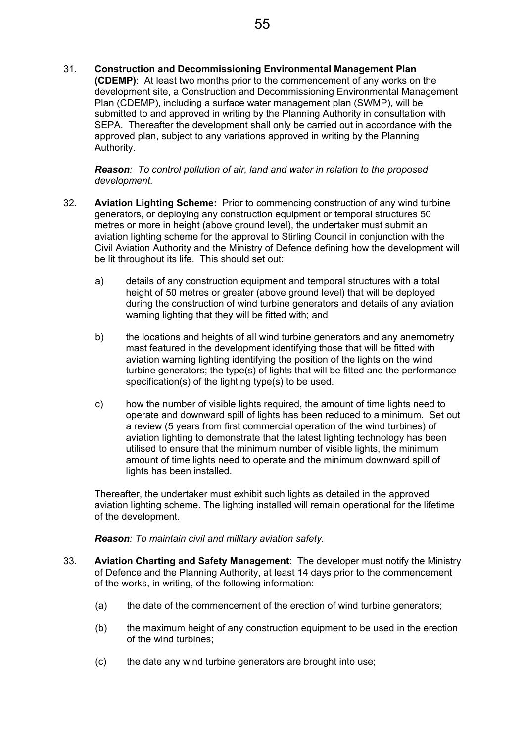31. **Construction and Decommissioning Environmental Management Plan (CDEMP)**: At least two months prior to the commencement of any works on the development site, a Construction and Decommissioning Environmental Management Plan (CDEMP), including a surface water management plan (SWMP), will be submitted to and approved in writing by the Planning Authority in consultation with SEPA. Thereafter the development shall only be carried out in accordance with the approved plan, subject to any variations approved in writing by the Planning Authority.

    ***Reason**: To control pollution of air, land and water in relation to the proposed development.*

32. **Aviation Lighting Scheme:** Prior to commencing construction of any wind turbine generators, or deploying any construction equipment or temporal structures 50 metres or more in height (above ground level), the undertaker must submit an aviation lighting scheme for the approval to Stirling Council in conjunction with the Civil Aviation Authority and the Ministry of Defence defining how the development will be lit throughout its life. This should set out:

    a) details of any construction equipment and temporal structures with a total height of 50 metres or greater (above ground level) that will be deployed during the construction of wind turbine generators and details of any aviation warning lighting that they will be fitted with; and

    b) the locations and heights of all wind turbine generators and any anemometry mast featured in the development identifying those that will be fitted with aviation warning lighting identifying the position of the lights on the wind turbine generators; the type(s) of lights that will be fitted and the performance specification(s) of the lighting type(s) to be used.

    c) how the number of visible lights required, the amount of time lights need to operate and downward spill of lights has been reduced to a minimum. Set out a review (5 years from first commercial operation of the wind turbines) of aviation lighting to demonstrate that the latest lighting technology has been utilised to ensure that the minimum number of visible lights, the minimum amount of time lights need to operate and the minimum downward spill of lights has been installed.

    Thereafter, the undertaker must exhibit such lights as detailed in the approved aviation lighting scheme. The lighting installed will remain operational for the lifetime of the development.

    ***Reason**: To maintain civil and military aviation safety.*

33. **Aviation Charting and Safety Management**: The developer must notify the Ministry of Defence and the Planning Authority, at least 14 days prior to the commencement of the works, in writing, of the following information:

    (a) the date of the commencement of the erection of wind turbine generators;

    (b) the maximum height of any construction equipment to be used in the erection of the wind turbines;

    (c) the date any wind turbine generators are brought into use;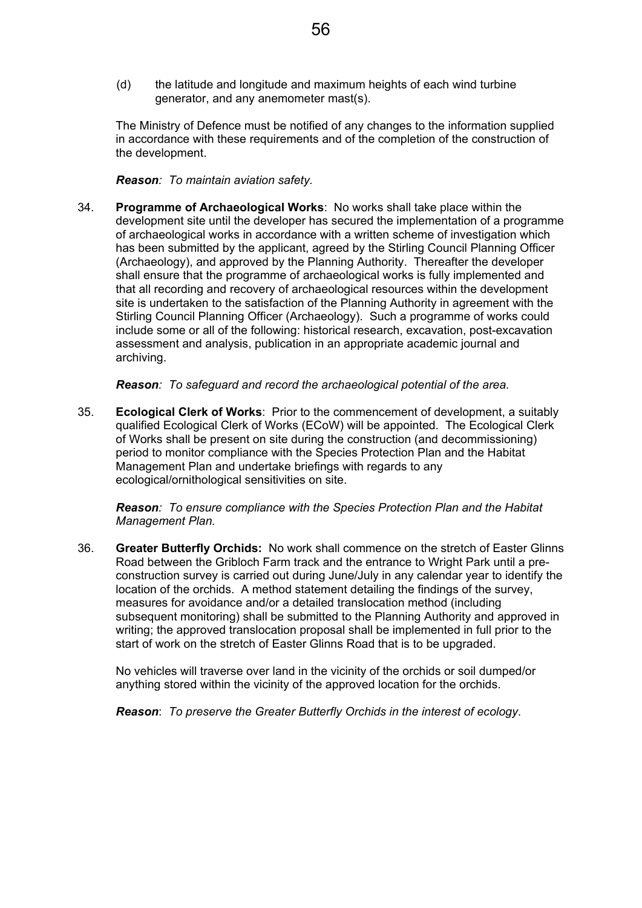(d) the latitude and longitude and maximum heights of each wind turbine generator, and any anemometer mast(s).

The Ministry of Defence must be notified of any changes to the information supplied in accordance with these requirements and of the completion of the construction of the development.

***Reason**: To maintain aviation safety.*

34. **Programme of Archaeological Works**: No works shall take place within the development site until the developer has secured the implementation of a programme of archaeological works in accordance with a written scheme of investigation which has been submitted by the applicant, agreed by the Stirling Council Planning Officer (Archaeology), and approved by the Planning Authority. Thereafter the developer shall ensure that the programme of archaeological works is fully implemented and that all recording and recovery of archaeological resources within the development site is undertaken to the satisfaction of the Planning Authority in agreement with the Stirling Council Planning Officer (Archaeology). Such a programme of works could include some or all of the following: historical research, excavation, post-excavation assessment and analysis, publication in an appropriate academic journal and archiving.

    ***Reason**: To safeguard and record the archaeological potential of the area.*

35. **Ecological Clerk of Works**: Prior to the commencement of development, a suitably qualified Ecological Clerk of Works (ECoW) will be appointed. The Ecological Clerk of Works shall be present on site during the construction (and decommissioning) period to monitor compliance with the Species Protection Plan and the Habitat Management Plan and undertake briefings with regards to any ecological/ornithological sensitivities on site.

    ***Reason**: To ensure compliance with the Species Protection Plan and the Habitat Management Plan.*

36. **Greater Butterfly Orchids:** No work shall commence on the stretch of Easter Glinns Road between the Gribloch Farm track and the entrance to Wright Park until a pre-construction survey is carried out during June/July in any calendar year to identify the location of the orchids. A method statement detailing the findings of the survey, measures for avoidance and/or a detailed translocation method (including subsequent monitoring) shall be submitted to the Planning Authority and approved in writing; the approved translocation proposal shall be implemented in full prior to the start of work on the stretch of Easter Glinns Road that is to be upgraded.

    No vehicles will traverse over land in the vicinity of the orchids or soil dumped/or anything stored within the vicinity of the approved location for the orchids.

    **Reason**: *To preserve the Greater Butterfly Orchids in the interest of ecology*.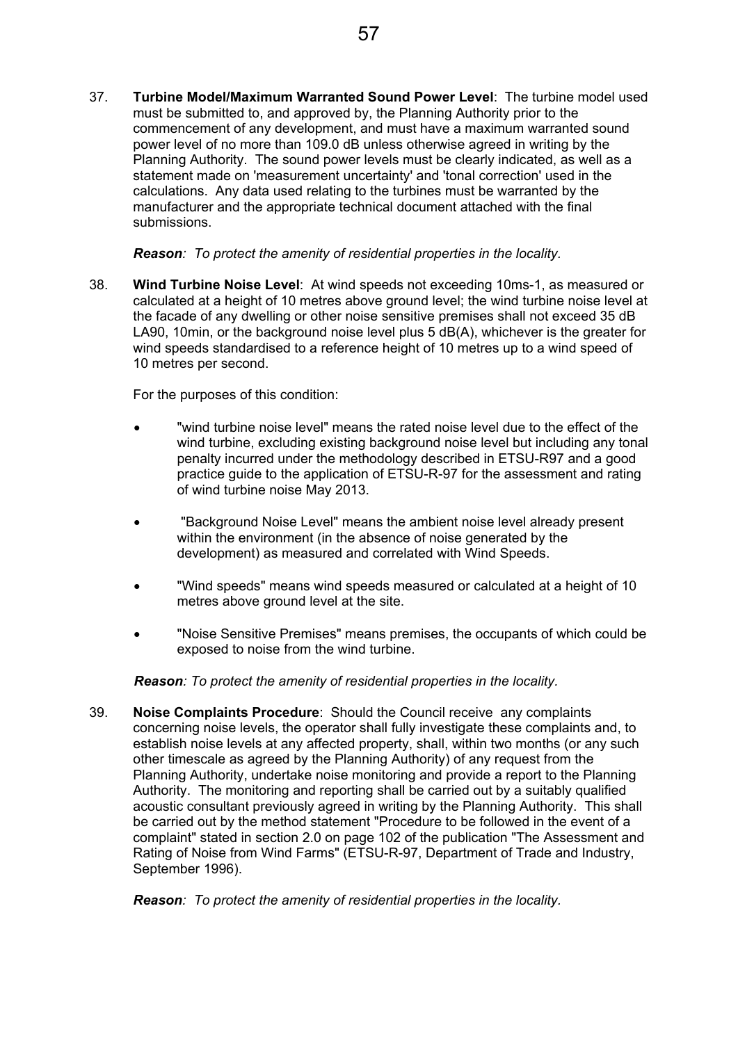37. **Turbine Model/Maximum Warranted Sound Power Level**: The turbine model used must be submitted to, and approved by, the Planning Authority prior to the commencement of any development, and must have a maximum warranted sound power level of no more than 109.0 dB unless otherwise agreed in writing by the Planning Authority. The sound power levels must be clearly indicated, as well as a statement made on 'measurement uncertainty' and 'tonal correction' used in the calculations. Any data used relating to the turbines must be warranted by the manufacturer and the appropriate technical document attached with the final submissions.

    ***Reason**: To protect the amenity of residential properties in the locality.*

38. **Wind Turbine Noise Level**: At wind speeds not exceeding 10ms-1, as measured or calculated at a height of 10 metres above ground level; the wind turbine noise level at the facade of any dwelling or other noise sensitive premises shall not exceed 35 dB LA90, 10min, or the background noise level plus 5 dB(A), whichever is the greater for wind speeds standardised to a reference height of 10 metres up to a wind speed of 10 metres per second.

    For the purposes of this condition:

    - "wind turbine noise level" means the rated noise level due to the effect of the wind turbine, excluding existing background noise level but including any tonal penalty incurred under the methodology described in ETSU-R97 and a good practice guide to the application of ETSU-R-97 for the assessment and rating of wind turbine noise May 2013.
    - "Background Noise Level" means the ambient noise level already present within the environment (in the absence of noise generated by the development) as measured and correlated with Wind Speeds.
    - "Wind speeds" means wind speeds measured or calculated at a height of 10 metres above ground level at the site.
    - "Noise Sensitive Premises" means premises, the occupants of which could be exposed to noise from the wind turbine.

    ***Reason**: To protect the amenity of residential properties in the locality.*

39. **Noise Complaints Procedure**: Should the Council receive any complaints concerning noise levels, the operator shall fully investigate these complaints and, to establish noise levels at any affected property, shall, within two months (or any such other timescale as agreed by the Planning Authority) of any request from the Planning Authority, undertake noise monitoring and provide a report to the Planning Authority. The monitoring and reporting shall be carried out by a suitably qualified acoustic consultant previously agreed in writing by the Planning Authority. This shall be carried out by the method statement "Procedure to be followed in the event of a complaint" stated in section 2.0 on page 102 of the publication "The Assessment and Rating of Noise from Wind Farms" (ETSU-R-97, Department of Trade and Industry, September 1996).

    ***Reason**: To protect the amenity of residential properties in the locality.*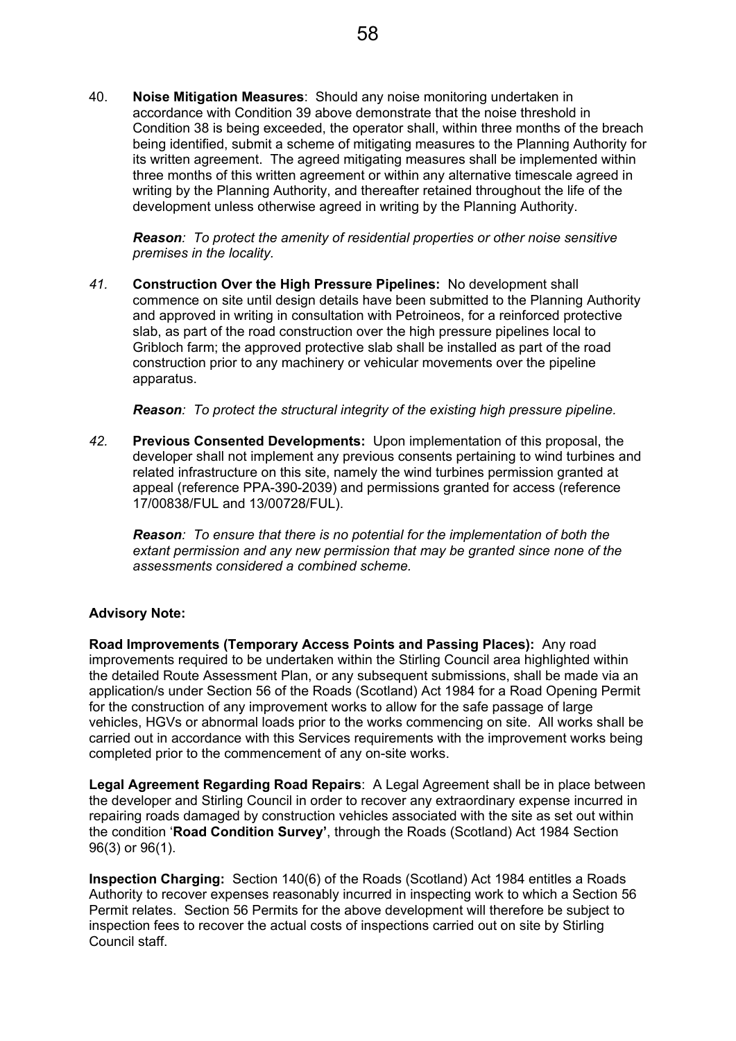40. **Noise Mitigation Measures**: Should any noise monitoring undertaken in accordance with Condition 39 above demonstrate that the noise threshold in Condition 38 is being exceeded, the operator shall, within three months of the breach being identified, submit a scheme of mitigating measures to the Planning Authority for its written agreement. The agreed mitigating measures shall be implemented within three months of this written agreement or within any alternative timescale agreed in writing by the Planning Authority, and thereafter retained throughout the life of the development unless otherwise agreed in writing by the Planning Authority.

    ***Reason**: To protect the amenity of residential properties or other noise sensitive premises in the locality.*

*41.* **Construction Over the High Pressure Pipelines:** No development shall commence on site until design details have been submitted to the Planning Authority and approved in writing in consultation with Petroineos, for a reinforced protective slab, as part of the road construction over the high pressure pipelines local to Gribloch farm; the approved protective slab shall be installed as part of the road construction prior to any machinery or vehicular movements over the pipeline apparatus.

    ***Reason**: To protect the structural integrity of the existing high pressure pipeline.*

*42.* **Previous Consented Developments:** Upon implementation of this proposal, the developer shall not implement any previous consents pertaining to wind turbines and related infrastructure on this site, namely the wind turbines permission granted at appeal (reference PPA-390-2039) and permissions granted for access (reference 17/00838/FUL and 13/00728/FUL).

    ***Reason**: To ensure that there is no potential for the implementation of both the extant permission and any new permission that may be granted since none of the assessments considered a combined scheme.*

**Advisory Note:**

**Road Improvements (Temporary Access Points and Passing Places):** Any road improvements required to be undertaken within the Stirling Council area highlighted within the detailed Route Assessment Plan, or any subsequent submissions, shall be made via an application/s under Section 56 of the Roads (Scotland) Act 1984 for a Road Opening Permit for the construction of any improvement works to allow for the safe passage of large vehicles, HGVs or abnormal loads prior to the works commencing on site. All works shall be carried out in accordance with this Services requirements with the improvement works being completed prior to the commencement of any on-site works.

**Legal Agreement Regarding Road Repairs**: A Legal Agreement shall be in place between the developer and Stirling Council in order to recover any extraordinary expense incurred in repairing roads damaged by construction vehicles associated with the site as set out within the condition '**Road Condition Survey'**, through the Roads (Scotland) Act 1984 Section 96(3) or 96(1).

**Inspection Charging:** Section 140(6) of the Roads (Scotland) Act 1984 entitles a Roads Authority to recover expenses reasonably incurred in inspecting work to which a Section 56 Permit relates. Section 56 Permits for the above development will therefore be subject to inspection fees to recover the actual costs of inspections carried out on site by Stirling Council staff.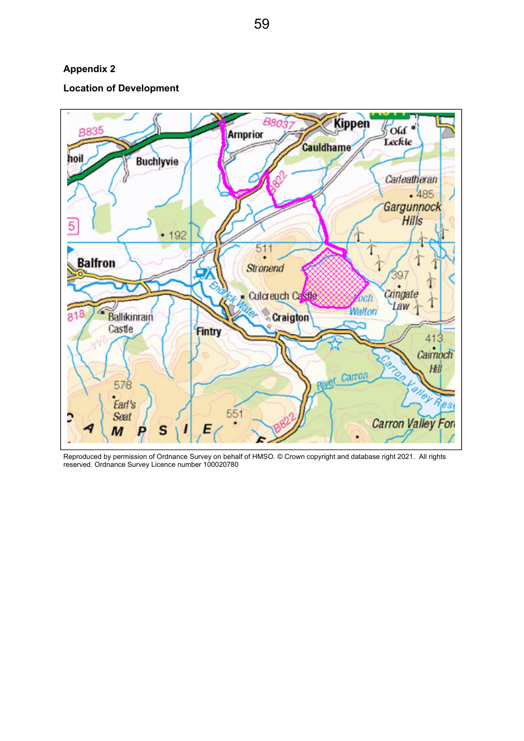**Appendix 2**

**Location of Development**

Reproduced by permission of Ordnance Survey on behalf of HMSO. © Crown copyright and database right 2021. All rights reserved. Ordnance Survey Licence number 100020780